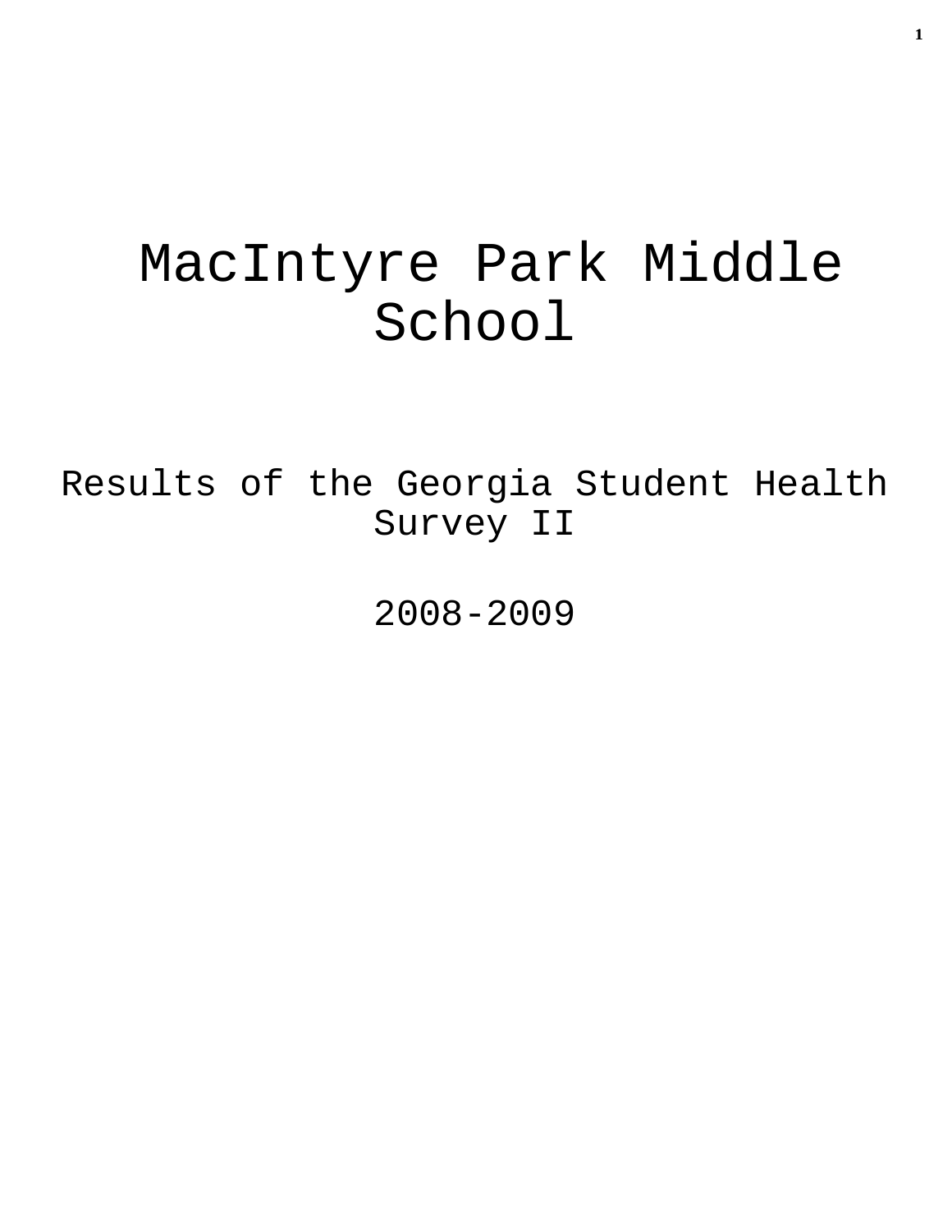# MacIntyre Park Middle School

Results of the Georgia Student Health Survey II

2008-2009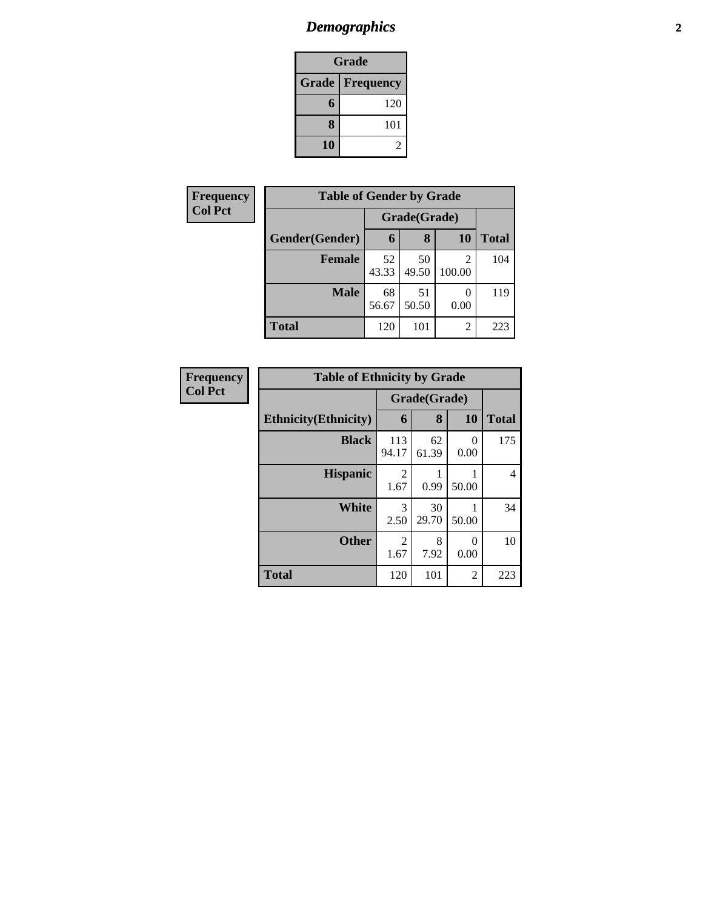# *Demographics*

| Grade | |
|---|---|
| **Grade** | **Frequency** |
| **6** | 120 |
| **8** | 101 |
| **10** | 2 |

**Frequency**
**Col Pct**

| Table of Gender by Grade | | | | |
|---|---|---|---|---|
| | Grade(Grade) | | | |
| **Gender(Gender)** | **6** | **8** | **10** | **Total** |
| **Female** | 52<br>43.33 | 50<br>49.50 | 2<br>100.00 | 104 |
| **Male** | 68<br>56.67 | 51<br>50.50 | 0<br>0.00 | 119 |
| **Total** | 120 | 101 | 2 | 223 |

**Frequency**
**Col Pct**

| Table of Ethnicity by Grade | | | | |
|---|---|---|---|---|
| | Grade(Grade) | | | |
| **Ethnicity(Ethnicity)** | **6** | **8** | **10** | **Total** |
| **Black** | 113<br>94.17 | 62<br>61.39 | 0<br>0.00 | 175 |
| **Hispanic** | 2<br>1.67 | 1<br>0.99 | 1<br>50.00 | 4 |
| **White** | 3<br>2.50 | 30<br>29.70 | 1<br>50.00 | 34 |
| **Other** | 2<br>1.67 | 8<br>7.92 | 0<br>0.00 | 10 |
| **Total** | 120 | 101 | 2 | 223 |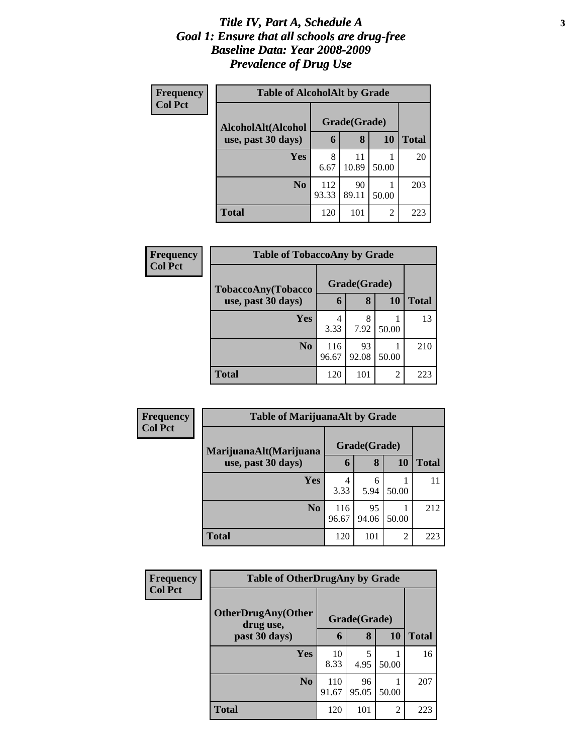# *Title IV, Part A, Schedule A*
# *Goal 1: Ensure that all schools are drug-free*
# *Baseline Data: Year 2008-2009*
# *Prevalence of Drug Use*

**Frequency**
**Col Pct**

**Table of AlcoholAlt by Grade**

| AlcoholAlt(Alcohol use, past 30 days) | Grade(Grade) | | | Total |
|---|---|---|---|---|
| | 6 | 8 | 10 | |
| Yes | 8<br>6.67 | 11<br>10.89 | 1<br>50.00 | 20 |
| No | 112<br>93.33 | 90<br>89.11 | 1<br>50.00 | 203 |
| Total | 120 | 101 | 2 | 223 |

**Frequency**
**Col Pct**

**Table of TobaccoAny by Grade**

| TobaccoAny(Tobacco use, past 30 days) | Grade(Grade) | | | Total |
|---|---|---|---|---|
| | 6 | 8 | 10 | |
| Yes | 4<br>3.33 | 8<br>7.92 | 1<br>50.00 | 13 |
| No | 116<br>96.67 | 93<br>92.08 | 1<br>50.00 | 210 |
| Total | 120 | 101 | 2 | 223 |

**Frequency**
**Col Pct**

**Table of MarijuanaAlt by Grade**

| MarijuanaAlt(Marijuana use, past 30 days) | Grade(Grade) | | | Total |
|---|---|---|---|---|
| | 6 | 8 | 10 | |
| Yes | 4<br>3.33 | 6<br>5.94 | 1<br>50.00 | 11 |
| No | 116<br>96.67 | 95<br>94.06 | 1<br>50.00 | 212 |
| Total | 120 | 101 | 2 | 223 |

**Frequency**
**Col Pct**

**Table of OtherDrugAny by Grade**

| OtherDrugAny(Other drug use, past 30 days) | Grade(Grade) | | | Total |
|---|---|---|---|---|
| | 6 | 8 | 10 | |
| Yes | 10<br>8.33 | 5<br>4.95 | 1<br>50.00 | 16 |
| No | 110<br>91.67 | 96<br>95.05 | 1<br>50.00 | 207 |
| Total | 120 | 101 | 2 | 223 |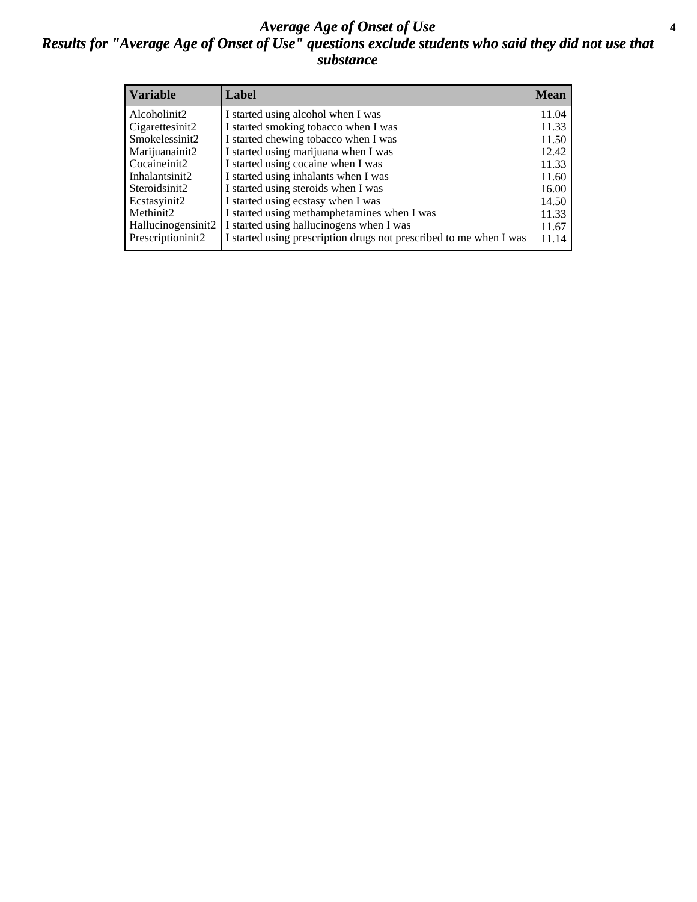# Average Age of Onset of Use

## Results for "Average Age of Onset of Use" questions exclude students who said they did not use that substance

| Variable | Label | Mean |
|---|---|---|
| Alcoholinit2 | I started using alcohol when I was | 11.04 |
| Cigarettesinit2 | I started smoking tobacco when I was | 11.33 |
| Smokelessinit2 | I started chewing tobacco when I was | 11.50 |
| Marijuanainit2 | I started using marijuana when I was | 12.42 |
| Cocaineinit2 | I started using cocaine when I was | 11.33 |
| Inhalantsinit2 | I started using inhalants when I was | 11.60 |
| Steroidsinit2 | I started using steroids when I was | 16.00 |
| Ecstasyinit2 | I started using ecstasy when I was | 14.50 |
| Methinit2 | I started using methamphetamines when I was | 11.33 |
| Hallucinogensinit2 | I started using hallucinogens when I was | 11.67 |
| Prescriptioninit2 | I started using prescription drugs not prescribed to me when I was | 11.14 |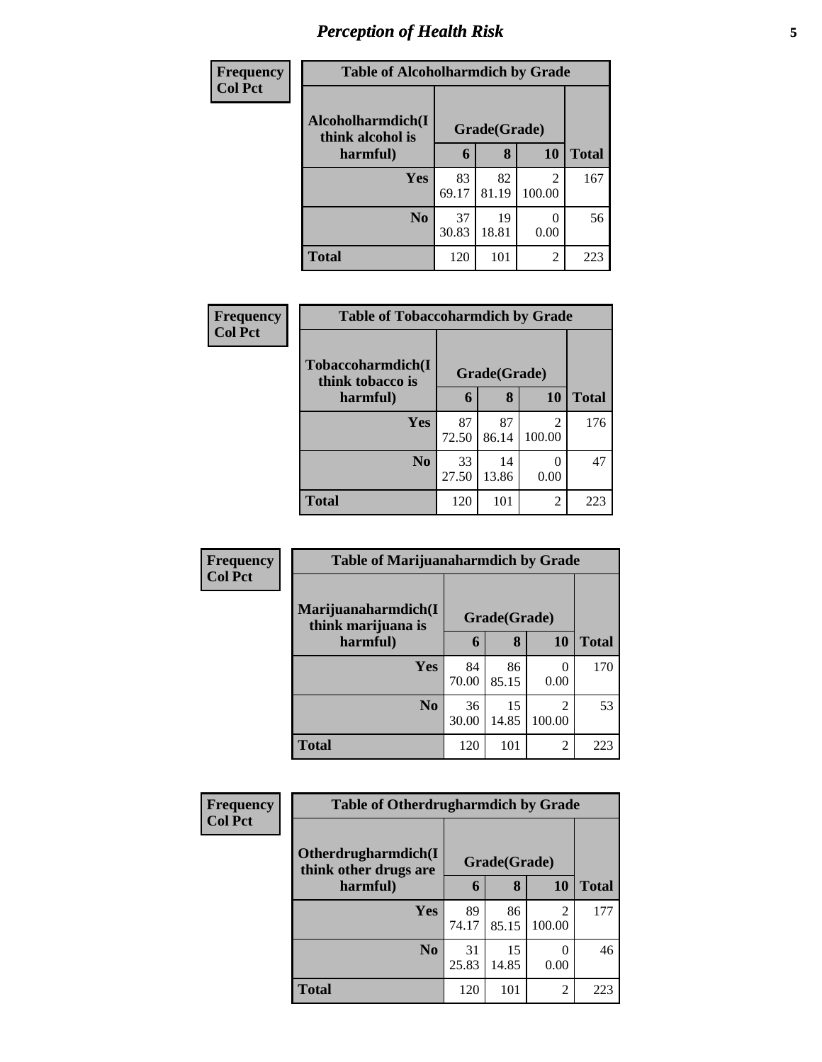# Perception of Health Risk

**Frequency**
**Col Pct**

| Table of Alcoholharmdich by Grade | | | | |
|---|---|---|---|---|
| Alcoholharmdich(I think alcohol is harmful) | Grade(Grade) | | | Total |
| | 6 | 8 | 10 | |
| Yes | 83<br>69.17 | 82<br>81.19 | 2<br>100.00 | 167 |
| No | 37<br>30.83 | 19<br>18.81 | 0<br>0.00 | 56 |
| Total | 120 | 101 | 2 | 223 |

**Frequency**
**Col Pct**

| Table of Tobaccoharmdich by Grade | | | | |
|---|---|---|---|---|
| Tobaccoharmdich(I think tobacco is harmful) | Grade(Grade) | | | Total |
| | 6 | 8 | 10 | |
| Yes | 87<br>72.50 | 87<br>86.14 | 2<br>100.00 | 176 |
| No | 33<br>27.50 | 14<br>13.86 | 0<br>0.00 | 47 |
| Total | 120 | 101 | 2 | 223 |

**Frequency**
**Col Pct**

| Table of Marijuanaharmdich by Grade | | | | |
|---|---|---|---|---|
| Marijuanaharmdich(I think marijuana is harmful) | Grade(Grade) | | | Total |
| | 6 | 8 | 10 | |
| Yes | 84<br>70.00 | 86<br>85.15 | 0<br>0.00 | 170 |
| No | 36<br>30.00 | 15<br>14.85 | 2<br>100.00 | 53 |
| Total | 120 | 101 | 2 | 223 |

**Frequency**
**Col Pct**

| Table of Otherdrugharmdich by Grade | | | | |
|---|---|---|---|---|
| Otherdrugharmdich(I think other drugs are harmful) | Grade(Grade) | | | Total |
| | 6 | 8 | 10 | |
| Yes | 89<br>74.17 | 86<br>85.15 | 2<br>100.00 | 177 |
| No | 31<br>25.83 | 15<br>14.85 | 0<br>0.00 | 46 |
| Total | 120 | 101 | 2 | 223 |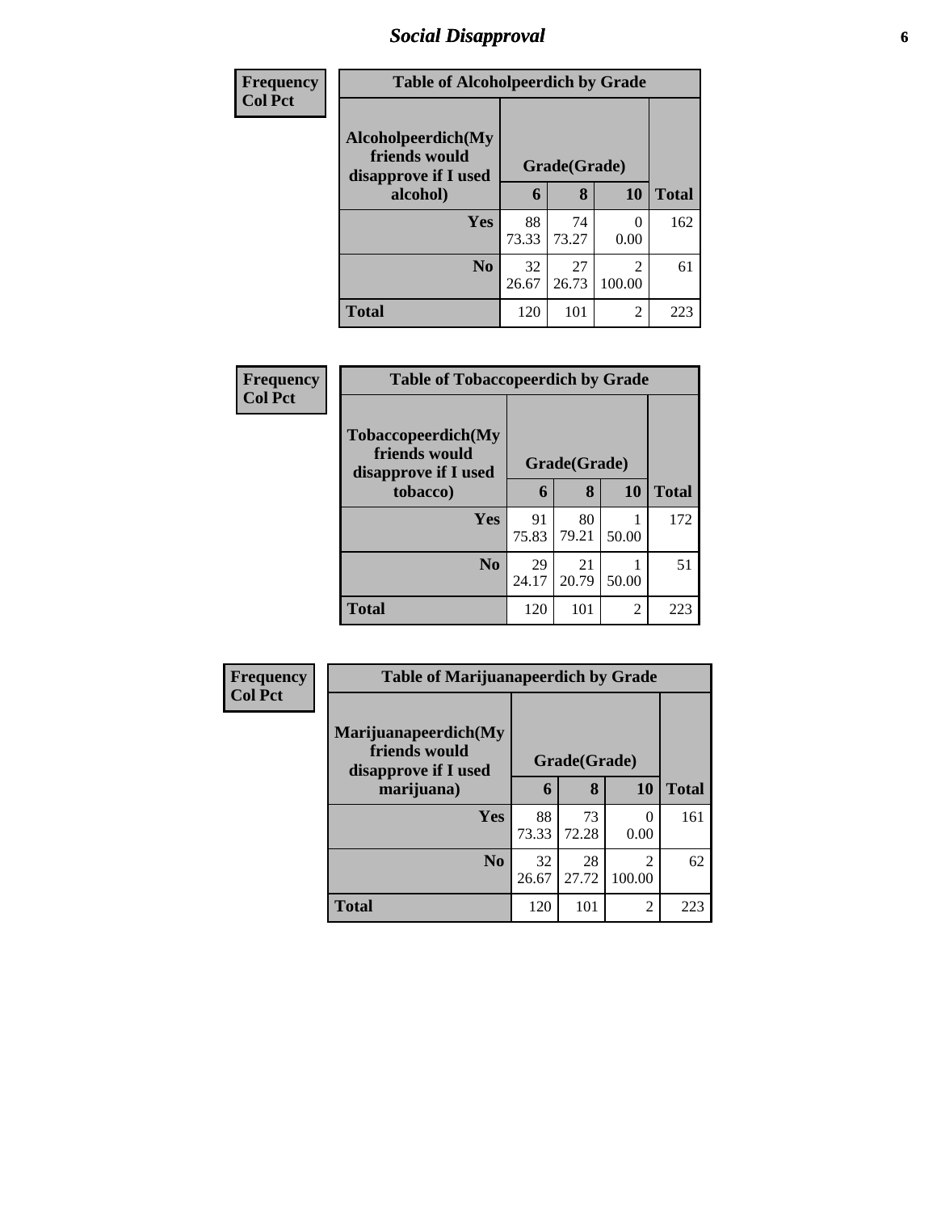# Social Disapproval

**Frequency**
**Col Pct**

| Table of Alcoholpeerdich by Grade | | | | |
|---|---|---|---|---|
| **Alcoholpeerdich(My friends would disapprove if I used alcohol)** | **Grade(Grade)** | | | **Total** |
| | **6** | **8** | **10** | |
| **Yes** | 88<br>73.33 | 74<br>73.27 | 0<br>0.00 | 162 |
| **No** | 32<br>26.67 | 27<br>26.73 | 2<br>100.00 | 61 |
| **Total** | 120 | 101 | 2 | 223 |

**Frequency**
**Col Pct**

| Table of Tobaccopeerdich by Grade | | | | |
|---|---|---|---|---|
| **Tobaccopeerdich(My friends would disapprove if I used tobacco)** | **Grade(Grade)** | | | **Total** |
| | **6** | **8** | **10** | |
| **Yes** | 91<br>75.83 | 80<br>79.21 | 1<br>50.00 | 172 |
| **No** | 29<br>24.17 | 21<br>20.79 | 1<br>50.00 | 51 |
| **Total** | 120 | 101 | 2 | 223 |

**Frequency**
**Col Pct**

| Table of Marijuanapeerdich by Grade | | | | |
|---|---|---|---|---|
| **Marijuanapeerdich(My friends would disapprove if I used marijuana)** | **Grade(Grade)** | | | **Total** |
| | **6** | **8** | **10** | |
| **Yes** | 88<br>73.33 | 73<br>72.28 | 0<br>0.00 | 161 |
| **No** | 32<br>26.67 | 28<br>27.72 | 2<br>100.00 | 62 |
| **Total** | 120 | 101 | 2 | 223 |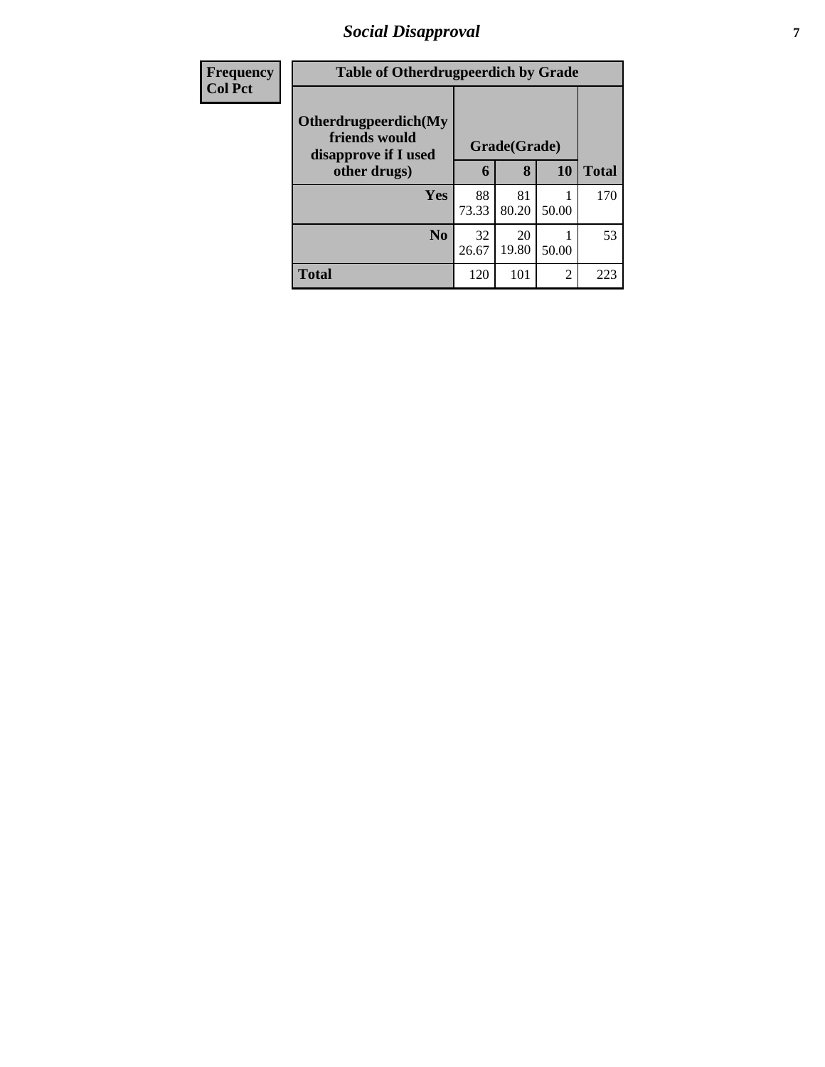| Frequency<br>Col Pct | Table of Otherdrugpeerdich by Grade | | | |
|---|---|---|---|---|
| Otherdrugpeerdich(My friends would disapprove if I used other drugs) | Grade(Grade) | | | |
| | 6 | 8 | 10 | Total |
| Yes | 88<br>73.33 | 81<br>80.20 | 1<br>50.00 | 170 |
| No | 32<br>26.67 | 20<br>19.80 | 1<br>50.00 | 53 |
| Total | 120 | 101 | 2 | 223 |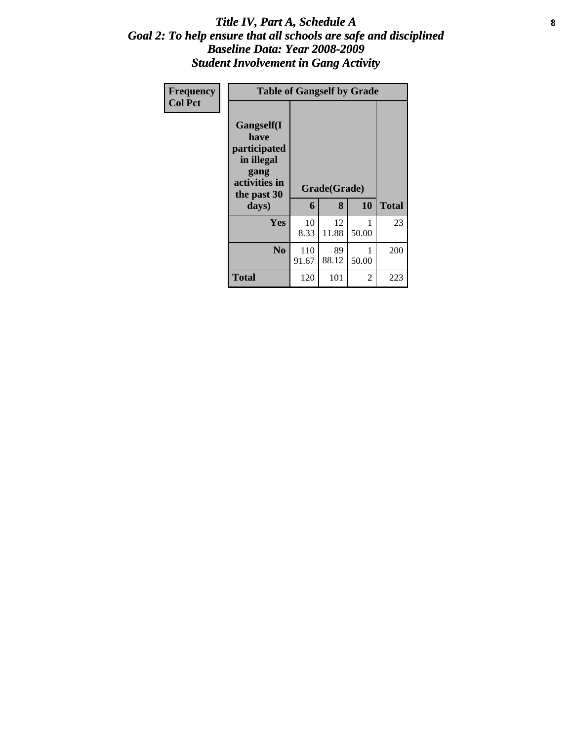# *Title IV, Part A, Schedule A*
## *Goal 2: To help ensure that all schools are safe and disciplined*
## *Baseline Data: Year 2008-2009*
## *Student Involvement in Gang Activity*

| Frequency<br>Col Pct | Table of Gangself by Grade | | | | |
|---|---|---|---|---|---|
| | Gangself(I have participated in illegal gang activities in the past 30 days) | Grade(Grade) | | | |
| | | 6 | 8 | 10 | Total |
| | Yes | 10<br>8.33 | 12<br>11.88 | 1<br>50.00 | 23 |
| | No | 110<br>91.67 | 89<br>88.12 | 1<br>50.00 | 200 |
| | Total | 120 | 101 | 2 | 223 |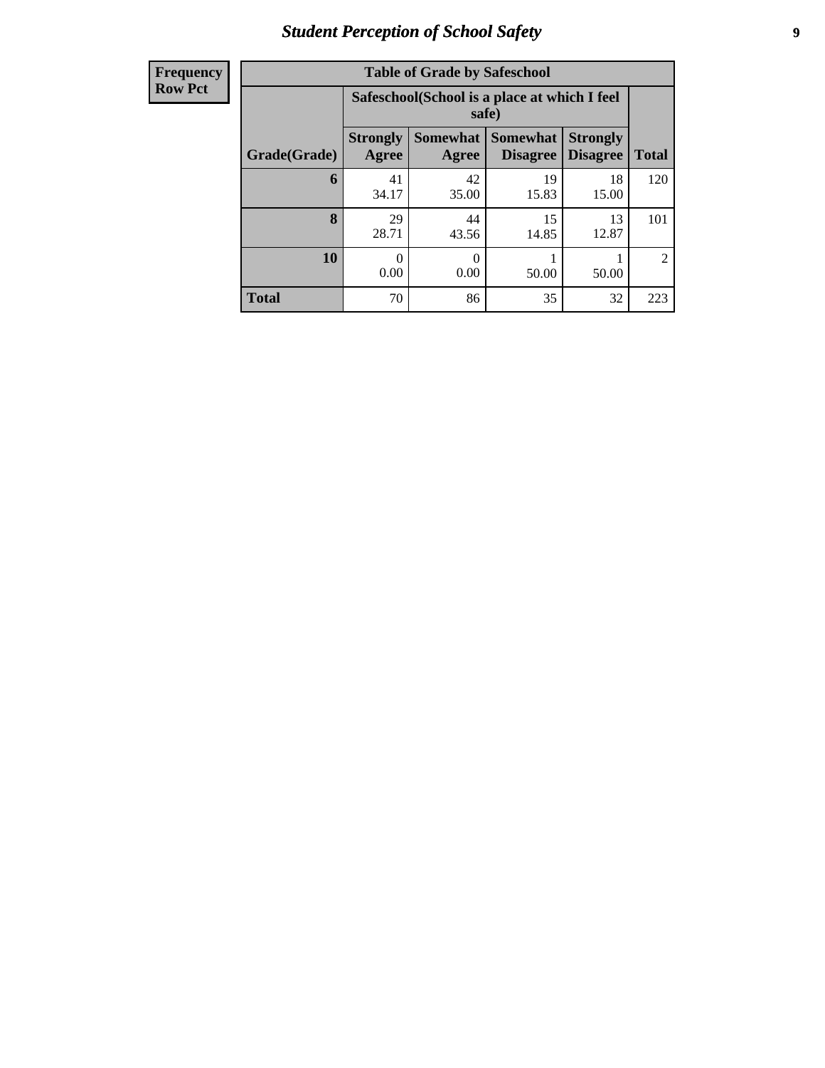## Student Perception of School Safety

| Frequency<br>Row Pct | | | | | |
|---|---|---|---|---|---|

**Table of Grade by Safeschool**

| | Safeschool(School is a place at which I feel safe) | | | | |
|---|---|---|---|---|---|
| Grade(Grade) | Strongly Agree | Somewhat Agree | Somewhat Disagree | Strongly Disagree | Total |
| 6 | 41<br>34.17 | 42<br>35.00 | 19<br>15.83 | 18<br>15.00 | 120 |
| 8 | 29<br>28.71 | 44<br>43.56 | 15<br>14.85 | 13<br>12.87 | 101 |
| 10 | 0<br>0.00 | 0<br>0.00 | 1<br>50.00 | 1<br>50.00 | 2 |
| Total | 70 | 86 | 35 | 32 | 223 |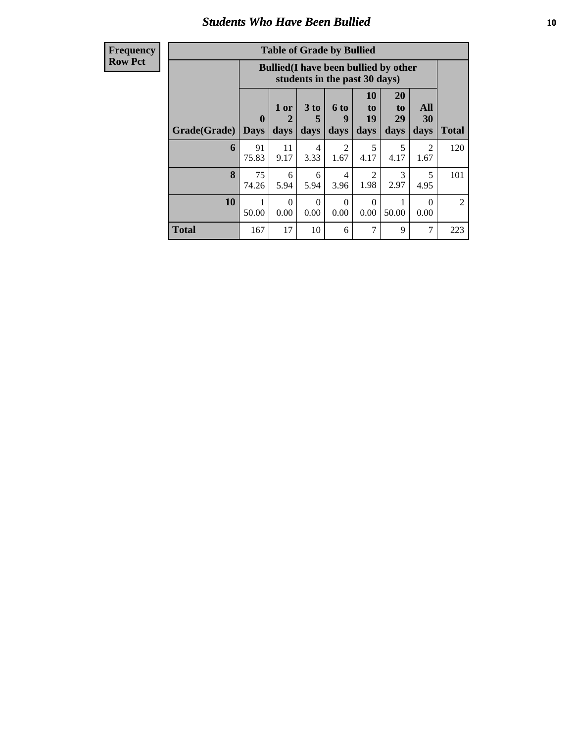# *Students Who Have Been Bullied*

| **Frequency Row Pct** |
|---|

**Table of Grade by Bullied**

| Grade(Grade) | Bullied(I have been bullied by other students in the past 30 days) | | | | | | | Total |
|---|---|---|---|---|---|---|---|---|
| | 0 Days | 1 or 2 days | 3 to 5 days | 6 to 9 days | 10 to 19 days | 20 to 29 days | All 30 days | |
| **6** | 91<br>75.83 | 11<br>9.17 | 4<br>3.33 | 2<br>1.67 | 5<br>4.17 | 5<br>4.17 | 2<br>1.67 | 120 |
| **8** | 75<br>74.26 | 6<br>5.94 | 6<br>5.94 | 4<br>3.96 | 2<br>1.98 | 3<br>2.97 | 5<br>4.95 | 101 |
| **10** | 1<br>50.00 | 0<br>0.00 | 0<br>0.00 | 0<br>0.00 | 0<br>0.00 | 1<br>50.00 | 0<br>0.00 | 2 |
| **Total** | 167 | 17 | 10 | 6 | 7 | 9 | 7 | 223 |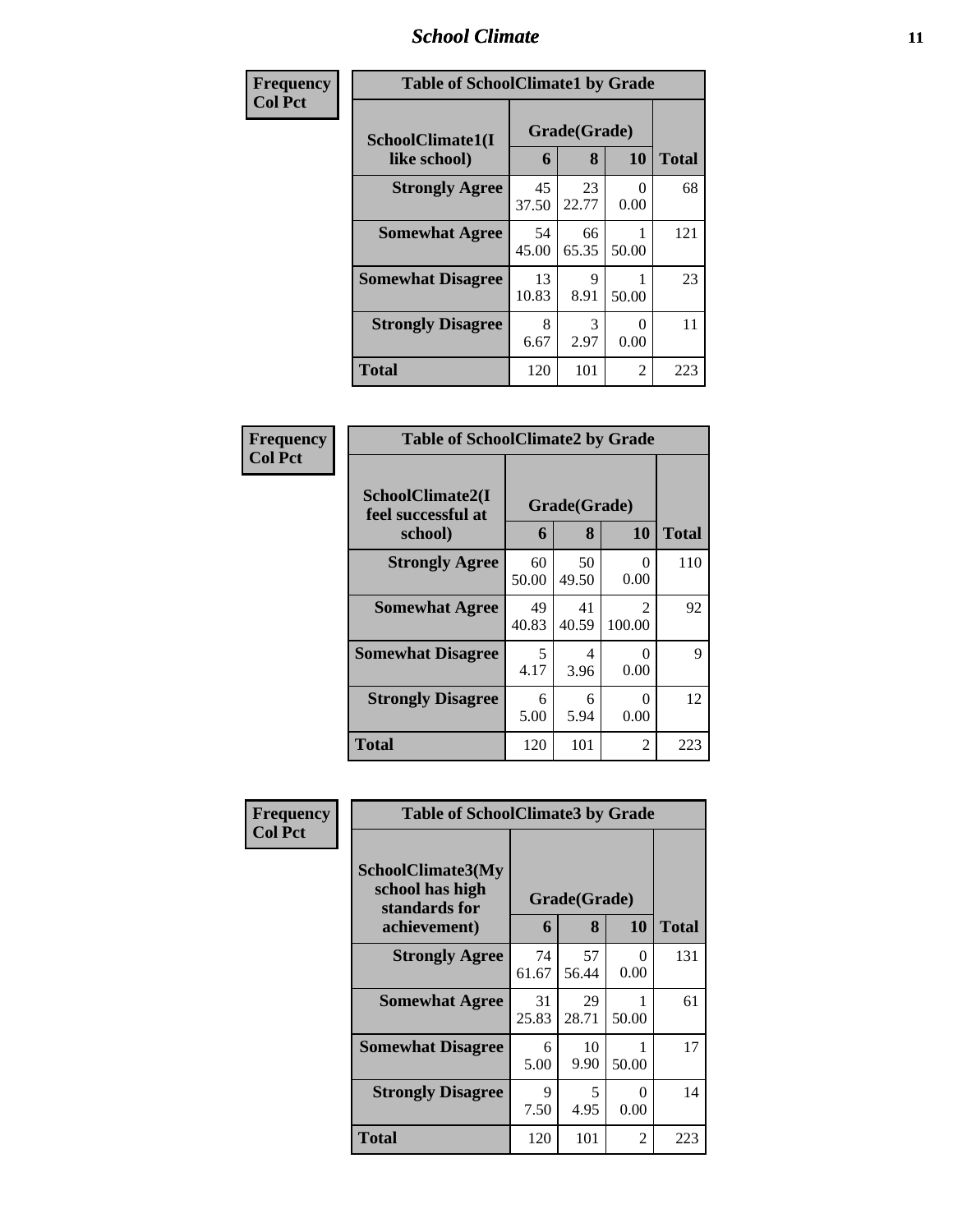## School Climate

| Frequency<br>Col Pct | Table of SchoolClimate1 by Grade | | | |
|---|---|---|---|---|
| SchoolClimate1(I like school) | Grade(Grade) | | | Total |
| | 6 | 8 | 10 | |
| Strongly Agree | 45<br>37.50 | 23<br>22.77 | 0<br>0.00 | 68 |
| Somewhat Agree | 54<br>45.00 | 66<br>65.35 | 1<br>50.00 | 121 |
| Somewhat Disagree | 13<br>10.83 | 9<br>8.91 | 1<br>50.00 | 23 |
| Strongly Disagree | 8<br>6.67 | 3<br>2.97 | 0<br>0.00 | 11 |
| Total | 120 | 101 | 2 | 223 |

| Frequency<br>Col Pct | Table of SchoolClimate2 by Grade | | | |
|---|---|---|---|---|
| SchoolClimate2(I feel successful at school) | Grade(Grade) | | | Total |
| | 6 | 8 | 10 | |
| Strongly Agree | 60<br>50.00 | 50<br>49.50 | 0<br>0.00 | 110 |
| Somewhat Agree | 49<br>40.83 | 41<br>40.59 | 2<br>100.00 | 92 |
| Somewhat Disagree | 5<br>4.17 | 4<br>3.96 | 0<br>0.00 | 9 |
| Strongly Disagree | 6<br>5.00 | 6<br>5.94 | 0<br>0.00 | 12 |
| Total | 120 | 101 | 2 | 223 |

| Frequency<br>Col Pct | Table of SchoolClimate3 by Grade | | | |
|---|---|---|---|---|
| SchoolClimate3(My school has high standards for achievement) | Grade(Grade) | | | Total |
| | 6 | 8 | 10 | |
| Strongly Agree | 74<br>61.67 | 57<br>56.44 | 0<br>0.00 | 131 |
| Somewhat Agree | 31<br>25.83 | 29<br>28.71 | 1<br>50.00 | 61 |
| Somewhat Disagree | 6<br>5.00 | 10<br>9.90 | 1<br>50.00 | 17 |
| Strongly Disagree | 9<br>7.50 | 5<br>4.95 | 0<br>0.00 | 14 |
| Total | 120 | 101 | 2 | 223 |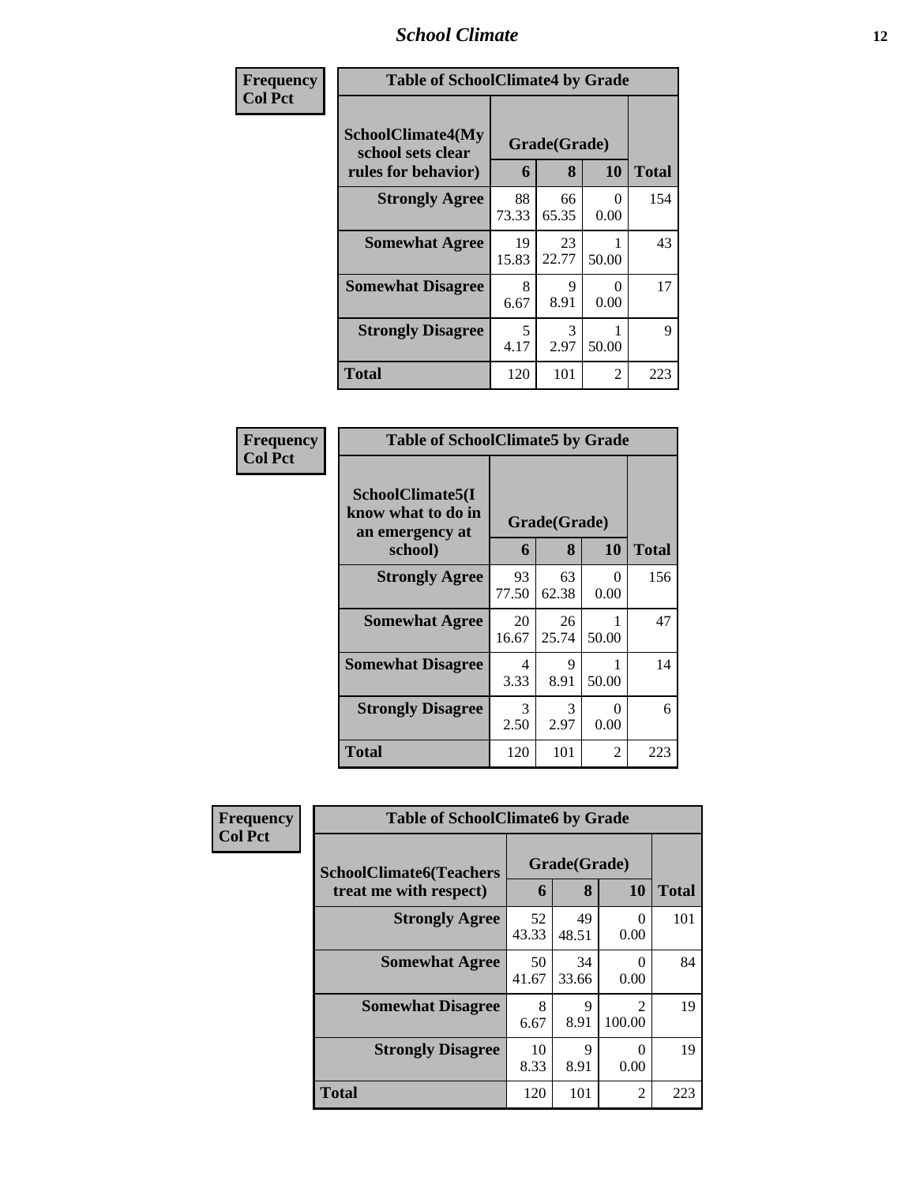| Frequency<br>Col Pct | Table of SchoolClimate4 by Grade | | | |
|---|---|---|---|---|
| SchoolClimate4(My school sets clear rules for behavior) | Grade(Grade) | | | Total |
| | 6 | 8 | 10 | |
| Strongly Agree | 88<br>73.33 | 66<br>65.35 | 0<br>0.00 | 154 |
| Somewhat Agree | 19<br>15.83 | 23<br>22.77 | 1<br>50.00 | 43 |
| Somewhat Disagree | 8<br>6.67 | 9<br>8.91 | 0<br>0.00 | 17 |
| Strongly Disagree | 5<br>4.17 | 3<br>2.97 | 1<br>50.00 | 9 |
| Total | 120 | 101 | 2 | 223 |

| Frequency<br>Col Pct | Table of SchoolClimate5 by Grade | | | |
|---|---|---|---|---|
| SchoolClimate5(I know what to do in an emergency at school) | Grade(Grade) | | | Total |
| | 6 | 8 | 10 | |
| Strongly Agree | 93<br>77.50 | 63<br>62.38 | 0<br>0.00 | 156 |
| Somewhat Agree | 20<br>16.67 | 26<br>25.74 | 1<br>50.00 | 47 |
| Somewhat Disagree | 4<br>3.33 | 9<br>8.91 | 1<br>50.00 | 14 |
| Strongly Disagree | 3<br>2.50 | 3<br>2.97 | 0<br>0.00 | 6 |
| Total | 120 | 101 | 2 | 223 |

| Frequency<br>Col Pct | Table of SchoolClimate6 by Grade | | | |
|---|---|---|---|---|
| SchoolClimate6(Teachers treat me with respect) | Grade(Grade) | | | Total |
| | 6 | 8 | 10 | |
| Strongly Agree | 52<br>43.33 | 49<br>48.51 | 0<br>0.00 | 101 |
| Somewhat Agree | 50<br>41.67 | 34<br>33.66 | 0<br>0.00 | 84 |
| Somewhat Disagree | 8<br>6.67 | 9<br>8.91 | 2<br>100.00 | 19 |
| Strongly Disagree | 10<br>8.33 | 9<br>8.91 | 0<br>0.00 | 19 |
| Total | 120 | 101 | 2 | 223 |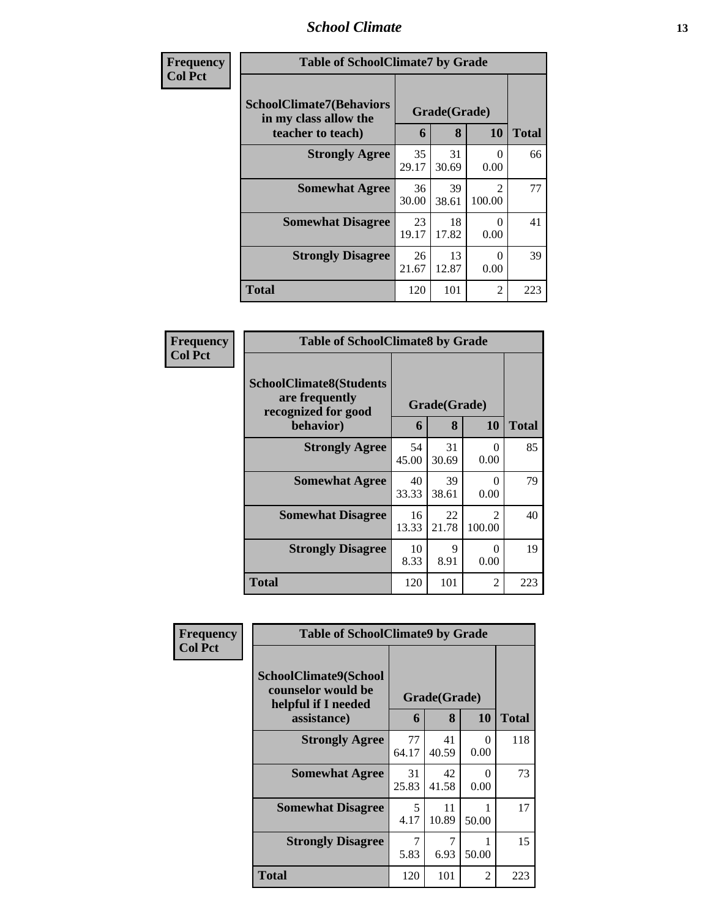| Frequency<br>Col Pct | Table of SchoolClimate7 by Grade | | | |
|---|---|---|---|---|
| SchoolClimate7(Behaviors in my class allow the teacher to teach) | Grade(Grade) | | | |
| | 6 | 8 | 10 | Total |
| Strongly Agree | 35<br>29.17 | 31<br>30.69 | 0<br>0.00 | 66 |
| Somewhat Agree | 36<br>30.00 | 39<br>38.61 | 2<br>100.00 | 77 |
| Somewhat Disagree | 23<br>19.17 | 18<br>17.82 | 0<br>0.00 | 41 |
| Strongly Disagree | 26<br>21.67 | 13<br>12.87 | 0<br>0.00 | 39 |
| Total | 120 | 101 | 2 | 223 |

| Frequency<br>Col Pct | Table of SchoolClimate8 by Grade | | | |
|---|---|---|---|---|
| SchoolClimate8(Students are frequently recognized for good behavior) | Grade(Grade) | | | |
| | 6 | 8 | 10 | Total |
| Strongly Agree | 54<br>45.00 | 31<br>30.69 | 0<br>0.00 | 85 |
| Somewhat Agree | 40<br>33.33 | 39<br>38.61 | 0<br>0.00 | 79 |
| Somewhat Disagree | 16<br>13.33 | 22<br>21.78 | 2<br>100.00 | 40 |
| Strongly Disagree | 10<br>8.33 | 9<br>8.91 | 0<br>0.00 | 19 |
| Total | 120 | 101 | 2 | 223 |

| Frequency<br>Col Pct | Table of SchoolClimate9 by Grade | | | |
|---|---|---|---|---|
| SchoolClimate9(School counselor would be helpful if I needed assistance) | Grade(Grade) | | | |
| | 6 | 8 | 10 | Total |
| Strongly Agree | 77<br>64.17 | 41<br>40.59 | 0<br>0.00 | 118 |
| Somewhat Agree | 31<br>25.83 | 42<br>41.58 | 0<br>0.00 | 73 |
| Somewhat Disagree | 5<br>4.17 | 11<br>10.89 | 1<br>50.00 | 17 |
| Strongly Disagree | 7<br>5.83 | 7<br>6.93 | 1<br>50.00 | 15 |
| Total | 120 | 101 | 2 | 223 |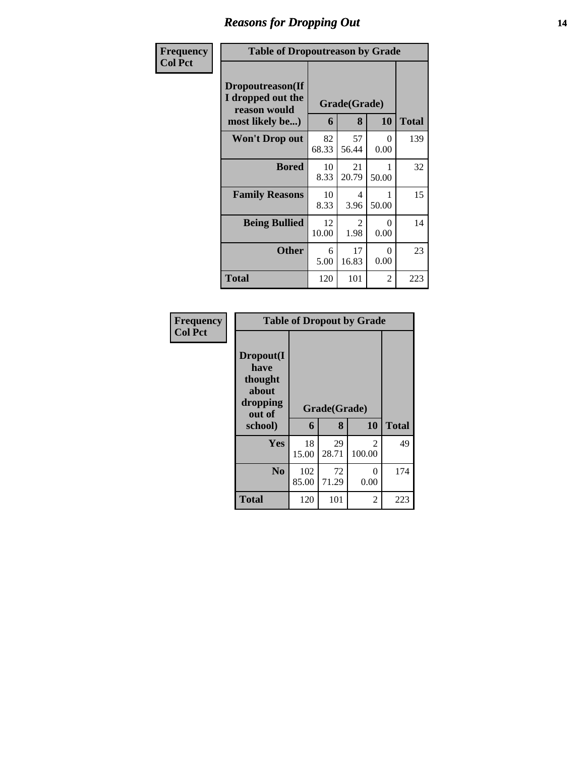## Reasons for Dropping Out

**Frequency**
**Col Pct**

**Table of Dropoutreason by Grade**

| Dropoutreason(If I dropped out the reason would most likely be...) | Grade(Grade) | | | |
|---|---|---|---|---|
| | 6 | 8 | 10 | Total |
| **Won't Drop out** | 82<br>68.33 | 57<br>56.44 | 0<br>0.00 | 139 |
| **Bored** | 10<br>8.33 | 21<br>20.79 | 1<br>50.00 | 32 |
| **Family Reasons** | 10<br>8.33 | 4<br>3.96 | 1<br>50.00 | 15 |
| **Being Bullied** | 12<br>10.00 | 2<br>1.98 | 0<br>0.00 | 14 |
| **Other** | 6<br>5.00 | 17<br>16.83 | 0<br>0.00 | 23 |
| **Total** | 120 | 101 | 2 | 223 |

**Frequency**
**Col Pct**

**Table of Dropout by Grade**

| Dropout(I have thought about dropping out of school) | Grade(Grade) | | | |
|---|---|---|---|---|
| | 6 | 8 | 10 | Total |
| **Yes** | 18<br>15.00 | 29<br>28.71 | 2<br>100.00 | 49 |
| **No** | 102<br>85.00 | 72<br>71.29 | 0<br>0.00 | 174 |
| **Total** | 120 | 101 | 2 | 223 |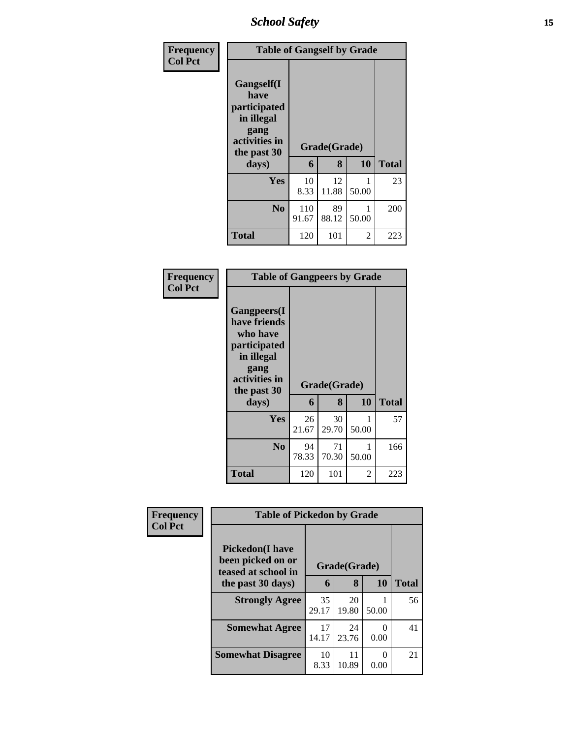| Frequency Col Pct | Table of Gangself by Grade | | | |
|---|---|---|---|---|
| Gangself(I have participated in illegal gang activities in the past 30 days) | Grade(Grade) | | | |
| | 6 | 8 | 10 | Total |
| Yes | 10<br>8.33 | 12<br>11.88 | 1<br>50.00 | 23 |
| No | 110<br>91.67 | 89<br>88.12 | 1<br>50.00 | 200 |
| Total | 120 | 101 | 2 | 223 |

| Frequency Col Pct | Table of Gangpeers by Grade | | | |
|---|---|---|---|---|
| Gangpeers(I have friends who have participated in illegal gang activities in the past 30 days) | Grade(Grade) | | | |
| | 6 | 8 | 10 | Total |
| Yes | 26<br>21.67 | 30<br>29.70 | 1<br>50.00 | 57 |
| No | 94<br>78.33 | 71<br>70.30 | 1<br>50.00 | 166 |
| Total | 120 | 101 | 2 | 223 |

| Frequency Col Pct | Table of Pickedon by Grade | | | |
|---|---|---|---|---|
| Pickedon(I have been picked on or teased at school in the past 30 days) | Grade(Grade) | | | |
| | 6 | 8 | 10 | Total |
| Strongly Agree | 35<br>29.17 | 20<br>19.80 | 1<br>50.00 | 56 |
| Somewhat Agree | 17<br>14.17 | 24<br>23.76 | 0<br>0.00 | 41 |
| Somewhat Disagree | 10<br>8.33 | 11<br>10.89 | 0<br>0.00 | 21 |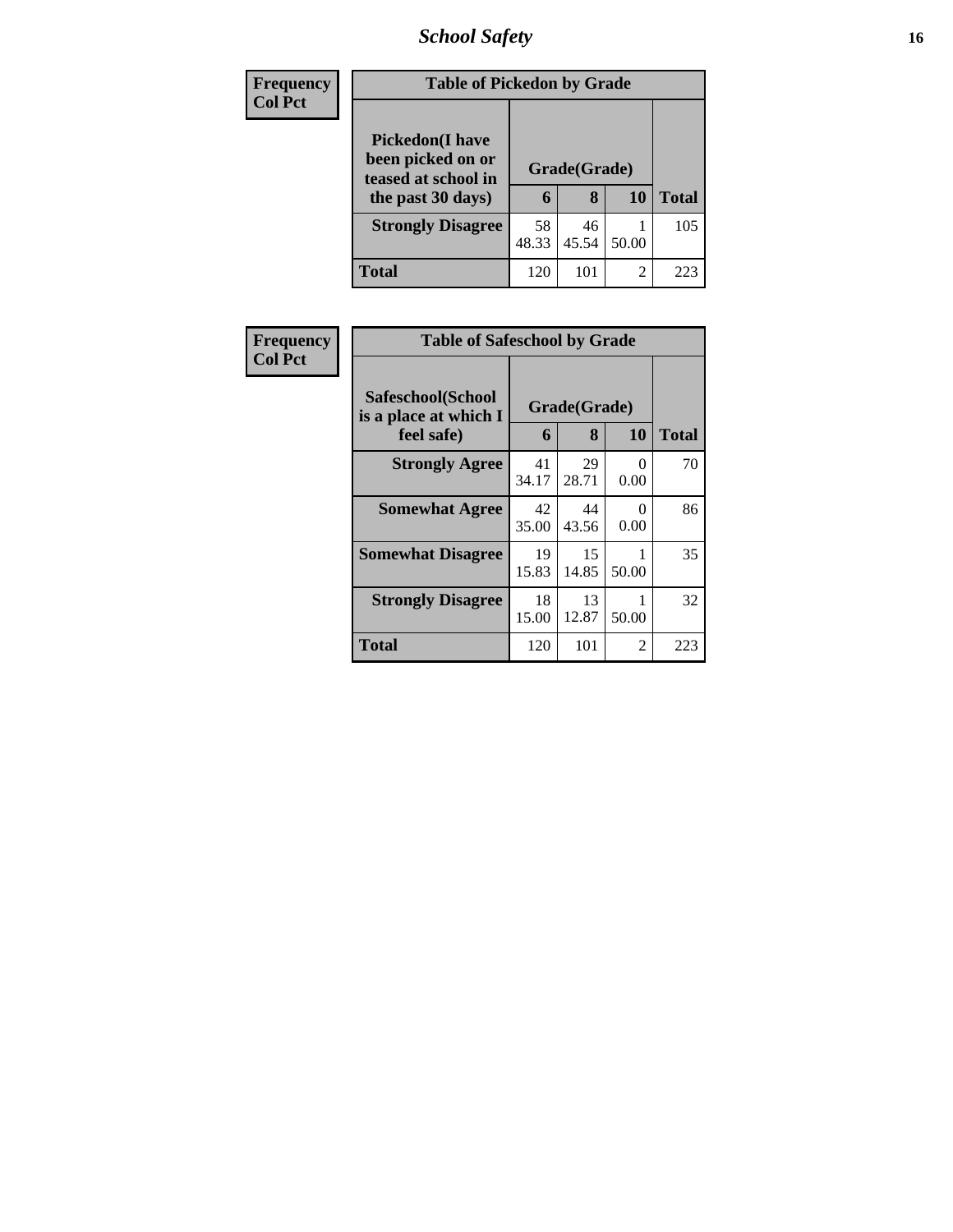| Frequency<br>Col Pct | Table of Pickedon by Grade | | | |
|---|---|---|---|---|
| **Pickedon(I have been picked on or teased at school in the past 30 days)** | **Grade(Grade)** | | | |
| | **6** | **8** | **10** | **Total** |
| **Strongly Disagree** | 58<br>48.33 | 46<br>45.54 | 1<br>50.00 | 105 |
| **Total** | 120 | 101 | 2 | 223 |

| Frequency<br>Col Pct | Table of Safeschool by Grade | | | |
|---|---|---|---|---|
| **Safeschool(School is a place at which I feel safe)** | **Grade(Grade)** | | | |
| | **6** | **8** | **10** | **Total** |
| **Strongly Agree** | 41<br>34.17 | 29<br>28.71 | 0<br>0.00 | 70 |
| **Somewhat Agree** | 42<br>35.00 | 44<br>43.56 | 0<br>0.00 | 86 |
| **Somewhat Disagree** | 19<br>15.83 | 15<br>14.85 | 1<br>50.00 | 35 |
| **Strongly Disagree** | 18<br>15.00 | 13<br>12.87 | 1<br>50.00 | 32 |
| **Total** | 120 | 101 | 2 | 223 |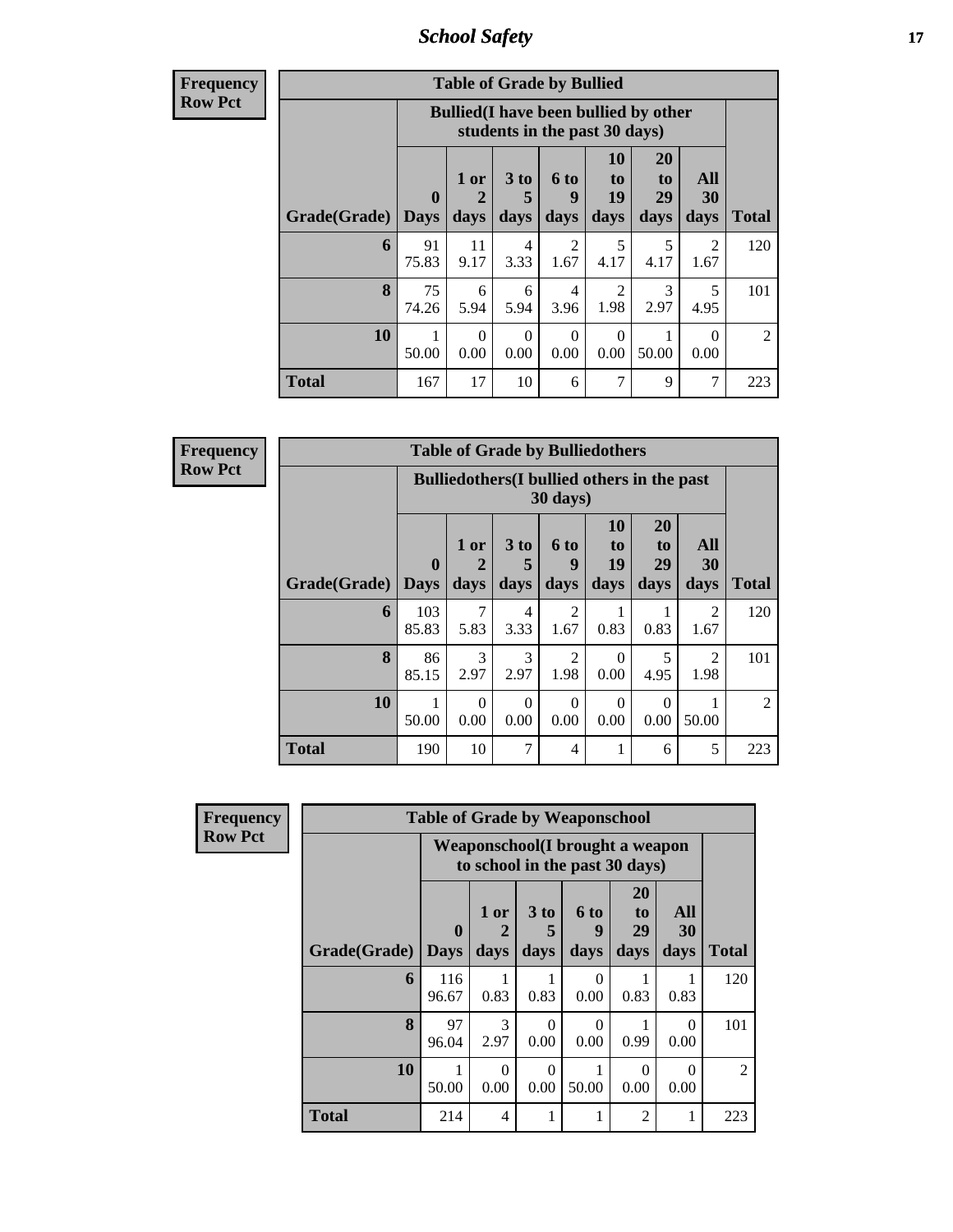**Frequency**
**Row Pct**

| Table of Grade by Bullied | | | | | | | | |
|---|---|---|---|---|---|---|---|---|
| | Bullied(I have been bullied by other students in the past 30 days) | | | | | | | |
| Grade(Grade) | 0 Days | 1 or 2 days | 3 to 5 days | 6 to 9 days | 10 to 19 days | 20 to 29 days | All 30 days | Total |
| 6 | 91<br>75.83 | 11<br>9.17 | 4<br>3.33 | 2<br>1.67 | 5<br>4.17 | 5<br>4.17 | 2<br>1.67 | 120 |
| 8 | 75<br>74.26 | 6<br>5.94 | 6<br>5.94 | 4<br>3.96 | 2<br>1.98 | 3<br>2.97 | 5<br>4.95 | 101 |
| 10 | 1<br>50.00 | 0<br>0.00 | 0<br>0.00 | 0<br>0.00 | 0<br>0.00 | 1<br>50.00 | 0<br>0.00 | 2 |
| Total | 167 | 17 | 10 | 6 | 7 | 9 | 7 | 223 |

**Frequency**
**Row Pct**

| Table of Grade by Bulliedothers | | | | | | | | |
|---|---|---|---|---|---|---|---|---|
| | Bulliedothers(I bullied others in the past 30 days) | | | | | | | |
| Grade(Grade) | 0 Days | 1 or 2 days | 3 to 5 days | 6 to 9 days | 10 to 19 days | 20 to 29 days | All 30 days | Total |
| 6 | 103<br>85.83 | 7<br>5.83 | 4<br>3.33 | 2<br>1.67 | 1<br>0.83 | 1<br>0.83 | 2<br>1.67 | 120 |
| 8 | 86<br>85.15 | 3<br>2.97 | 3<br>2.97 | 2<br>1.98 | 0<br>0.00 | 5<br>4.95 | 2<br>1.98 | 101 |
| 10 | 1<br>50.00 | 0<br>0.00 | 0<br>0.00 | 0<br>0.00 | 0<br>0.00 | 0<br>0.00 | 1<br>50.00 | 2 |
| Total | 190 | 10 | 7 | 4 | 1 | 6 | 5 | 223 |

**Frequency**
**Row Pct**

| Table of Grade by Weaponschool | | | | | | | |
|---|---|---|---|---|---|---|---|
| | Weaponschool(I brought a weapon to school in the past 30 days) | | | | | | |
| Grade(Grade) | 0 Days | 1 or 2 days | 3 to 5 days | 6 to 9 days | 20 to 29 days | All 30 days | Total |
| 6 | 116<br>96.67 | 1<br>0.83 | 1<br>0.83 | 0<br>0.00 | 1<br>0.83 | 1<br>0.83 | 120 |
| 8 | 97<br>96.04 | 3<br>2.97 | 0<br>0.00 | 0<br>0.00 | 1<br>0.99 | 0<br>0.00 | 101 |
| 10 | 1<br>50.00 | 0<br>0.00 | 0<br>0.00 | 1<br>50.00 | 0<br>0.00 | 0<br>0.00 | 2 |
| Total | 214 | 4 | 1 | 1 | 2 | 1 | 223 |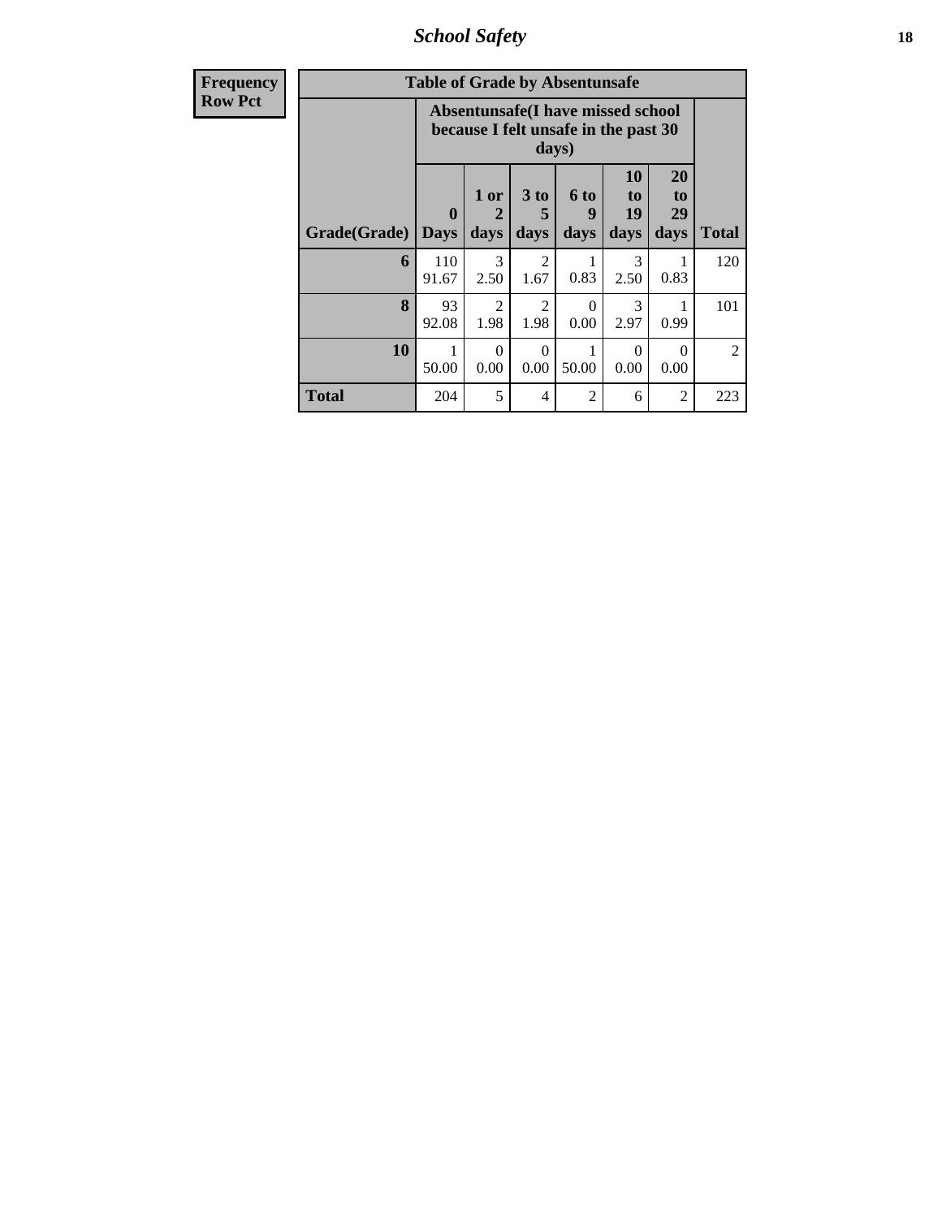| Frequency<br>Row Pct |
|---|

**Table of Grade by Absentunsafe**

| Grade(Grade) | Absentunsafe(I have missed school because I felt unsafe in the past 30 days) | | | | | | Total |
|---|---|---|---|---|---|---|---|
| | 0 Days | 1 or 2 days | 3 to 5 days | 6 to 9 days | 10 to 19 days | 20 to 29 days | |
| 6 | 110<br>91.67 | 3<br>2.50 | 2<br>1.67 | 1<br>0.83 | 3<br>2.50 | 1<br>0.83 | 120 |
| 8 | 93<br>92.08 | 2<br>1.98 | 2<br>1.98 | 0<br>0.00 | 3<br>2.97 | 1<br>0.99 | 101 |
| 10 | 1<br>50.00 | 0<br>0.00 | 0<br>0.00 | 1<br>50.00 | 0<br>0.00 | 0<br>0.00 | 2 |
| Total | 204 | 5 | 4 | 2 | 6 | 2 | 223 |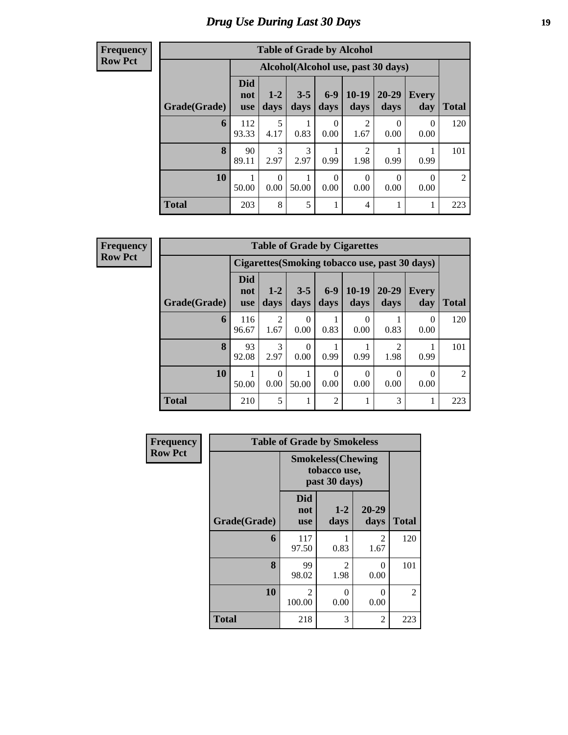# Drug Use During Last 30 Days

**Frequency**
**Row Pct**

| Table of Grade by Alcohol | | | | | | | | |
|---|---|---|---|---|---|---|---|---|
| | Alcohol(Alcohol use, past 30 days) | | | | | | | |
| Grade(Grade) | Did not use | 1-2 days | 3-5 days | 6-9 days | 10-19 days | 20-29 days | Every day | Total |
| 6 | 112<br>93.33 | 5<br>4.17 | 1<br>0.83 | 0<br>0.00 | 2<br>1.67 | 0<br>0.00 | 0<br>0.00 | 120 |
| 8 | 90<br>89.11 | 3<br>2.97 | 3<br>2.97 | 1<br>0.99 | 2<br>1.98 | 1<br>0.99 | 1<br>0.99 | 101 |
| 10 | 1<br>50.00 | 0<br>0.00 | 1<br>50.00 | 0<br>0.00 | 0<br>0.00 | 0<br>0.00 | 0<br>0.00 | 2 |
| Total | 203 | 8 | 5 | 1 | 4 | 1 | 1 | 223 |

**Frequency**
**Row Pct**

| Table of Grade by Cigarettes | | | | | | | | |
|---|---|---|---|---|---|---|---|---|
| | Cigarettes(Smoking tobacco use, past 30 days) | | | | | | | |
| Grade(Grade) | Did not use | 1-2 days | 3-5 days | 6-9 days | 10-19 days | 20-29 days | Every day | Total |
| 6 | 116<br>96.67 | 2<br>1.67 | 0<br>0.00 | 1<br>0.83 | 0<br>0.00 | 1<br>0.83 | 0<br>0.00 | 120 |
| 8 | 93<br>92.08 | 3<br>2.97 | 0<br>0.00 | 1<br>0.99 | 1<br>0.99 | 2<br>1.98 | 1<br>0.99 | 101 |
| 10 | 1<br>50.00 | 0<br>0.00 | 1<br>50.00 | 0<br>0.00 | 0<br>0.00 | 0<br>0.00 | 0<br>0.00 | 2 |
| Total | 210 | 5 | 1 | 2 | 1 | 3 | 1 | 223 |

**Frequency**
**Row Pct**

| Table of Grade by Smokeless | | | | |
|---|---|---|---|---|
| | Smokeless(Chewing tobacco use, past 30 days) | | | |
| Grade(Grade) | Did not use | 1-2 days | 20-29 days | Total |
| 6 | 117<br>97.50 | 1<br>0.83 | 2<br>1.67 | 120 |
| 8 | 99<br>98.02 | 2<br>1.98 | 0<br>0.00 | 101 |
| 10 | 2<br>100.00 | 0<br>0.00 | 0<br>0.00 | 2 |
| Total | 218 | 3 | 2 | 223 |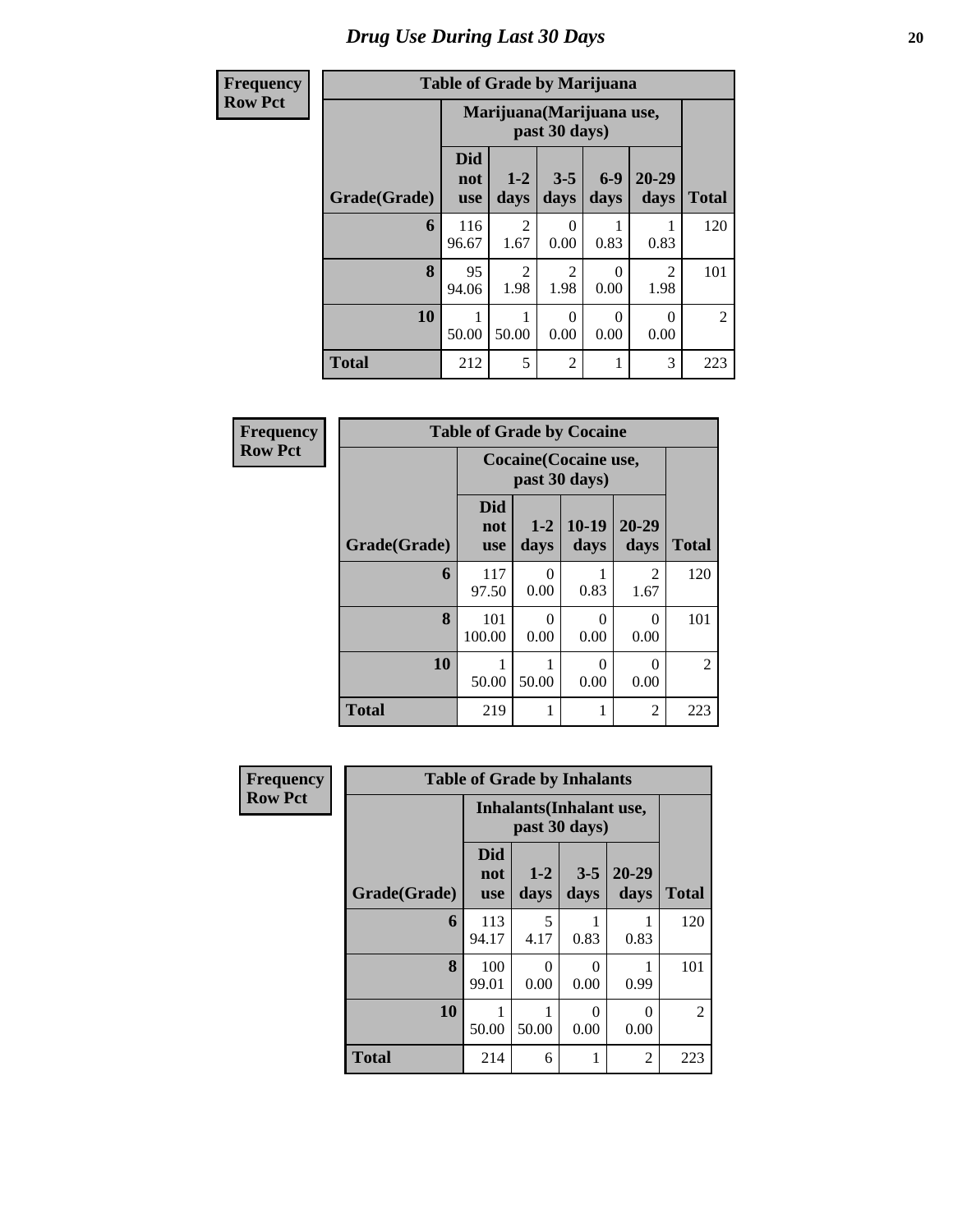# Drug Use During Last 30 Days

**Frequency**
**Row Pct**

| Table of Grade by Marijuana | | | | | | |
|---|---|---|---|---|---|---|
| | Marijuana(Marijuana use, past 30 days) | | | | | |
| Grade(Grade) | Did not use | 1-2 days | 3-5 days | 6-9 days | 20-29 days | Total |
| 6 | 116<br>96.67 | 2<br>1.67 | 0<br>0.00 | 1<br>0.83 | 1<br>0.83 | 120 |
| 8 | 95<br>94.06 | 2<br>1.98 | 2<br>1.98 | 0<br>0.00 | 2<br>1.98 | 101 |
| 10 | 1<br>50.00 | 1<br>50.00 | 0<br>0.00 | 0<br>0.00 | 0<br>0.00 | 2 |
| Total | 212 | 5 | 2 | 1 | 3 | 223 |

**Frequency**
**Row Pct**

| Table of Grade by Cocaine | | | | | |
|---|---|---|---|---|---|
| | Cocaine(Cocaine use, past 30 days) | | | | |
| Grade(Grade) | Did not use | 1-2 days | 10-19 days | 20-29 days | Total |
| 6 | 117<br>97.50 | 0<br>0.00 | 1<br>0.83 | 2<br>1.67 | 120 |
| 8 | 101<br>100.00 | 0<br>0.00 | 0<br>0.00 | 0<br>0.00 | 101 |
| 10 | 1<br>50.00 | 1<br>50.00 | 0<br>0.00 | 0<br>0.00 | 2 |
| Total | 219 | 1 | 1 | 2 | 223 |

**Frequency**
**Row Pct**

| Table of Grade by Inhalants | | | | | |
|---|---|---|---|---|---|
| | Inhalants(Inhalant use, past 30 days) | | | | |
| Grade(Grade) | Did not use | 1-2 days | 3-5 days | 20-29 days | Total |
| 6 | 113<br>94.17 | 5<br>4.17 | 1<br>0.83 | 1<br>0.83 | 120 |
| 8 | 100<br>99.01 | 0<br>0.00 | 0<br>0.00 | 1<br>0.99 | 101 |
| 10 | 1<br>50.00 | 1<br>50.00 | 0<br>0.00 | 0<br>0.00 | 2 |
| Total | 214 | 6 | 1 | 2 | 223 |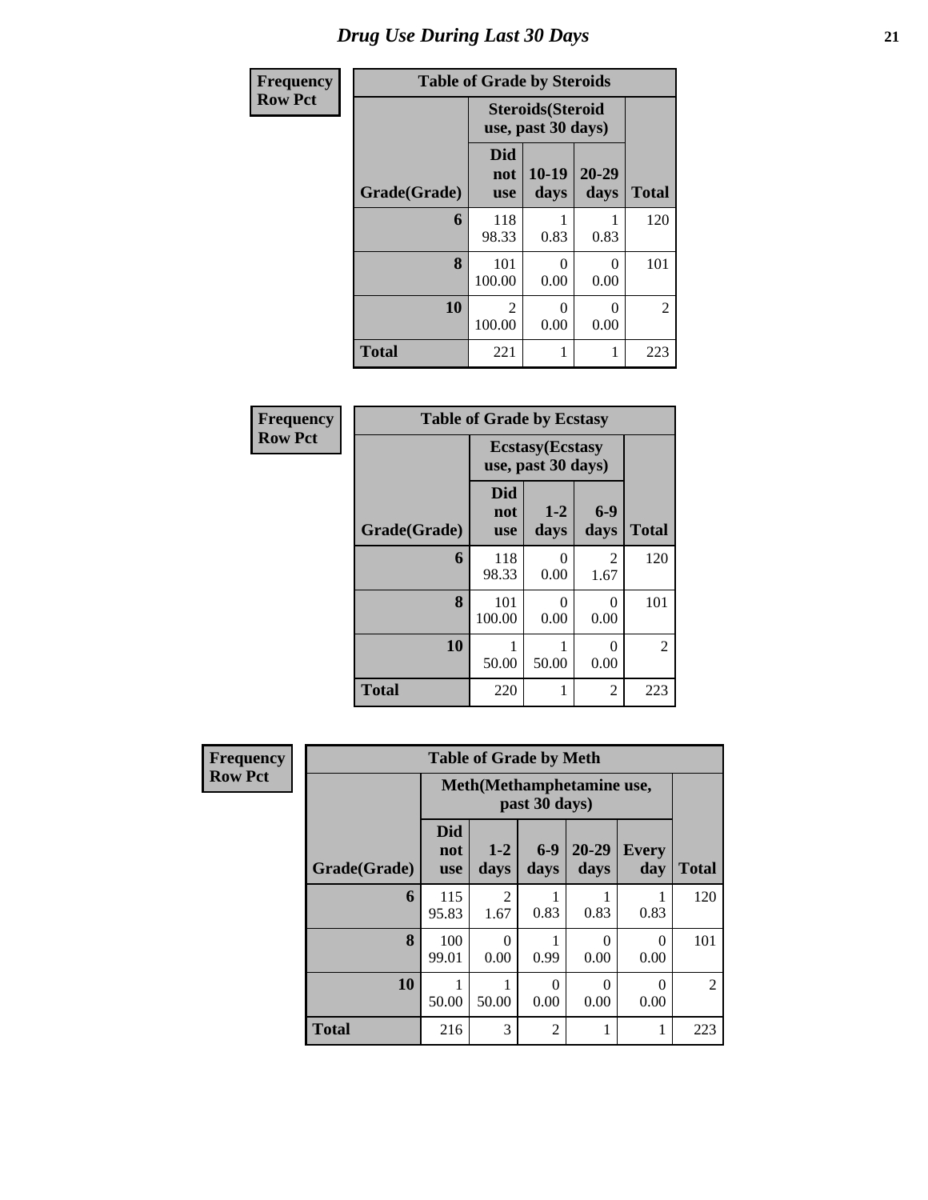# Drug Use During Last 30 Days

| Frequency<br>Row Pct | | | | |
|---|---|---|---|---|

**Table of Grade by Steroids**

| | Steroids(Steroid use, past 30 days) | | | |
|---|---|---|---|---|
| Grade(Grade) | Did not use | 10-19 days | 20-29 days | Total |
| 6 | 118<br>98.33 | 1<br>0.83 | 1<br>0.83 | 120 |
| 8 | 101<br>100.00 | 0<br>0.00 | 0<br>0.00 | 101 |
| 10 | 2<br>100.00 | 0<br>0.00 | 0<br>0.00 | 2 |
| Total | 221 | 1 | 1 | 223 |

| Frequency<br>Row Pct | | | | |
|---|---|---|---|---|

**Table of Grade by Ecstasy**

| | Ecstasy(Ecstasy use, past 30 days) | | | |
|---|---|---|---|---|
| Grade(Grade) | Did not use | 1-2 days | 6-9 days | Total |
| 6 | 118<br>98.33 | 0<br>0.00 | 2<br>1.67 | 120 |
| 8 | 101<br>100.00 | 0<br>0.00 | 0<br>0.00 | 101 |
| 10 | 1<br>50.00 | 1<br>50.00 | 0<br>0.00 | 2 |
| Total | 220 | 1 | 2 | 223 |

| Frequency<br>Row Pct | | | | | | |
|---|---|---|---|---|---|---|

**Table of Grade by Meth**

| | Meth(Methamphetamine use, past 30 days) | | | | | |
|---|---|---|---|---|---|---|
| Grade(Grade) | Did not use | 1-2 days | 6-9 days | 20-29 days | Every day | Total |
| 6 | 115<br>95.83 | 2<br>1.67 | 1<br>0.83 | 1<br>0.83 | 1<br>0.83 | 120 |
| 8 | 100<br>99.01 | 0<br>0.00 | 1<br>0.99 | 0<br>0.00 | 0<br>0.00 | 101 |
| 10 | 1<br>50.00 | 1<br>50.00 | 0<br>0.00 | 0<br>0.00 | 0<br>0.00 | 2 |
| Total | 216 | 3 | 2 | 1 | 1 | 223 |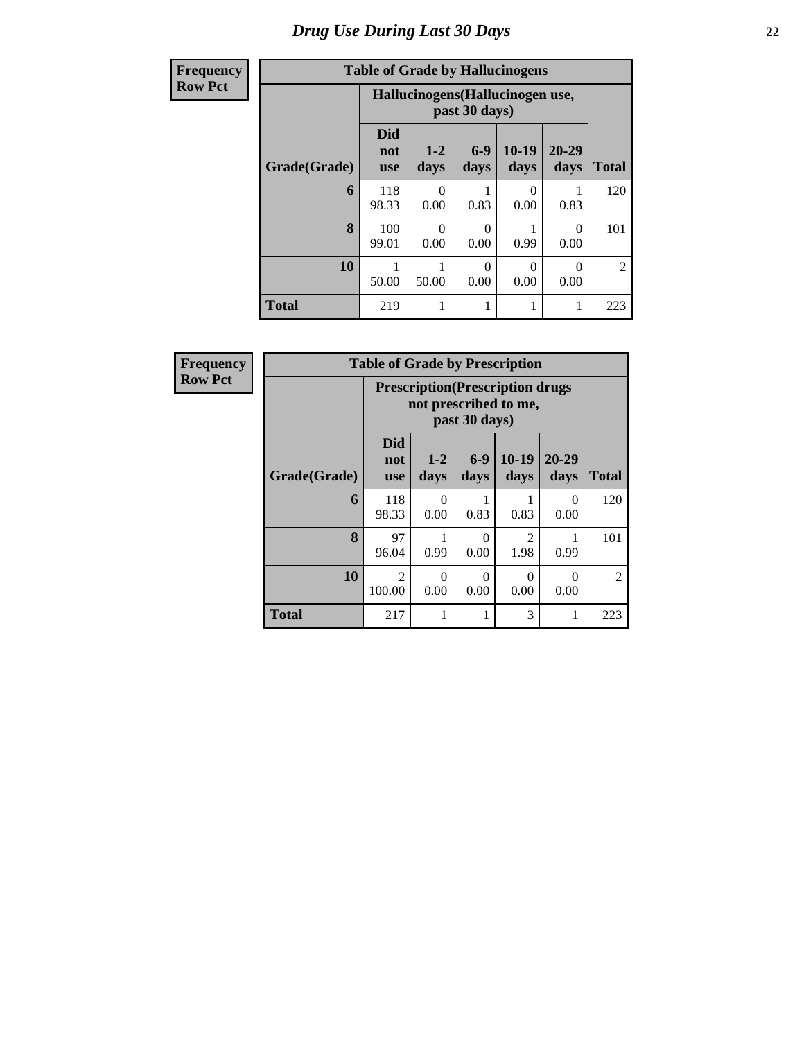# Drug Use During Last 30 Days

| Frequency Row Pct |
|---|

**Table of Grade by Hallucinogens**

| Grade(Grade) | Hallucinogens(Hallucinogen use, past 30 days) | | | | | Total |
|---|---|---|---|---|---|---|
| | Did not use | 1-2 days | 6-9 days | 10-19 days | 20-29 days | |
| 6 | 118<br>98.33 | 0<br>0.00 | 1<br>0.83 | 0<br>0.00 | 1<br>0.83 | 120 |
| 8 | 100<br>99.01 | 0<br>0.00 | 0<br>0.00 | 1<br>0.99 | 0<br>0.00 | 101 |
| 10 | 1<br>50.00 | 1<br>50.00 | 0<br>0.00 | 0<br>0.00 | 0<br>0.00 | 2 |
| Total | 219 | 1 | 1 | 1 | 1 | 223 |

| Frequency Row Pct |
|---|

**Table of Grade by Prescription**

| Grade(Grade) | Prescription(Prescription drugs not prescribed to me, past 30 days) | | | | | Total |
|---|---|---|---|---|---|---|
| | Did not use | 1-2 days | 6-9 days | 10-19 days | 20-29 days | |
| 6 | 118<br>98.33 | 0<br>0.00 | 1<br>0.83 | 1<br>0.83 | 0<br>0.00 | 120 |
| 8 | 97<br>96.04 | 1<br>0.99 | 0<br>0.00 | 2<br>1.98 | 1<br>0.99 | 101 |
| 10 | 2<br>100.00 | 0<br>0.00 | 0<br>0.00 | 0<br>0.00 | 0<br>0.00 | 2 |
| Total | 217 | 1 | 1 | 3 | 1 | 223 |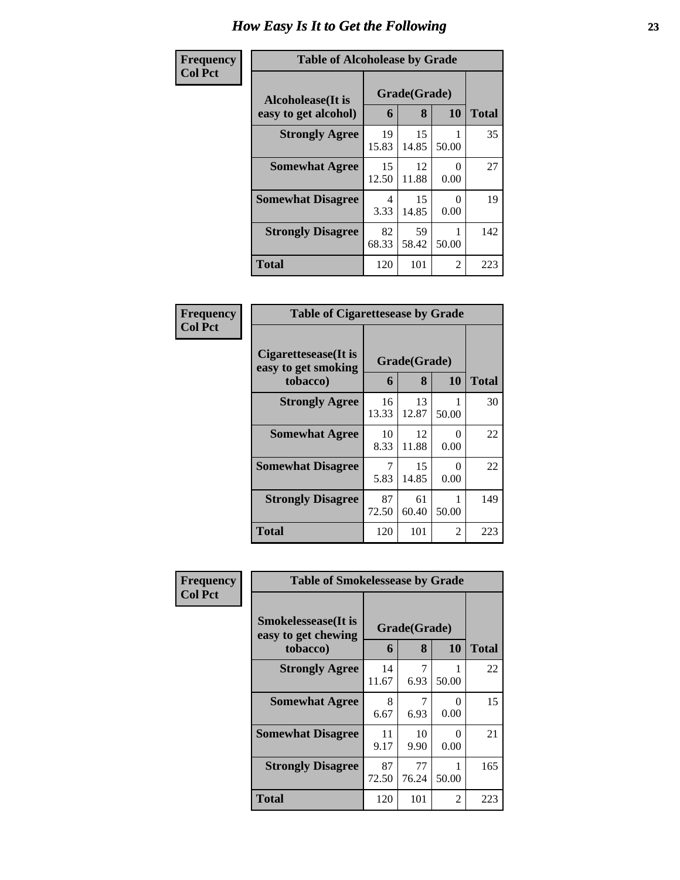# How Easy Is It to Get the Following

**Frequency**
**Col Pct**

**Table of Alcoholease by Grade**

| Alcoholease(It is easy to get alcohol) | Grade(Grade) | | | Total |
|---|---|---|---|---|
| | 6 | 8 | 10 | |
| **Strongly Agree** | 19<br>15.83 | 15<br>14.85 | 1<br>50.00 | 35 |
| **Somewhat Agree** | 15<br>12.50 | 12<br>11.88 | 0<br>0.00 | 27 |
| **Somewhat Disagree** | 4<br>3.33 | 15<br>14.85 | 0<br>0.00 | 19 |
| **Strongly Disagree** | 82<br>68.33 | 59<br>58.42 | 1<br>50.00 | 142 |
| **Total** | 120 | 101 | 2 | 223 |

**Frequency**
**Col Pct**

**Table of Cigarettesease by Grade**

| Cigarettesease(It is easy to get smoking tobacco) | Grade(Grade) | | | Total |
|---|---|---|---|---|
| | 6 | 8 | 10 | |
| **Strongly Agree** | 16<br>13.33 | 13<br>12.87 | 1<br>50.00 | 30 |
| **Somewhat Agree** | 10<br>8.33 | 12<br>11.88 | 0<br>0.00 | 22 |
| **Somewhat Disagree** | 7<br>5.83 | 15<br>14.85 | 0<br>0.00 | 22 |
| **Strongly Disagree** | 87<br>72.50 | 61<br>60.40 | 1<br>50.00 | 149 |
| **Total** | 120 | 101 | 2 | 223 |

**Frequency**
**Col Pct**

**Table of Smokelessease by Grade**

| Smokelessease(It is easy to get chewing tobacco) | Grade(Grade) | | | Total |
|---|---|---|---|---|
| | 6 | 8 | 10 | |
| **Strongly Agree** | 14<br>11.67 | 7<br>6.93 | 1<br>50.00 | 22 |
| **Somewhat Agree** | 8<br>6.67 | 7<br>6.93 | 0<br>0.00 | 15 |
| **Somewhat Disagree** | 11<br>9.17 | 10<br>9.90 | 0<br>0.00 | 21 |
| **Strongly Disagree** | 87<br>72.50 | 77<br>76.24 | 1<br>50.00 | 165 |
| **Total** | 120 | 101 | 2 | 223 |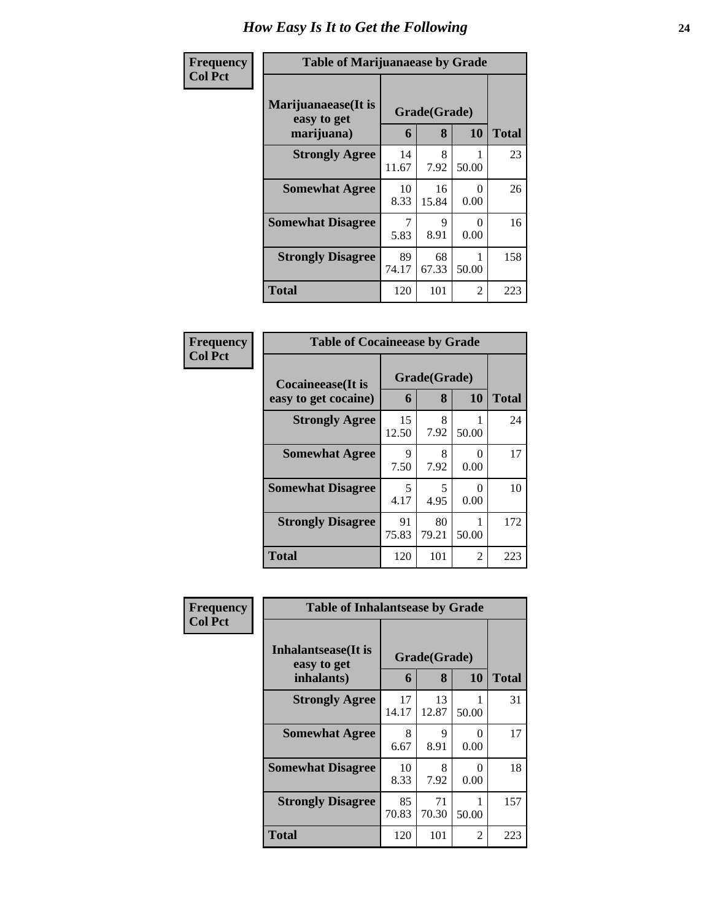# How Easy Is It to Get the Following

**Frequency**
**Col Pct**

**Table of Marijuanaease by Grade**

| Marijuanaease(It is easy to get marijuana) | Grade(Grade) | | | Total |
|---|---|---|---|---|
| | 6 | 8 | 10 | |
| **Strongly Agree** | 14<br>11.67 | 8<br>7.92 | 1<br>50.00 | 23 |
| **Somewhat Agree** | 10<br>8.33 | 16<br>15.84 | 0<br>0.00 | 26 |
| **Somewhat Disagree** | 7<br>5.83 | 9<br>8.91 | 0<br>0.00 | 16 |
| **Strongly Disagree** | 89<br>74.17 | 68<br>67.33 | 1<br>50.00 | 158 |
| **Total** | 120 | 101 | 2 | 223 |

**Frequency**
**Col Pct**

**Table of Cocaineease by Grade**

| Cocaineease(It is easy to get cocaine) | Grade(Grade) | | | Total |
|---|---|---|---|---|
| | 6 | 8 | 10 | |
| **Strongly Agree** | 15<br>12.50 | 8<br>7.92 | 1<br>50.00 | 24 |
| **Somewhat Agree** | 9<br>7.50 | 8<br>7.92 | 0<br>0.00 | 17 |
| **Somewhat Disagree** | 5<br>4.17 | 5<br>4.95 | 0<br>0.00 | 10 |
| **Strongly Disagree** | 91<br>75.83 | 80<br>79.21 | 1<br>50.00 | 172 |
| **Total** | 120 | 101 | 2 | 223 |

**Frequency**
**Col Pct**

**Table of Inhalantsease by Grade**

| Inhalantsease(It is easy to get inhalants) | Grade(Grade) | | | Total |
|---|---|---|---|---|
| | 6 | 8 | 10 | |
| **Strongly Agree** | 17<br>14.17 | 13<br>12.87 | 1<br>50.00 | 31 |
| **Somewhat Agree** | 8<br>6.67 | 9<br>8.91 | 0<br>0.00 | 17 |
| **Somewhat Disagree** | 10<br>8.33 | 8<br>7.92 | 0<br>0.00 | 18 |
| **Strongly Disagree** | 85<br>70.83 | 71<br>70.30 | 1<br>50.00 | 157 |
| **Total** | 120 | 101 | 2 | 223 |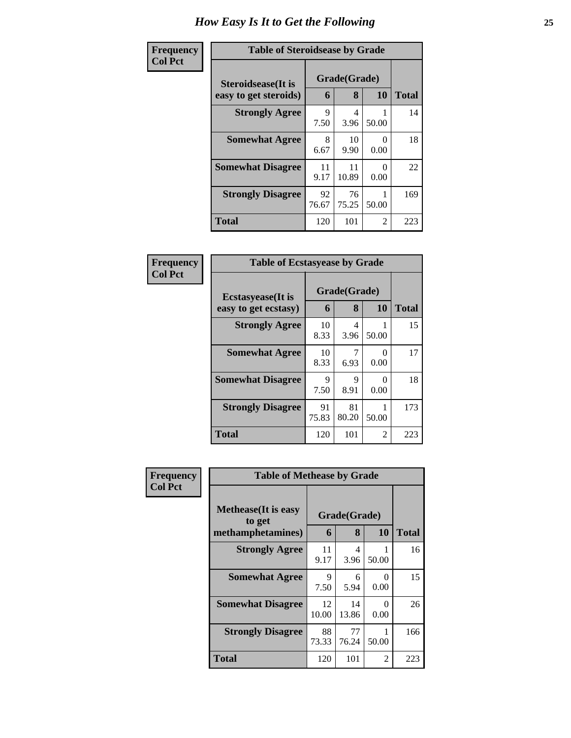# How Easy Is It to Get the Following

**Frequency**
**Col Pct**

**Table of Steroidsease by Grade**

| Steroidsease(It is easy to get steroids) | Grade(Grade) 6 | 8 | 10 | Total |
|---|---|---|---|---|
| **Strongly Agree** | 9<br>7.50 | 4<br>3.96 | 1<br>50.00 | 14 |
| **Somewhat Agree** | 8<br>6.67 | 10<br>9.90 | 0<br>0.00 | 18 |
| **Somewhat Disagree** | 11<br>9.17 | 11<br>10.89 | 0<br>0.00 | 22 |
| **Strongly Disagree** | 92<br>76.67 | 76<br>75.25 | 1<br>50.00 | 169 |
| **Total** | 120 | 101 | 2 | 223 |

**Frequency**
**Col Pct**

**Table of Ecstasyease by Grade**

| Ecstasyease(It is easy to get ecstasy) | Grade(Grade) 6 | 8 | 10 | Total |
|---|---|---|---|---|
| **Strongly Agree** | 10<br>8.33 | 4<br>3.96 | 1<br>50.00 | 15 |
| **Somewhat Agree** | 10<br>8.33 | 7<br>6.93 | 0<br>0.00 | 17 |
| **Somewhat Disagree** | 9<br>7.50 | 9<br>8.91 | 0<br>0.00 | 18 |
| **Strongly Disagree** | 91<br>75.83 | 81<br>80.20 | 1<br>50.00 | 173 |
| **Total** | 120 | 101 | 2 | 223 |

**Frequency**
**Col Pct**

**Table of Methease by Grade**

| Methease(It is easy to get methamphetamines) | Grade(Grade) 6 | 8 | 10 | Total |
|---|---|---|---|---|
| **Strongly Agree** | 11<br>9.17 | 4<br>3.96 | 1<br>50.00 | 16 |
| **Somewhat Agree** | 9<br>7.50 | 6<br>5.94 | 0<br>0.00 | 15 |
| **Somewhat Disagree** | 12<br>10.00 | 14<br>13.86 | 0<br>0.00 | 26 |
| **Strongly Disagree** | 88<br>73.33 | 77<br>76.24 | 1<br>50.00 | 166 |
| **Total** | 120 | 101 | 2 | 223 |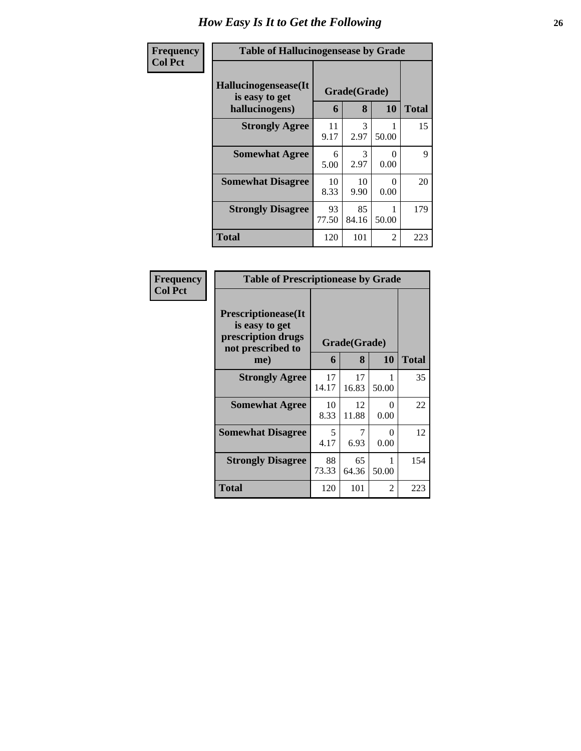# How Easy Is It to Get the Following

**Frequency / Col Pct**

**Table of Hallucinogensease by Grade**

| Hallucinogensease(It is easy to get hallucinogens) | Grade(Grade) | | | Total |
|---|---|---|---|---|
| | 6 | 8 | 10 | |
| **Strongly Agree** | 11<br>9.17 | 3<br>2.97 | 1<br>50.00 | 15 |
| **Somewhat Agree** | 6<br>5.00 | 3<br>2.97 | 0<br>0.00 | 9 |
| **Somewhat Disagree** | 10<br>8.33 | 10<br>9.90 | 0<br>0.00 | 20 |
| **Strongly Disagree** | 93<br>77.50 | 85<br>84.16 | 1<br>50.00 | 179 |
| **Total** | 120 | 101 | 2 | 223 |

**Frequency / Col Pct**

**Table of Prescriptionease by Grade**

| Prescriptionease(It is easy to get prescription drugs not prescribed to me) | Grade(Grade) | | | Total |
|---|---|---|---|---|
| | 6 | 8 | 10 | |
| **Strongly Agree** | 17<br>14.17 | 17<br>16.83 | 1<br>50.00 | 35 |
| **Somewhat Agree** | 10<br>8.33 | 12<br>11.88 | 0<br>0.00 | 22 |
| **Somewhat Disagree** | 5<br>4.17 | 7<br>6.93 | 0<br>0.00 | 12 |
| **Strongly Disagree** | 88<br>73.33 | 65<br>64.36 | 1<br>50.00 | 154 |
| **Total** | 120 | 101 | 2 | 223 |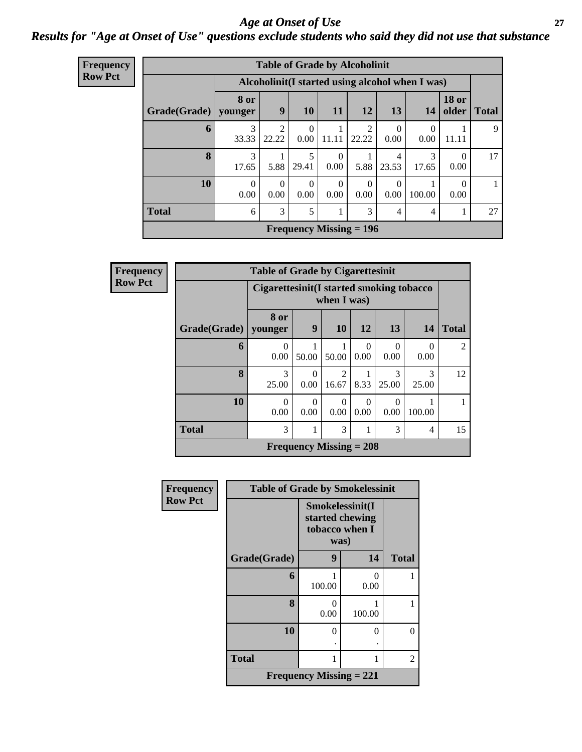# *Age at Onset of Use*

## *Results for "Age at Onset of Use" questions exclude students who said they did not use that substance*

**Frequency**
**Row Pct**

| Table of Grade by Alcoholinit | | | | | | | | | |
|---|---|---|---|---|---|---|---|---|---|
| | Alcoholinit(I started using alcohol when I was) | | | | | | | | |
| Grade(Grade) | 8 or younger | 9 | 10 | 11 | 12 | 13 | 14 | 18 or older | Total |
| 6 | 3<br>33.33 | 2<br>22.22 | 0<br>0.00 | 1<br>11.11 | 2<br>22.22 | 0<br>0.00 | 0<br>0.00 | 1<br>11.11 | 9 |
| 8 | 3<br>17.65 | 1<br>5.88 | 5<br>29.41 | 0<br>0.00 | 1<br>5.88 | 4<br>23.53 | 3<br>17.65 | 0<br>0.00 | 17 |
| 10 | 0<br>0.00 | 0<br>0.00 | 0<br>0.00 | 0<br>0.00 | 0<br>0.00 | 0<br>0.00 | 1<br>100.00 | 0<br>0.00 | 1 |
| Total | 6 | 3 | 5 | 1 | 3 | 4 | 4 | 1 | 27 |
| Frequency Missing = 196 | | | | | | | | | |

**Frequency**
**Row Pct**

| Table of Grade by Cigarettesinit | | | | | | | |
|---|---|---|---|---|---|---|---|
| | Cigarettesinit(I started smoking tobacco when I was) | | | | | | |
| Grade(Grade) | 8 or younger | 9 | 10 | 12 | 13 | 14 | Total |
| 6 | 0<br>0.00 | 1<br>50.00 | 1<br>50.00 | 0<br>0.00 | 0<br>0.00 | 0<br>0.00 | 2 |
| 8 | 3<br>25.00 | 0<br>0.00 | 2<br>16.67 | 1<br>8.33 | 3<br>25.00 | 3<br>25.00 | 12 |
| 10 | 0<br>0.00 | 0<br>0.00 | 0<br>0.00 | 0<br>0.00 | 0<br>0.00 | 1<br>100.00 | 1 |
| Total | 3 | 1 | 3 | 1 | 3 | 4 | 15 |
| Frequency Missing = 208 | | | | | | | |

**Frequency**
**Row Pct**

| Table of Grade by Smokelessinit | | | |
|---|---|---|---|
| | Smokelessinit(I started chewing tobacco when I was) | | |
| Grade(Grade) | 9 | 14 | Total |
| 6 | 1<br>100.00 | 0<br>0.00 | 1 |
| 8 | 0<br>0.00 | 1<br>100.00 | 1 |
| 10 | 0<br>. | 0<br>. | 0 |
| Total | 1 | 1 | 2 |
| Frequency Missing = 221 | | | |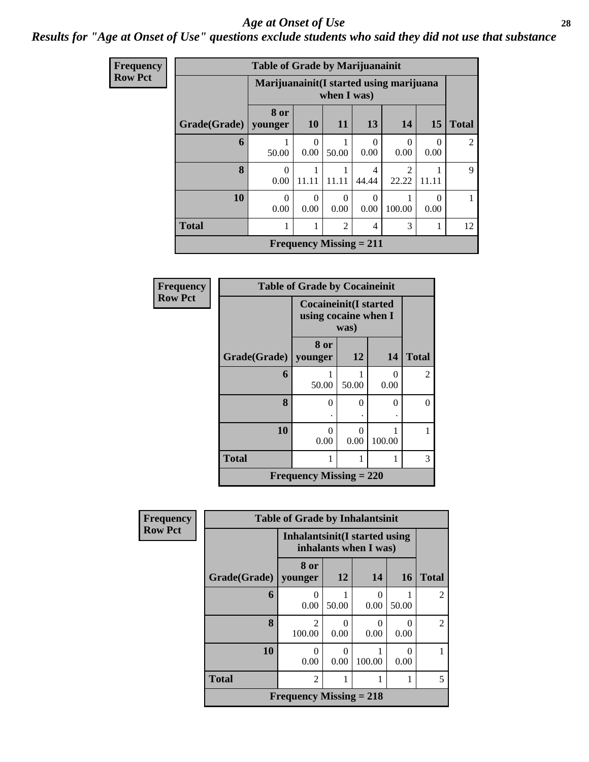## *Age at Onset of Use*

***Results for "Age at Onset of Use" questions exclude students who said they did not use that substance***

**Frequency**
**Row Pct**

| Table of Grade by Marijuanainit | | | | | | | |
|---|---|---|---|---|---|---|---|
| | Marijuanainit(I started using marijuana when I was) | | | | | | |
| Grade(Grade) | 8 or younger | 10 | 11 | 13 | 14 | 15 | Total |
| 6 | 1<br>50.00 | 0<br>0.00 | 1<br>50.00 | 0<br>0.00 | 0<br>0.00 | 0<br>0.00 | 2 |
| 8 | 0<br>0.00 | 1<br>11.11 | 1<br>11.11 | 4<br>44.44 | 2<br>22.22 | 1<br>11.11 | 9 |
| 10 | 0<br>0.00 | 0<br>0.00 | 0<br>0.00 | 0<br>0.00 | 1<br>100.00 | 0<br>0.00 | 1 |
| Total | 1 | 1 | 2 | 4 | 3 | 1 | 12 |
| Frequency Missing = 211 | | | | | | | |

**Frequency**
**Row Pct**

| Table of Grade by Cocaineinit | | | | |
|---|---|---|---|---|
| | Cocaineinit(I started using cocaine when I was) | | | |
| Grade(Grade) | 8 or younger | 12 | 14 | Total |
| 6 | 1<br>50.00 | 1<br>50.00 | 0<br>0.00 | 2 |
| 8 | 0<br>. | 0<br>. | 0<br>. | 0 |
| 10 | 0<br>0.00 | 0<br>0.00 | 1<br>100.00 | 1 |
| Total | 1 | 1 | 1 | 3 |
| Frequency Missing = 220 | | | | |

**Frequency**
**Row Pct**

| Table of Grade by Inhalantsinit | | | | | |
|---|---|---|---|---|---|
| | Inhalantsinit(I started using inhalants when I was) | | | | |
| Grade(Grade) | 8 or younger | 12 | 14 | 16 | Total |
| 6 | 0<br>0.00 | 1<br>50.00 | 0<br>0.00 | 1<br>50.00 | 2 |
| 8 | 2<br>100.00 | 0<br>0.00 | 0<br>0.00 | 0<br>0.00 | 2 |
| 10 | 0<br>0.00 | 0<br>0.00 | 1<br>100.00 | 0<br>0.00 | 1 |
| Total | 2 | 1 | 1 | 1 | 5 |
| Frequency Missing = 218 | | | | | |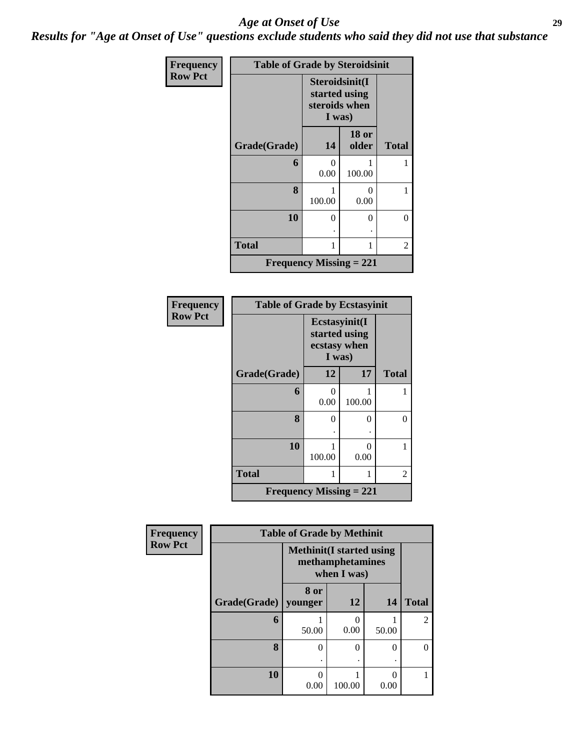## *Age at Onset of Use*

### *Results for "Age at Onset of Use" questions exclude students who said they did not use that substance*

**Frequency**
**Row Pct**

| Table of Grade by Steroidsinit | | | |
|---|---|---|---|
| | Steroidsinit(I started using steroids when I was) | | |
| Grade(Grade) | 14 | 18 or older | Total |
| 6 | 0<br>0.00 | 1<br>100.00 | 1 |
| 8 | 1<br>100.00 | 0<br>0.00 | 1 |
| 10 | 0<br>. | 0<br>. | 0 |
| Total | 1 | 1 | 2 |
| Frequency Missing = 221 | | | |

**Frequency**
**Row Pct**

| Table of Grade by Ecstasyinit | | | |
|---|---|---|---|
| | Ecstasyinit(I started using ecstasy when I was) | | |
| Grade(Grade) | 12 | 17 | Total |
| 6 | 0<br>0.00 | 1<br>100.00 | 1 |
| 8 | 0<br>. | 0<br>. | 0 |
| 10 | 1<br>100.00 | 0<br>0.00 | 1 |
| Total | 1 | 1 | 2 |
| Frequency Missing = 221 | | | |

**Frequency**
**Row Pct**

| Table of Grade by Methinit | | | | |
|---|---|---|---|---|
| | Methinit(I started using methamphetamines when I was) | | | |
| Grade(Grade) | 8 or younger | 12 | 14 | Total |
| 6 | 1<br>50.00 | 0<br>0.00 | 1<br>50.00 | 2 |
| 8 | 0<br>. | 0<br>. | 0<br>. | 0 |
| 10 | 0<br>0.00 | 1<br>100.00 | 0<br>0.00 | 1 |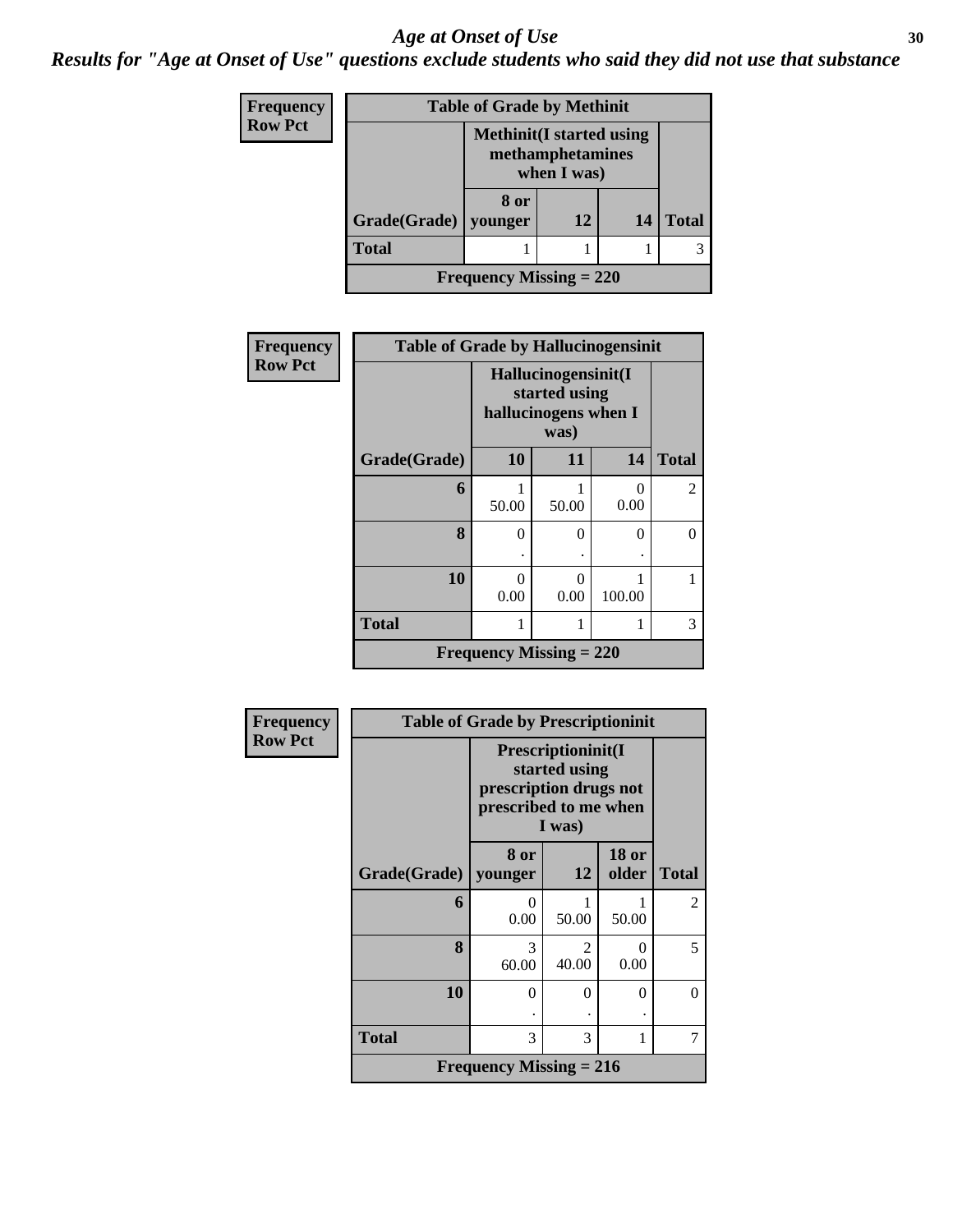# *Age at Onset of Use*

***Results for "Age at Onset of Use" questions exclude students who said they did not use that substance***

| Frequency<br>Row Pct | | | | |
|---|---|---|---|---|
| **Table of Grade by Methinit** | | | | |
| | **Methinit(I started using methamphetamines when I was)** | | | |
| **Grade(Grade)** | **8 or younger** | **12** | **14** | **Total** |
| **Total** | 1 | 1 | 1 | 3 |
| **Frequency Missing = 220** | | | | |

| Frequency<br>Row Pct | | | | |
|---|---|---|---|---|
| **Table of Grade by Hallucinogensinit** | | | | |
| | **Hallucinogensinit(I started using hallucinogens when I was)** | | | |
| **Grade(Grade)** | **10** | **11** | **14** | **Total** |
| **6** | 1<br>50.00 | 1<br>50.00 | 0<br>0.00 | 2 |
| **8** | 0<br>. | 0<br>. | 0<br>. | 0 |
| **10** | 0<br>0.00 | 0<br>0.00 | 1<br>100.00 | 1 |
| **Total** | 1 | 1 | 1 | 3 |
| **Frequency Missing = 220** | | | | |

| Frequency<br>Row Pct | | | | |
|---|---|---|---|---|
| **Table of Grade by Prescriptioninit** | | | | |
| | **Prescriptioninit(I started using prescription drugs not prescribed to me when I was)** | | | |
| **Grade(Grade)** | **8 or younger** | **12** | **18 or older** | **Total** |
| **6** | 0<br>0.00 | 1<br>50.00 | 1<br>50.00 | 2 |
| **8** | 3<br>60.00 | 2<br>40.00 | 0<br>0.00 | 5 |
| **10** | 0<br>. | 0<br>. | 0<br>. | 0 |
| **Total** | 3 | 3 | 1 | 7 |
| **Frequency Missing = 216** | | | | |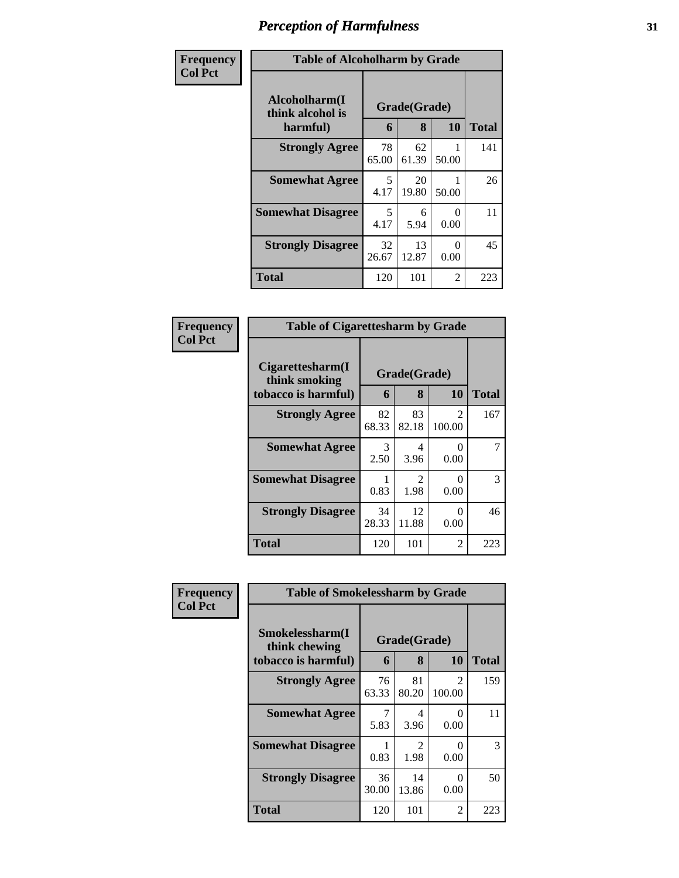# Perception of Harmfulness

| Frequency Col Pct | Table of Alcoholharm by Grade | | | |
|---|---|---|---|---|
| **Alcoholharm(I think alcohol is harmful)** | **Grade(Grade)** | | | **Total** |
| | **6** | **8** | **10** | |
| **Strongly Agree** | 78<br>65.00 | 62<br>61.39 | 1<br>50.00 | 141 |
| **Somewhat Agree** | 5<br>4.17 | 20<br>19.80 | 1<br>50.00 | 26 |
| **Somewhat Disagree** | 5<br>4.17 | 6<br>5.94 | 0<br>0.00 | 11 |
| **Strongly Disagree** | 32<br>26.67 | 13<br>12.87 | 0<br>0.00 | 45 |
| **Total** | 120 | 101 | 2 | 223 |

| Frequency Col Pct | Table of Cigarettesharm by Grade | | | |
|---|---|---|---|---|
| **Cigarettesharm(I think smoking tobacco is harmful)** | **Grade(Grade)** | | | **Total** |
| | **6** | **8** | **10** | |
| **Strongly Agree** | 82<br>68.33 | 83<br>82.18 | 2<br>100.00 | 167 |
| **Somewhat Agree** | 3<br>2.50 | 4<br>3.96 | 0<br>0.00 | 7 |
| **Somewhat Disagree** | 1<br>0.83 | 2<br>1.98 | 0<br>0.00 | 3 |
| **Strongly Disagree** | 34<br>28.33 | 12<br>11.88 | 0<br>0.00 | 46 |
| **Total** | 120 | 101 | 2 | 223 |

| Frequency Col Pct | Table of Smokelessharm by Grade | | | |
|---|---|---|---|---|
| **Smokelessharm(I think chewing tobacco is harmful)** | **Grade(Grade)** | | | **Total** |
| | **6** | **8** | **10** | |
| **Strongly Agree** | 76<br>63.33 | 81<br>80.20 | 2<br>100.00 | 159 |
| **Somewhat Agree** | 7<br>5.83 | 4<br>3.96 | 0<br>0.00 | 11 |
| **Somewhat Disagree** | 1<br>0.83 | 2<br>1.98 | 0<br>0.00 | 3 |
| **Strongly Disagree** | 36<br>30.00 | 14<br>13.86 | 0<br>0.00 | 50 |
| **Total** | 120 | 101 | 2 | 223 |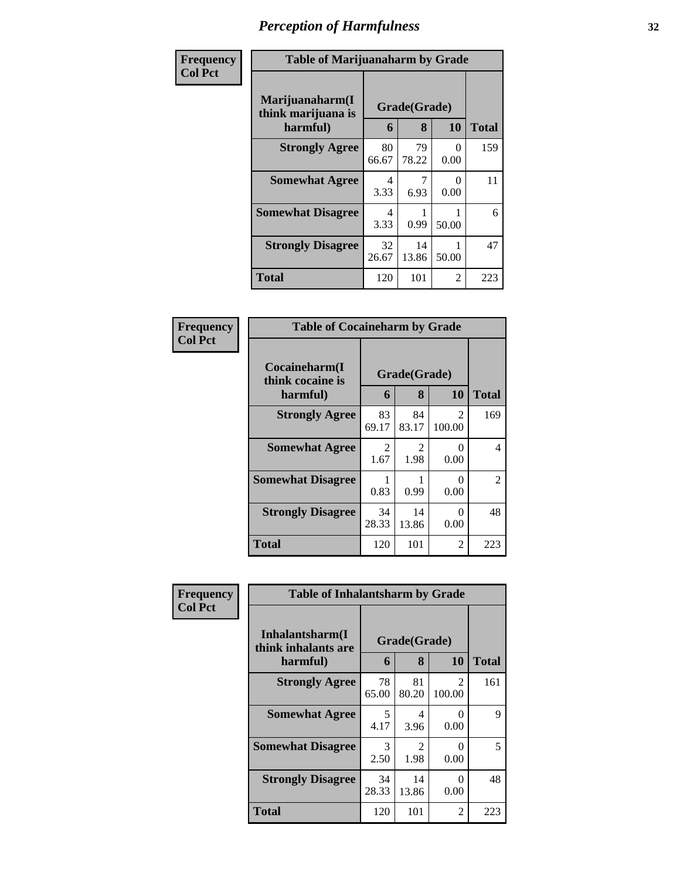# Perception of Harmfulness

**Frequency**
**Col Pct**

| Table of Marijuanaharm by Grade | | | | |
|---|---|---|---|---|
| **Marijuanaharm(I think marijuana is harmful)** | **Grade(Grade)** | | | |
| | **6** | **8** | **10** | **Total** |
| **Strongly Agree** | 80<br>66.67 | 79<br>78.22 | 0<br>0.00 | 159 |
| **Somewhat Agree** | 4<br>3.33 | 7<br>6.93 | 0<br>0.00 | 11 |
| **Somewhat Disagree** | 4<br>3.33 | 1<br>0.99 | 1<br>50.00 | 6 |
| **Strongly Disagree** | 32<br>26.67 | 14<br>13.86 | 1<br>50.00 | 47 |
| **Total** | 120 | 101 | 2 | 223 |

**Frequency**
**Col Pct**

| Table of Cocaineharm by Grade | | | | |
|---|---|---|---|---|
| **Cocaineharm(I think cocaine is harmful)** | **Grade(Grade)** | | | |
| | **6** | **8** | **10** | **Total** |
| **Strongly Agree** | 83<br>69.17 | 84<br>83.17 | 2<br>100.00 | 169 |
| **Somewhat Agree** | 2<br>1.67 | 2<br>1.98 | 0<br>0.00 | 4 |
| **Somewhat Disagree** | 1<br>0.83 | 1<br>0.99 | 0<br>0.00 | 2 |
| **Strongly Disagree** | 34<br>28.33 | 14<br>13.86 | 0<br>0.00 | 48 |
| **Total** | 120 | 101 | 2 | 223 |

**Frequency**
**Col Pct**

| Table of Inhalantsharm by Grade | | | | |
|---|---|---|---|---|
| **Inhalantsharm(I think inhalants are harmful)** | **Grade(Grade)** | | | |
| | **6** | **8** | **10** | **Total** |
| **Strongly Agree** | 78<br>65.00 | 81<br>80.20 | 2<br>100.00 | 161 |
| **Somewhat Agree** | 5<br>4.17 | 4<br>3.96 | 0<br>0.00 | 9 |
| **Somewhat Disagree** | 3<br>2.50 | 2<br>1.98 | 0<br>0.00 | 5 |
| **Strongly Disagree** | 34<br>28.33 | 14<br>13.86 | 0<br>0.00 | 48 |
| **Total** | 120 | 101 | 2 | 223 |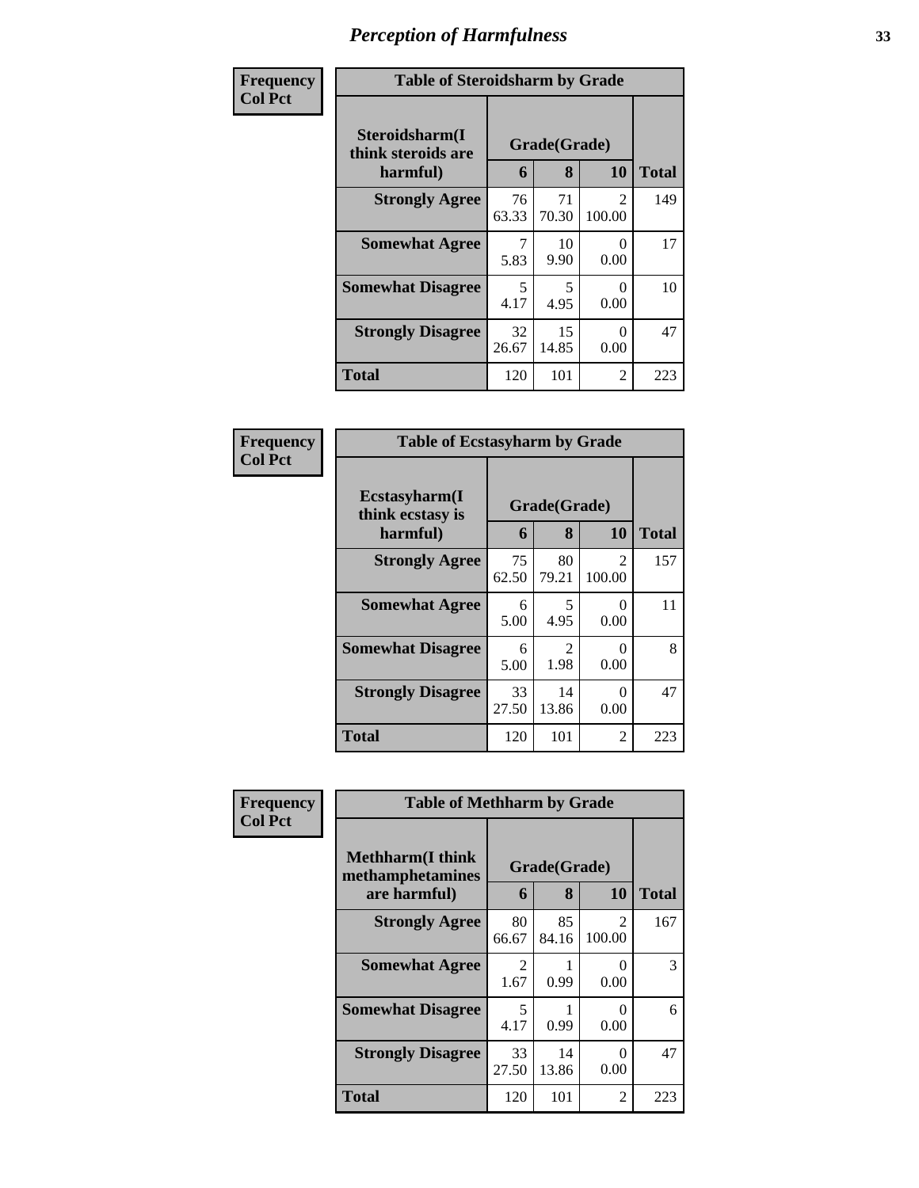# Perception of Harmfulness

**Frequency**
**Col Pct**

**Table of Steroidsharm by Grade**

| Steroidsharm(I think steroids are harmful) | Grade(Grade) | | | Total |
|---|---|---|---|---|
| | 6 | 8 | 10 | |
| **Strongly Agree** | 76<br>63.33 | 71<br>70.30 | 2<br>100.00 | 149 |
| **Somewhat Agree** | 7<br>5.83 | 10<br>9.90 | 0<br>0.00 | 17 |
| **Somewhat Disagree** | 5<br>4.17 | 5<br>4.95 | 0<br>0.00 | 10 |
| **Strongly Disagree** | 32<br>26.67 | 15<br>14.85 | 0<br>0.00 | 47 |
| **Total** | 120 | 101 | 2 | 223 |

**Frequency**
**Col Pct**

**Table of Ecstasyharm by Grade**

| Ecstasyharm(I think ecstasy is harmful) | Grade(Grade) | | | Total |
|---|---|---|---|---|
| | 6 | 8 | 10 | |
| **Strongly Agree** | 75<br>62.50 | 80<br>79.21 | 2<br>100.00 | 157 |
| **Somewhat Agree** | 6<br>5.00 | 5<br>4.95 | 0<br>0.00 | 11 |
| **Somewhat Disagree** | 6<br>5.00 | 2<br>1.98 | 0<br>0.00 | 8 |
| **Strongly Disagree** | 33<br>27.50 | 14<br>13.86 | 0<br>0.00 | 47 |
| **Total** | 120 | 101 | 2 | 223 |

**Frequency**
**Col Pct**

**Table of Methharm by Grade**

| Methharm(I think methamphetamines are harmful) | Grade(Grade) | | | Total |
|---|---|---|---|---|
| | 6 | 8 | 10 | |
| **Strongly Agree** | 80<br>66.67 | 85<br>84.16 | 2<br>100.00 | 167 |
| **Somewhat Agree** | 2<br>1.67 | 1<br>0.99 | 0<br>0.00 | 3 |
| **Somewhat Disagree** | 5<br>4.17 | 1<br>0.99 | 0<br>0.00 | 6 |
| **Strongly Disagree** | 33<br>27.50 | 14<br>13.86 | 0<br>0.00 | 47 |
| **Total** | 120 | 101 | 2 | 223 |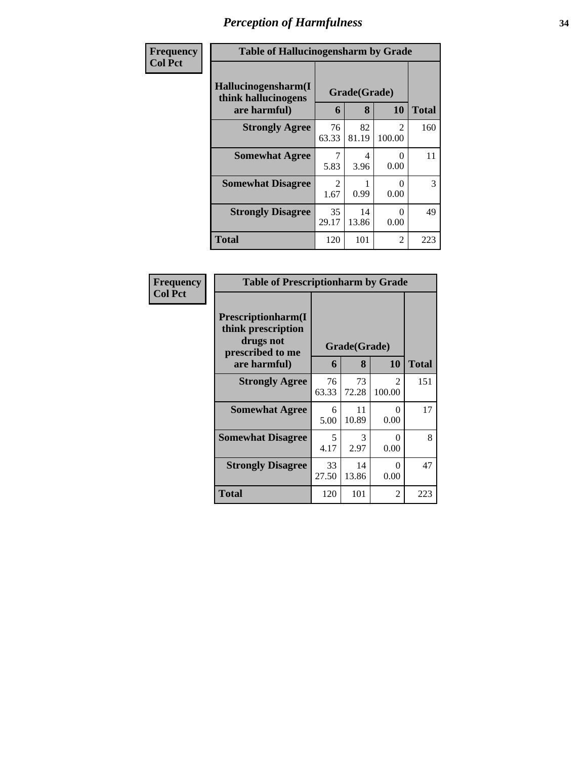# Perception of Harmfulness

**Frequency**
**Col Pct**

| Table of Hallucinogensharm by Grade | | | | |
|---|---|---|---|---|
| **Hallucinogensharm(I think hallucinogens are harmful)** | **Grade(Grade)** | | | **Total** |
| | **6** | **8** | **10** | |
| **Strongly Agree** | 76<br>63.33 | 82<br>81.19 | 2<br>100.00 | 160 |
| **Somewhat Agree** | 7<br>5.83 | 4<br>3.96 | 0<br>0.00 | 11 |
| **Somewhat Disagree** | 2<br>1.67 | 1<br>0.99 | 0<br>0.00 | 3 |
| **Strongly Disagree** | 35<br>29.17 | 14<br>13.86 | 0<br>0.00 | 49 |
| **Total** | 120 | 101 | 2 | 223 |

**Frequency**
**Col Pct**

| Table of Prescriptionharm by Grade | | | | |
|---|---|---|---|---|
| **Prescriptionharm(I think prescription drugs not prescribed to me are harmful)** | **Grade(Grade)** | | | **Total** |
| | **6** | **8** | **10** | |
| **Strongly Agree** | 76<br>63.33 | 73<br>72.28 | 2<br>100.00 | 151 |
| **Somewhat Agree** | 6<br>5.00 | 11<br>10.89 | 0<br>0.00 | 17 |
| **Somewhat Disagree** | 5<br>4.17 | 3<br>2.97 | 0<br>0.00 | 8 |
| **Strongly Disagree** | 33<br>27.50 | 14<br>13.86 | 0<br>0.00 | 47 |
| **Total** | 120 | 101 | 2 | 223 |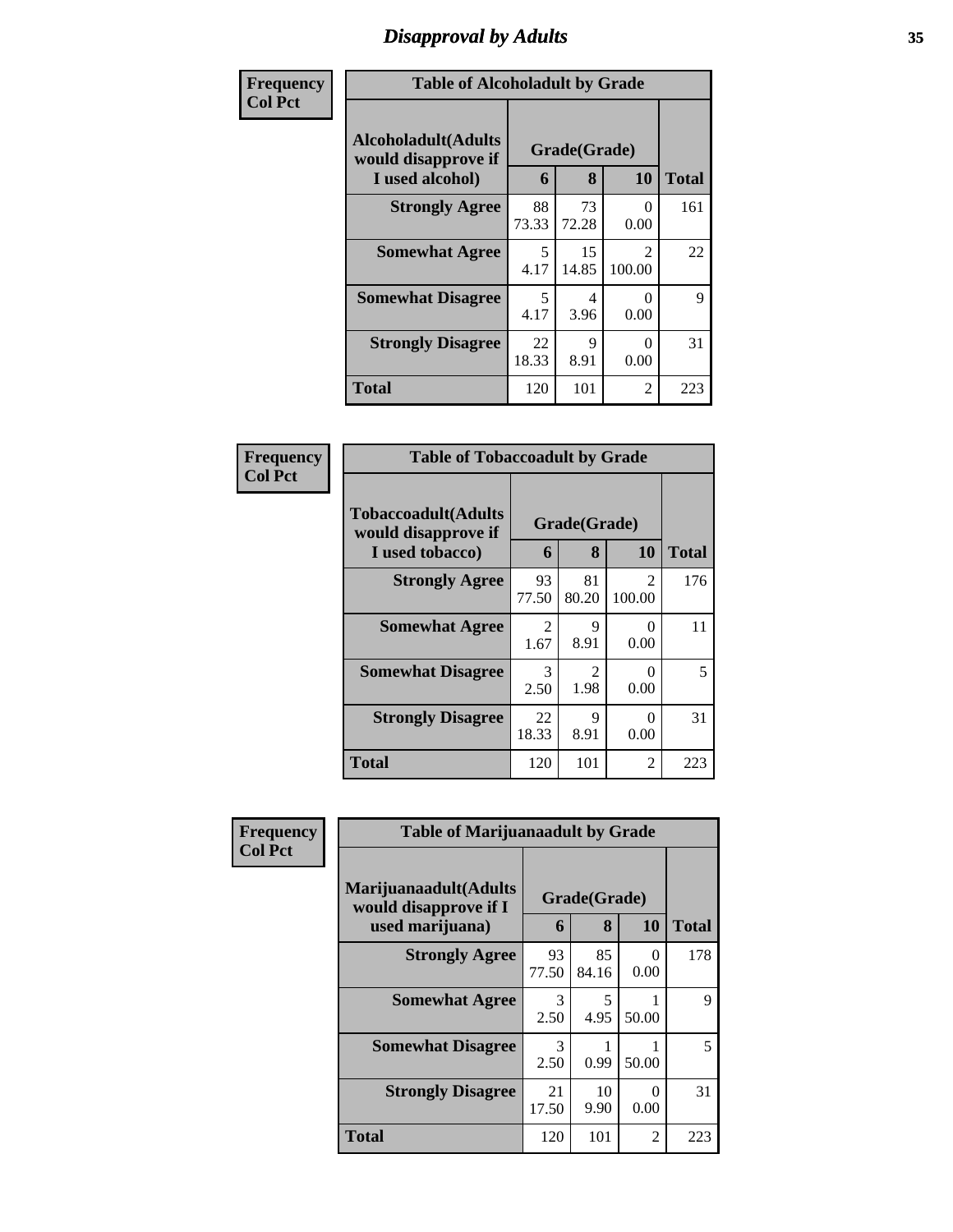# Disapproval by Adults

**Frequency**
**Col Pct**

| Table of Alcoholadult by Grade | | | | |
|---|---|---|---|---|
| Alcoholadult(Adults would disapprove if I used alcohol) | Grade(Grade) | | | Total |
| | 6 | 8 | 10 | |
| Strongly Agree | 88<br>73.33 | 73<br>72.28 | 0<br>0.00 | 161 |
| Somewhat Agree | 5<br>4.17 | 15<br>14.85 | 2<br>100.00 | 22 |
| Somewhat Disagree | 5<br>4.17 | 4<br>3.96 | 0<br>0.00 | 9 |
| Strongly Disagree | 22<br>18.33 | 9<br>8.91 | 0<br>0.00 | 31 |
| Total | 120 | 101 | 2 | 223 |

**Frequency**
**Col Pct**

| Table of Tobaccoadult by Grade | | | | |
|---|---|---|---|---|
| Tobaccoadult(Adults would disapprove if I used tobacco) | Grade(Grade) | | | Total |
| | 6 | 8 | 10 | |
| Strongly Agree | 93<br>77.50 | 81<br>80.20 | 2<br>100.00 | 176 |
| Somewhat Agree | 2<br>1.67 | 9<br>8.91 | 0<br>0.00 | 11 |
| Somewhat Disagree | 3<br>2.50 | 2<br>1.98 | 0<br>0.00 | 5 |
| Strongly Disagree | 22<br>18.33 | 9<br>8.91 | 0<br>0.00 | 31 |
| Total | 120 | 101 | 2 | 223 |

**Frequency**
**Col Pct**

| Table of Marijuanaadult by Grade | | | | |
|---|---|---|---|---|
| Marijuanaadult(Adults would disapprove if I used marijuana) | Grade(Grade) | | | Total |
| | 6 | 8 | 10 | |
| Strongly Agree | 93<br>77.50 | 85<br>84.16 | 0<br>0.00 | 178 |
| Somewhat Agree | 3<br>2.50 | 5<br>4.95 | 1<br>50.00 | 9 |
| Somewhat Disagree | 3<br>2.50 | 1<br>0.99 | 1<br>50.00 | 5 |
| Strongly Disagree | 21<br>17.50 | 10<br>9.90 | 0<br>0.00 | 31 |
| Total | 120 | 101 | 2 | 223 |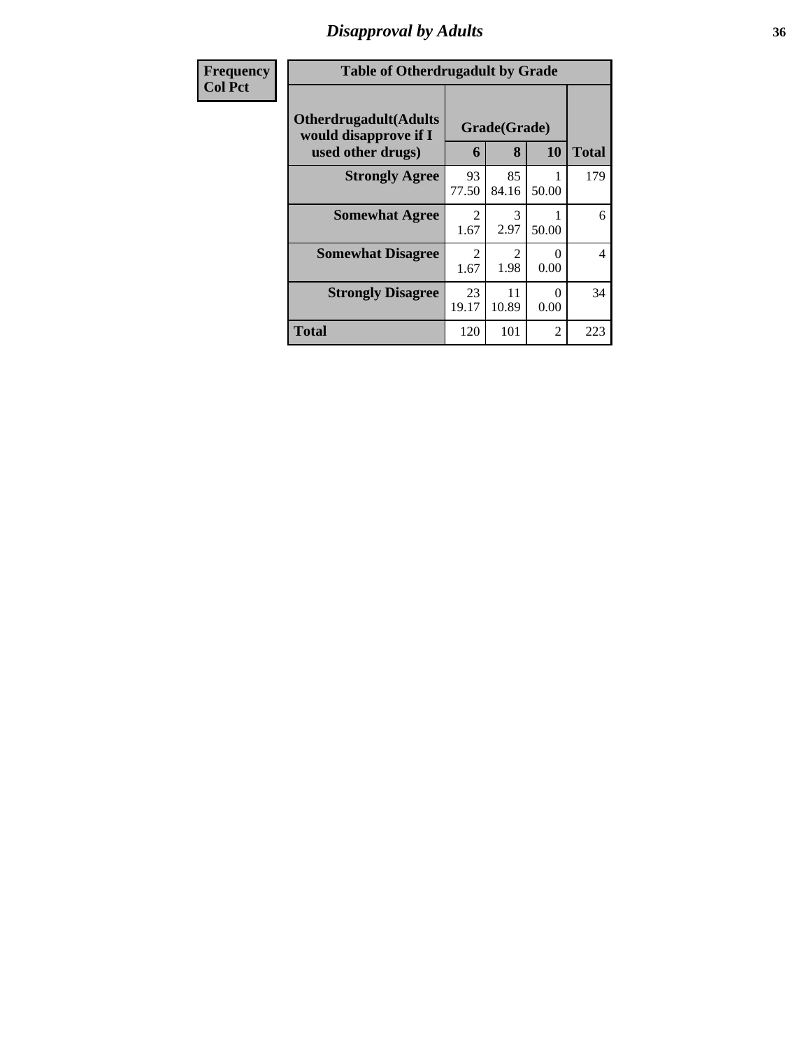## Disapproval by Adults

| Frequency<br>Col Pct | | | | |
|---|---|---|---|---|

**Table of Otherdrugadult by Grade**

| Otherdrugadult(Adults would disapprove if I used other drugs) | Grade(Grade) | | | |
|---|---|---|---|---|
| | 6 | 8 | 10 | Total |
| **Strongly Agree** | 93<br>77.50 | 85<br>84.16 | 1<br>50.00 | 179 |
| **Somewhat Agree** | 2<br>1.67 | 3<br>2.97 | 1<br>50.00 | 6 |
| **Somewhat Disagree** | 2<br>1.67 | 2<br>1.98 | 0<br>0.00 | 4 |
| **Strongly Disagree** | 23<br>19.17 | 11<br>10.89 | 0<br>0.00 | 34 |
| **Total** | 120 | 101 | 2 | 223 |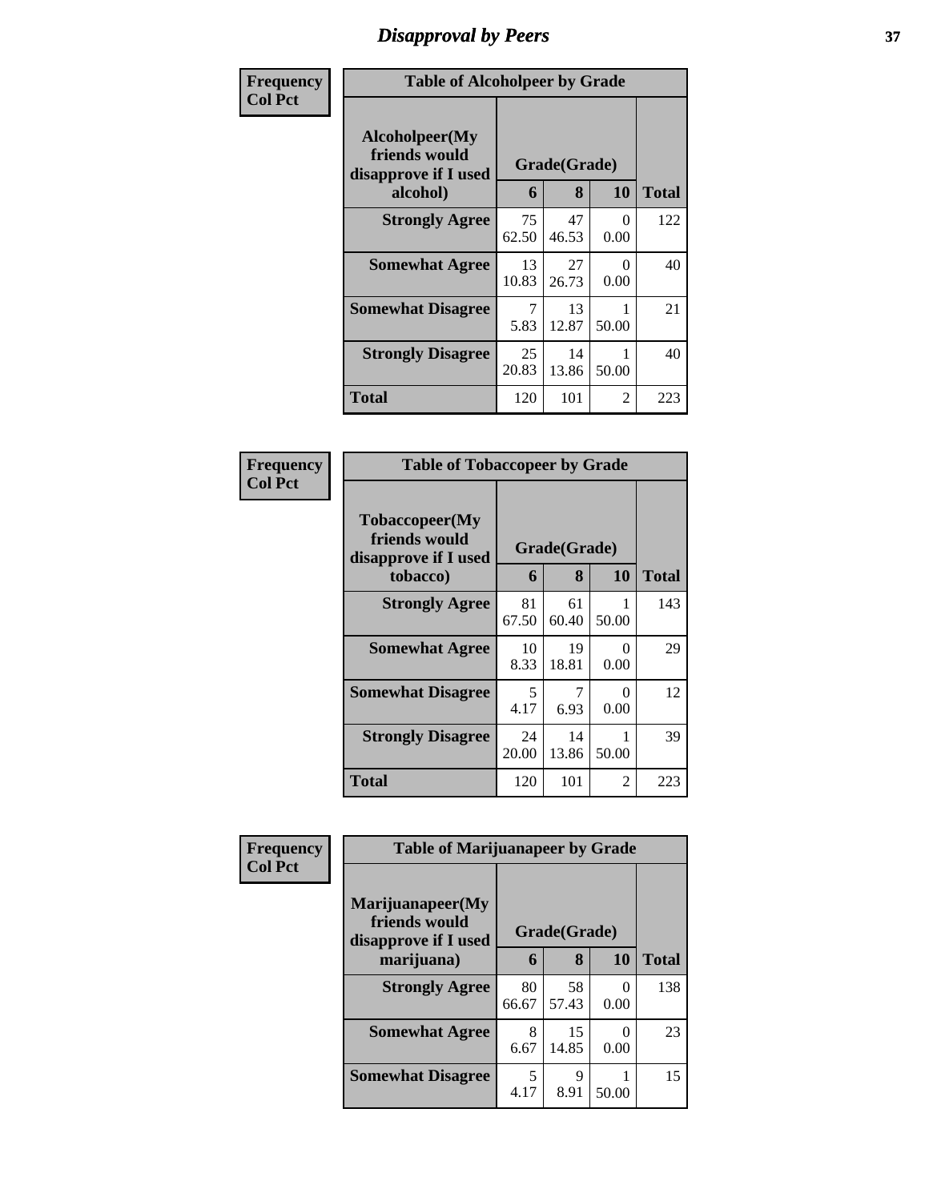# Disapproval by Peers

**Frequency**
**Col Pct**

| Table of Alcoholpeer by Grade | | | | |
|---|---|---|---|---|
| Alcoholpeer(My friends would disapprove if I used alcohol) | Grade(Grade) | | | Total |
| | 6 | 8 | 10 | |
| Strongly Agree | 75<br>62.50 | 47<br>46.53 | 0<br>0.00 | 122 |
| Somewhat Agree | 13<br>10.83 | 27<br>26.73 | 0<br>0.00 | 40 |
| Somewhat Disagree | 7<br>5.83 | 13<br>12.87 | 1<br>50.00 | 21 |
| Strongly Disagree | 25<br>20.83 | 14<br>13.86 | 1<br>50.00 | 40 |
| Total | 120 | 101 | 2 | 223 |

**Frequency**
**Col Pct**

| Table of Tobaccopeer by Grade | | | | |
|---|---|---|---|---|
| Tobaccopeer(My friends would disapprove if I used tobacco) | Grade(Grade) | | | Total |
| | 6 | 8 | 10 | |
| Strongly Agree | 81<br>67.50 | 61<br>60.40 | 1<br>50.00 | 143 |
| Somewhat Agree | 10<br>8.33 | 19<br>18.81 | 0<br>0.00 | 29 |
| Somewhat Disagree | 5<br>4.17 | 7<br>6.93 | 0<br>0.00 | 12 |
| Strongly Disagree | 24<br>20.00 | 14<br>13.86 | 1<br>50.00 | 39 |
| Total | 120 | 101 | 2 | 223 |

**Frequency**
**Col Pct**

| Table of Marijuanapeer by Grade | | | | |
|---|---|---|---|---|
| Marijuanapeer(My friends would disapprove if I used marijuana) | Grade(Grade) | | | Total |
| | 6 | 8 | 10 | |
| Strongly Agree | 80<br>66.67 | 58<br>57.43 | 0<br>0.00 | 138 |
| Somewhat Agree | 8<br>6.67 | 15<br>14.85 | 0<br>0.00 | 23 |
| Somewhat Disagree | 5<br>4.17 | 9<br>8.91 | 1<br>50.00 | 15 |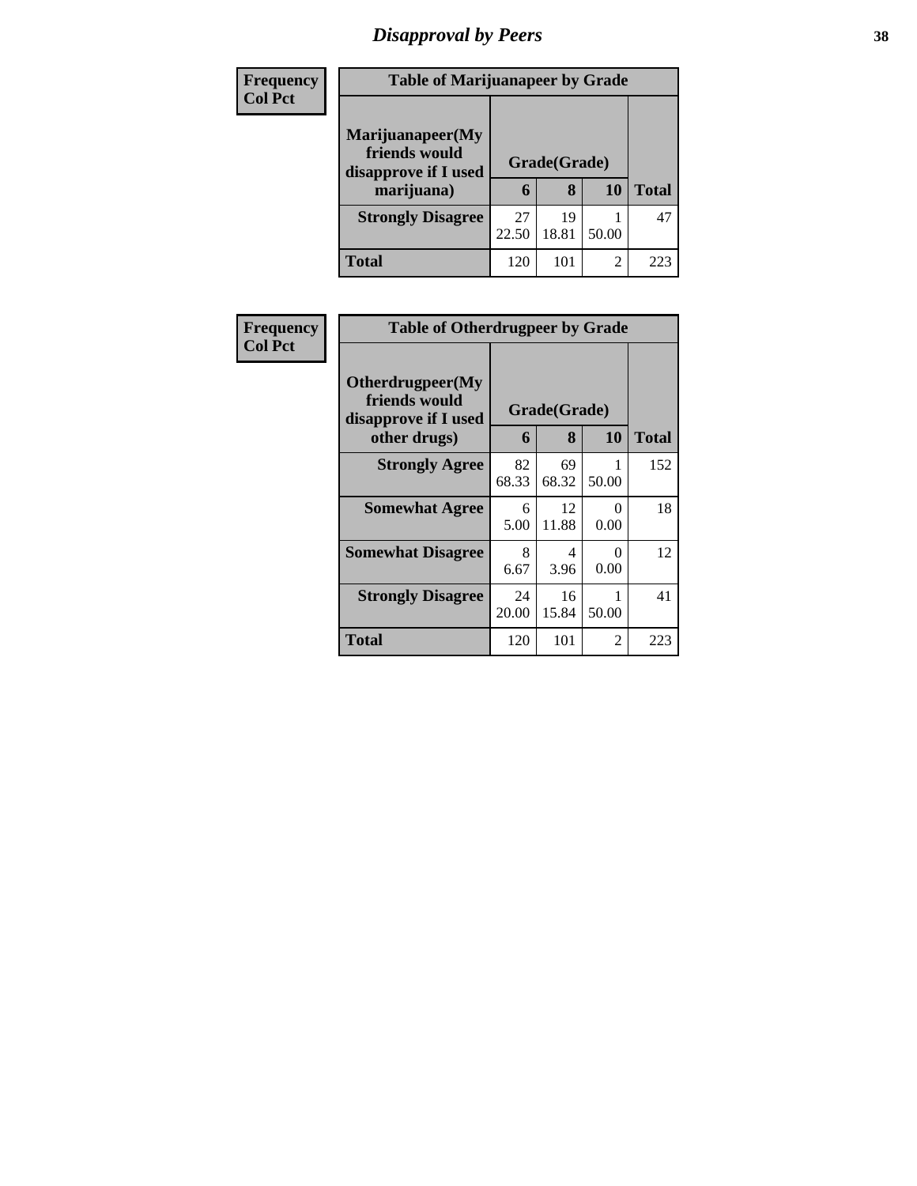## Disapproval by Peers

**Frequency**
**Col Pct**

| Table of Marijuanapeer by Grade | | | | |
|---|---|---|---|---|
| **Marijuanapeer(My friends would disapprove if I used marijuana)** | **Grade(Grade)** | | | |
| | **6** | **8** | **10** | **Total** |
| **Strongly Disagree** | 27<br>22.50 | 19<br>18.81 | 1<br>50.00 | 47 |
| **Total** | 120 | 101 | 2 | 223 |

**Frequency**
**Col Pct**

| Table of Otherdrugpeer by Grade | | | | |
|---|---|---|---|---|
| **Otherdrugpeer(My friends would disapprove if I used other drugs)** | **Grade(Grade)** | | | |
| | **6** | **8** | **10** | **Total** |
| **Strongly Agree** | 82<br>68.33 | 69<br>68.32 | 1<br>50.00 | 152 |
| **Somewhat Agree** | 6<br>5.00 | 12<br>11.88 | 0<br>0.00 | 18 |
| **Somewhat Disagree** | 8<br>6.67 | 4<br>3.96 | 0<br>0.00 | 12 |
| **Strongly Disagree** | 24<br>20.00 | 16<br>15.84 | 1<br>50.00 | 41 |
| **Total** | 120 | 101 | 2 | 223 |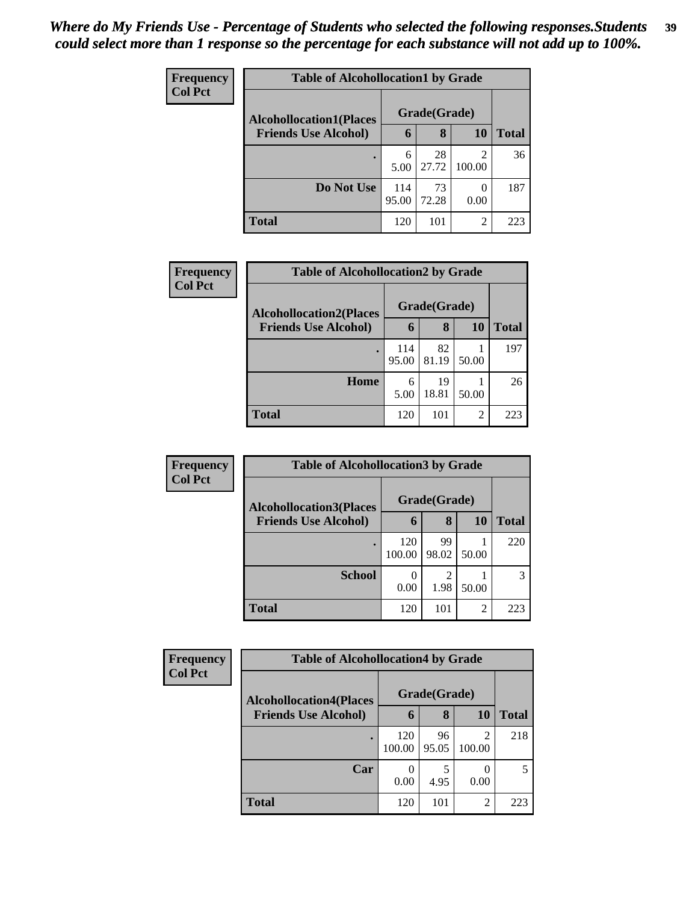*Where do My Friends Use - Percentage of Students who selected the following responses.Students could select more than 1 response so the percentage for each substance will not add up to 100%.*

**Frequency**
**Col Pct**

| Table of Alcohollocation1 by Grade | | | | |
|---|---|---|---|---|
| **Alcohollocation1(Places Friends Use Alcohol)** | **Grade(Grade)** | | | **Total** |
| | **6** | **8** | **10** | |
| **.** | 6<br>5.00 | 28<br>27.72 | 2<br>100.00 | 36 |
| **Do Not Use** | 114<br>95.00 | 73<br>72.28 | 0<br>0.00 | 187 |
| **Total** | 120 | 101 | 2 | 223 |

**Frequency**
**Col Pct**

| Table of Alcohollocation2 by Grade | | | | |
|---|---|---|---|---|
| **Alcohollocation2(Places Friends Use Alcohol)** | **Grade(Grade)** | | | **Total** |
| | **6** | **8** | **10** | |
| **.** | 114<br>95.00 | 82<br>81.19 | 1<br>50.00 | 197 |
| **Home** | 6<br>5.00 | 19<br>18.81 | 1<br>50.00 | 26 |
| **Total** | 120 | 101 | 2 | 223 |

**Frequency**
**Col Pct**

| Table of Alcohollocation3 by Grade | | | | |
|---|---|---|---|---|
| **Alcohollocation3(Places Friends Use Alcohol)** | **Grade(Grade)** | | | **Total** |
| | **6** | **8** | **10** | |
| **.** | 120<br>100.00 | 99<br>98.02 | 1<br>50.00 | 220 |
| **School** | 0<br>0.00 | 2<br>1.98 | 1<br>50.00 | 3 |
| **Total** | 120 | 101 | 2 | 223 |

**Frequency**
**Col Pct**

| Table of Alcohollocation4 by Grade | | | | |
|---|---|---|---|---|
| **Alcohollocation4(Places Friends Use Alcohol)** | **Grade(Grade)** | | | **Total** |
| | **6** | **8** | **10** | |
| **.** | 120<br>100.00 | 96<br>95.05 | 2<br>100.00 | 218 |
| **Car** | 0<br>0.00 | 5<br>4.95 | 0<br>0.00 | 5 |
| **Total** | 120 | 101 | 2 | 223 |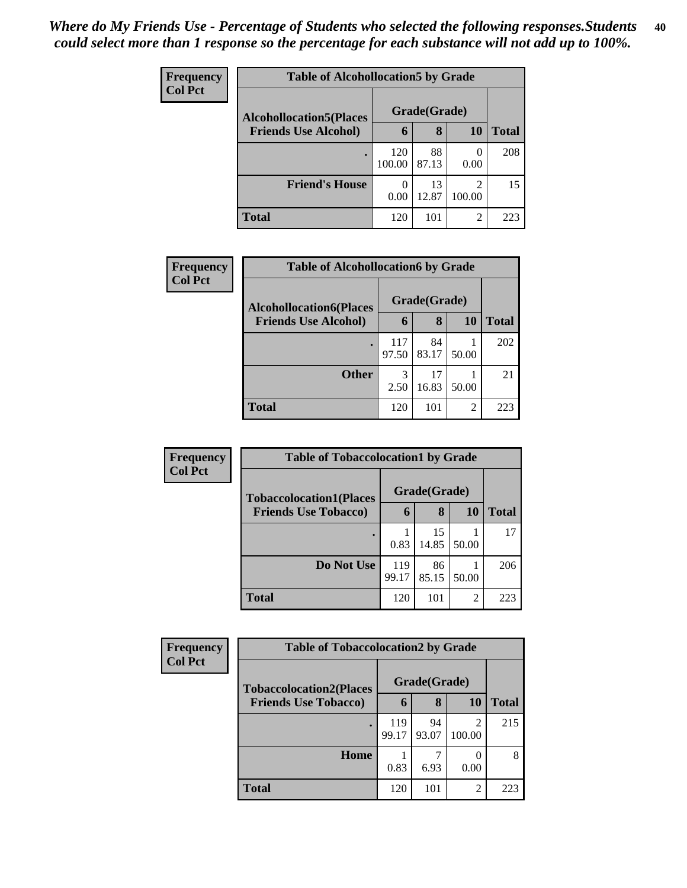*Where do My Friends Use - Percentage of Students who selected the following responses.Students could select more than 1 response so the percentage for each substance will not add up to 100%.*

**Frequency**
**Col Pct**

| Table of Alcohollocation5 by Grade | | | | |
|---|---|---|---|---|
| **Alcohollocation5(Places Friends Use Alcohol)** | **Grade(Grade)** | | | **Total** |
| | **6** | **8** | **10** | |
| **.** | 120<br>100.00 | 88<br>87.13 | 0<br>0.00 | 208 |
| **Friend's House** | 0<br>0.00 | 13<br>12.87 | 2<br>100.00 | 15 |
| **Total** | 120 | 101 | 2 | 223 |

**Frequency**
**Col Pct**

| Table of Alcohollocation6 by Grade | | | | |
|---|---|---|---|---|
| **Alcohollocation6(Places Friends Use Alcohol)** | **Grade(Grade)** | | | **Total** |
| | **6** | **8** | **10** | |
| **.** | 117<br>97.50 | 84<br>83.17 | 1<br>50.00 | 202 |
| **Other** | 3<br>2.50 | 17<br>16.83 | 1<br>50.00 | 21 |
| **Total** | 120 | 101 | 2 | 223 |

**Frequency**
**Col Pct**

| Table of Tobaccolocation1 by Grade | | | | |
|---|---|---|---|---|
| **Tobaccolocation1(Places Friends Use Tobacco)** | **Grade(Grade)** | | | **Total** |
| | **6** | **8** | **10** | |
| **.** | 1<br>0.83 | 15<br>14.85 | 1<br>50.00 | 17 |
| **Do Not Use** | 119<br>99.17 | 86<br>85.15 | 1<br>50.00 | 206 |
| **Total** | 120 | 101 | 2 | 223 |

**Frequency**
**Col Pct**

| Table of Tobaccolocation2 by Grade | | | | |
|---|---|---|---|---|
| **Tobaccolocation2(Places Friends Use Tobacco)** | **Grade(Grade)** | | | **Total** |
| | **6** | **8** | **10** | |
| **.** | 119<br>99.17 | 94<br>93.07 | 2<br>100.00 | 215 |
| **Home** | 1<br>0.83 | 7<br>6.93 | 0<br>0.00 | 8 |
| **Total** | 120 | 101 | 2 | 223 |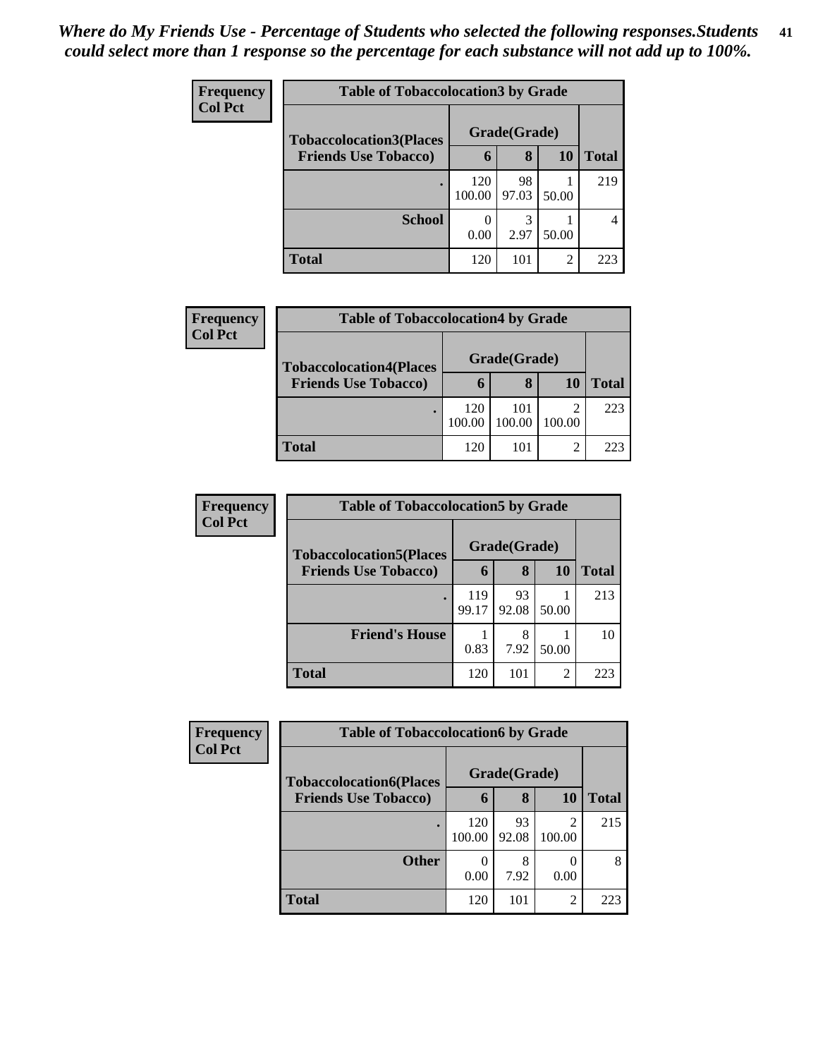*Where do My Friends Use - Percentage of Students who selected the following responses.Students could select more than 1 response so the percentage for each substance will not add up to 100%.*

**Frequency**
**Col Pct**

| Table of Tobaccolocation3 by Grade | | | | |
|---|---|---|---|---|
| **Tobaccolocation3(Places Friends Use Tobacco)** | **Grade(Grade)** | | | **Total** |
| | **6** | **8** | **10** | |
| **.** | 120<br>100.00 | 98<br>97.03 | 1<br>50.00 | 219 |
| **School** | 0<br>0.00 | 3<br>2.97 | 1<br>50.00 | 4 |
| **Total** | 120 | 101 | 2 | 223 |

**Frequency**
**Col Pct**

| Table of Tobaccolocation4 by Grade | | | | |
|---|---|---|---|---|
| **Tobaccolocation4(Places Friends Use Tobacco)** | **Grade(Grade)** | | | **Total** |
| | **6** | **8** | **10** | |
| **.** | 120<br>100.00 | 101<br>100.00 | 2<br>100.00 | 223 |
| **Total** | 120 | 101 | 2 | 223 |

**Frequency**
**Col Pct**

| Table of Tobaccolocation5 by Grade | | | | |
|---|---|---|---|---|
| **Tobaccolocation5(Places Friends Use Tobacco)** | **Grade(Grade)** | | | **Total** |
| | **6** | **8** | **10** | |
| **.** | 119<br>99.17 | 93<br>92.08 | 1<br>50.00 | 213 |
| **Friend's House** | 1<br>0.83 | 8<br>7.92 | 1<br>50.00 | 10 |
| **Total** | 120 | 101 | 2 | 223 |

**Frequency**
**Col Pct**

| Table of Tobaccolocation6 by Grade | | | | |
|---|---|---|---|---|
| **Tobaccolocation6(Places Friends Use Tobacco)** | **Grade(Grade)** | | | **Total** |
| | **6** | **8** | **10** | |
| **.** | 120<br>100.00 | 93<br>92.08 | 2<br>100.00 | 215 |
| **Other** | 0<br>0.00 | 8<br>7.92 | 0<br>0.00 | 8 |
| **Total** | 120 | 101 | 2 | 223 |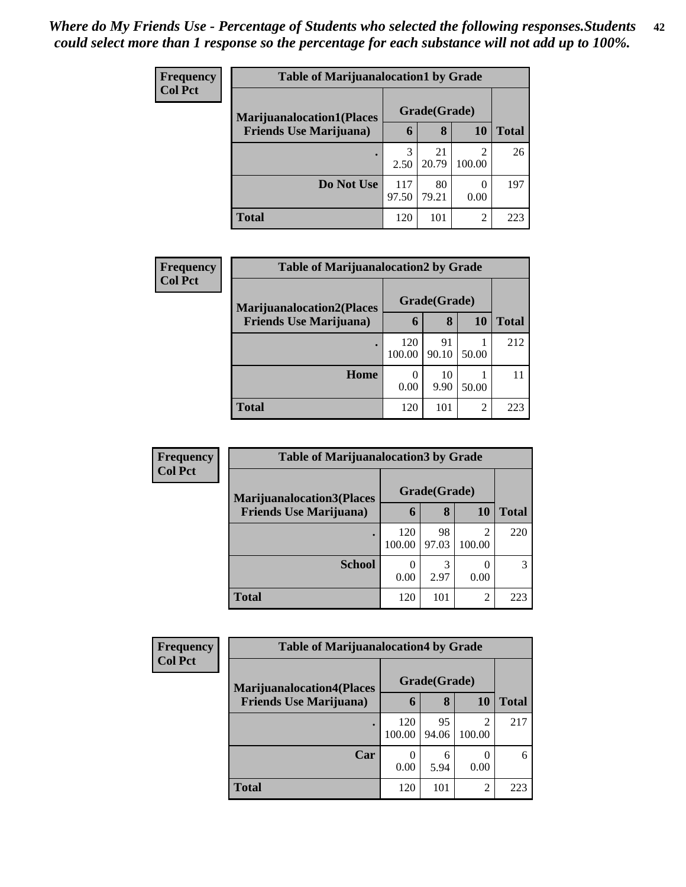*Where do My Friends Use - Percentage of Students who selected the following responses.Students could select more than 1 response so the percentage for each substance will not add up to 100%.*

**Frequency**
**Col Pct**

| Table of Marijuanalocation1 by Grade | | | | |
|---|---|---|---|---|
| **Marijuanalocation1(Places Friends Use Marijuana)** | **Grade(Grade)** | | | |
| | **6** | **8** | **10** | **Total** |
| **.** | 3<br>2.50 | 21<br>20.79 | 2<br>100.00 | 26 |
| **Do Not Use** | 117<br>97.50 | 80<br>79.21 | 0<br>0.00 | 197 |
| **Total** | 120 | 101 | 2 | 223 |

**Frequency**
**Col Pct**

| Table of Marijuanalocation2 by Grade | | | | |
|---|---|---|---|---|
| **Marijuanalocation2(Places Friends Use Marijuana)** | **Grade(Grade)** | | | |
| | **6** | **8** | **10** | **Total** |
| **.** | 120<br>100.00 | 91<br>90.10 | 1<br>50.00 | 212 |
| **Home** | 0<br>0.00 | 10<br>9.90 | 1<br>50.00 | 11 |
| **Total** | 120 | 101 | 2 | 223 |

**Frequency**
**Col Pct**

| Table of Marijuanalocation3 by Grade | | | | |
|---|---|---|---|---|
| **Marijuanalocation3(Places Friends Use Marijuana)** | **Grade(Grade)** | | | |
| | **6** | **8** | **10** | **Total** |
| **.** | 120<br>100.00 | 98<br>97.03 | 2<br>100.00 | 220 |
| **School** | 0<br>0.00 | 3<br>2.97 | 0<br>0.00 | 3 |
| **Total** | 120 | 101 | 2 | 223 |

**Frequency**
**Col Pct**

| Table of Marijuanalocation4 by Grade | | | | |
|---|---|---|---|---|
| **Marijuanalocation4(Places Friends Use Marijuana)** | **Grade(Grade)** | | | |
| | **6** | **8** | **10** | **Total** |
| **.** | 120<br>100.00 | 95<br>94.06 | 2<br>100.00 | 217 |
| **Car** | 0<br>0.00 | 6<br>5.94 | 0<br>0.00 | 6 |
| **Total** | 120 | 101 | 2 | 223 |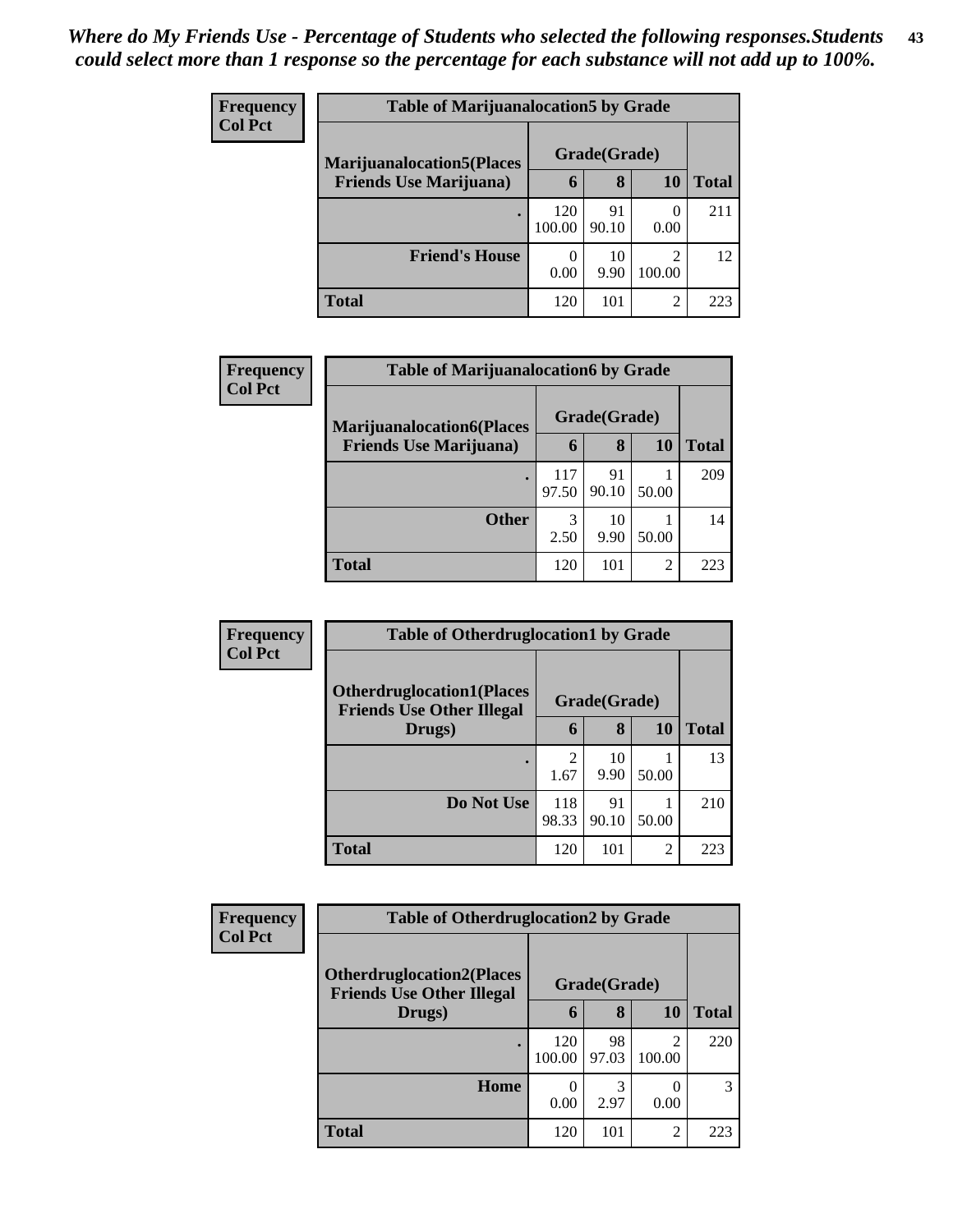*Where do My Friends Use - Percentage of Students who selected the following responses.Students could select more than 1 response so the percentage for each substance will not add up to 100%.*

**Frequency**
**Col Pct**

| Table of Marijuanalocation5 by Grade | | | | |
|---|---|---|---|---|
| **Marijuanalocation5(Places Friends Use Marijuana)** | **Grade(Grade)** | | | |
| | **6** | **8** | **10** | **Total** |
| **.** | 120<br>100.00 | 91<br>90.10 | 0<br>0.00 | 211 |
| **Friend's House** | 0<br>0.00 | 10<br>9.90 | 2<br>100.00 | 12 |
| **Total** | 120 | 101 | 2 | 223 |

**Frequency**
**Col Pct**

| Table of Marijuanalocation6 by Grade | | | | |
|---|---|---|---|---|
| **Marijuanalocation6(Places Friends Use Marijuana)** | **Grade(Grade)** | | | |
| | **6** | **8** | **10** | **Total** |
| **.** | 117<br>97.50 | 91<br>90.10 | 1<br>50.00 | 209 |
| **Other** | 3<br>2.50 | 10<br>9.90 | 1<br>50.00 | 14 |
| **Total** | 120 | 101 | 2 | 223 |

**Frequency**
**Col Pct**

| Table of Otherdruglocation1 by Grade | | | | |
|---|---|---|---|---|
| **Otherdruglocation1(Places Friends Use Other Illegal Drugs)** | **Grade(Grade)** | | | |
| | **6** | **8** | **10** | **Total** |
| **.** | 2<br>1.67 | 10<br>9.90 | 1<br>50.00 | 13 |
| **Do Not Use** | 118<br>98.33 | 91<br>90.10 | 1<br>50.00 | 210 |
| **Total** | 120 | 101 | 2 | 223 |

**Frequency**
**Col Pct**

| Table of Otherdruglocation2 by Grade | | | | |
|---|---|---|---|---|
| **Otherdruglocation2(Places Friends Use Other Illegal Drugs)** | **Grade(Grade)** | | | |
| | **6** | **8** | **10** | **Total** |
| **.** | 120<br>100.00 | 98<br>97.03 | 2<br>100.00 | 220 |
| **Home** | 0<br>0.00 | 3<br>2.97 | 0<br>0.00 | 3 |
| **Total** | 120 | 101 | 2 | 223 |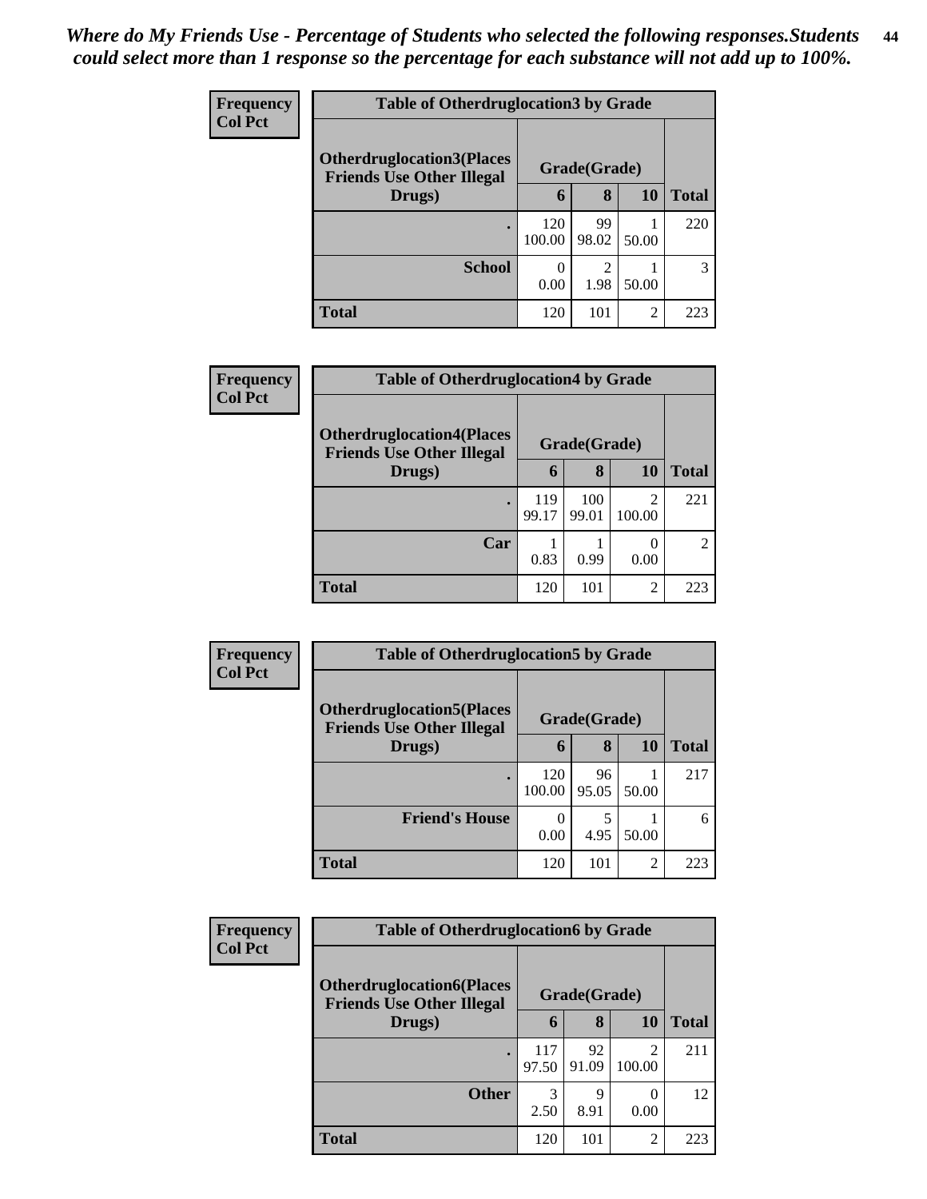*Where do My Friends Use - Percentage of Students who selected the following responses.Students could select more than 1 response so the percentage for each substance will not add up to 100%.*

**Frequency**
**Col Pct**

| Table of Otherdruglocation3 by Grade | | | | |
|---|---|---|---|---|
| **Otherdruglocation3(Places Friends Use Other Illegal Drugs)** | **Grade(Grade)** | | | |
| | **6** | **8** | **10** | **Total** |
| **.** | 120<br>100.00 | 99<br>98.02 | 1<br>50.00 | 220 |
| **School** | 0<br>0.00 | 2<br>1.98 | 1<br>50.00 | 3 |
| **Total** | 120 | 101 | 2 | 223 |

**Frequency**
**Col Pct**

| Table of Otherdruglocation4 by Grade | | | | |
|---|---|---|---|---|
| **Otherdruglocation4(Places Friends Use Other Illegal Drugs)** | **Grade(Grade)** | | | |
| | **6** | **8** | **10** | **Total** |
| **.** | 119<br>99.17 | 100<br>99.01 | 2<br>100.00 | 221 |
| **Car** | 1<br>0.83 | 1<br>0.99 | 0<br>0.00 | 2 |
| **Total** | 120 | 101 | 2 | 223 |

**Frequency**
**Col Pct**

| Table of Otherdruglocation5 by Grade | | | | |
|---|---|---|---|---|
| **Otherdruglocation5(Places Friends Use Other Illegal Drugs)** | **Grade(Grade)** | | | |
| | **6** | **8** | **10** | **Total** |
| **.** | 120<br>100.00 | 96<br>95.05 | 1<br>50.00 | 217 |
| **Friend's House** | 0<br>0.00 | 5<br>4.95 | 1<br>50.00 | 6 |
| **Total** | 120 | 101 | 2 | 223 |

**Frequency**
**Col Pct**

| Table of Otherdruglocation6 by Grade | | | | |
|---|---|---|---|---|
| **Otherdruglocation6(Places Friends Use Other Illegal Drugs)** | **Grade(Grade)** | | | |
| | **6** | **8** | **10** | **Total** |
| **.** | 117<br>97.50 | 92<br>91.09 | 2<br>100.00 | 211 |
| **Other** | 3<br>2.50 | 9<br>8.91 | 0<br>0.00 | 12 |
| **Total** | 120 | 101 | 2 | 223 |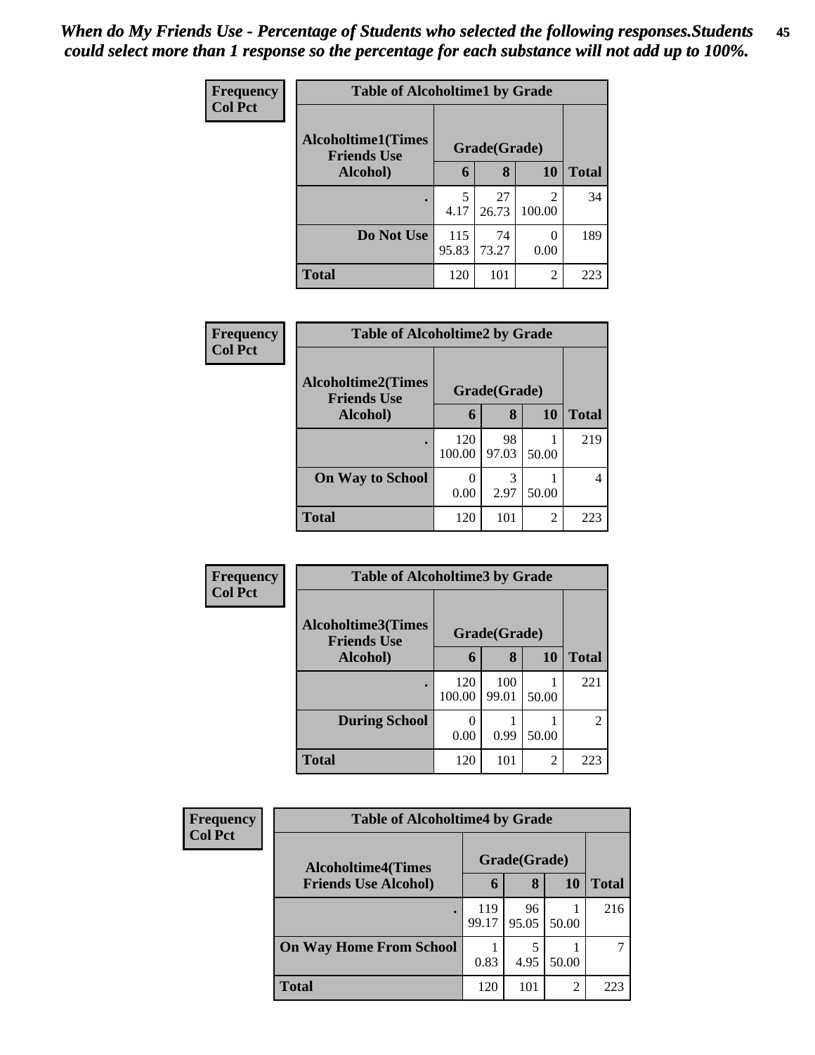*When do My Friends Use - Percentage of Students who selected the following responses.Students could select more than 1 response so the percentage for each substance will not add up to 100%.*

**Frequency**
**Col Pct**

| Table of Alcoholtime1 by Grade | | | | |
|---|---|---|---|---|
| Alcoholtime1(Times Friends Use Alcohol) | Grade(Grade) | | | Total |
| | 6 | 8 | 10 | |
| . | 5<br>4.17 | 27<br>26.73 | 2<br>100.00 | 34 |
| Do Not Use | 115<br>95.83 | 74<br>73.27 | 0<br>0.00 | 189 |
| Total | 120 | 101 | 2 | 223 |

**Frequency**
**Col Pct**

| Table of Alcoholtime2 by Grade | | | | |
|---|---|---|---|---|
| Alcoholtime2(Times Friends Use Alcohol) | Grade(Grade) | | | Total |
| | 6 | 8 | 10 | |
| . | 120<br>100.00 | 98<br>97.03 | 1<br>50.00 | 219 |
| On Way to School | 0<br>0.00 | 3<br>2.97 | 1<br>50.00 | 4 |
| Total | 120 | 101 | 2 | 223 |

**Frequency**
**Col Pct**

| Table of Alcoholtime3 by Grade | | | | |
|---|---|---|---|---|
| Alcoholtime3(Times Friends Use Alcohol) | Grade(Grade) | | | Total |
| | 6 | 8 | 10 | |
| . | 120<br>100.00 | 100<br>99.01 | 1<br>50.00 | 221 |
| During School | 0<br>0.00 | 1<br>0.99 | 1<br>50.00 | 2 |
| Total | 120 | 101 | 2 | 223 |

**Frequency**
**Col Pct**

| Table of Alcoholtime4 by Grade | | | | |
|---|---|---|---|---|
| Alcoholtime4(Times Friends Use Alcohol) | Grade(Grade) | | | Total |
| | 6 | 8 | 10 | |
| . | 119<br>99.17 | 96<br>95.05 | 1<br>50.00 | 216 |
| On Way Home From School | 1<br>0.83 | 5<br>4.95 | 1<br>50.00 | 7 |
| Total | 120 | 101 | 2 | 223 |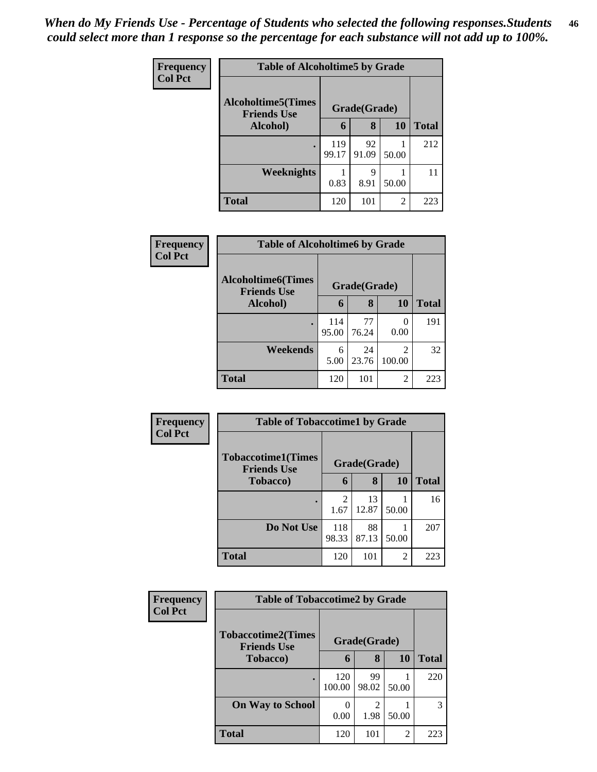*When do My Friends Use - Percentage of Students who selected the following responses.Students could select more than 1 response so the percentage for each substance will not add up to 100%.*

**Frequency**
**Col Pct**

| Table of Alcoholtime5 by Grade | | | | |
|---|---|---|---|---|
| Alcoholtime5(Times Friends Use Alcohol) | Grade(Grade) | | | Total |
| | 6 | 8 | 10 | |
| . | 119<br>99.17 | 92<br>91.09 | 1<br>50.00 | 212 |
| Weeknights | 1<br>0.83 | 9<br>8.91 | 1<br>50.00 | 11 |
| Total | 120 | 101 | 2 | 223 |

**Frequency**
**Col Pct**

| Table of Alcoholtime6 by Grade | | | | |
|---|---|---|---|---|
| Alcoholtime6(Times Friends Use Alcohol) | Grade(Grade) | | | Total |
| | 6 | 8 | 10 | |
| . | 114<br>95.00 | 77<br>76.24 | 0<br>0.00 | 191 |
| Weekends | 6<br>5.00 | 24<br>23.76 | 2<br>100.00 | 32 |
| Total | 120 | 101 | 2 | 223 |

**Frequency**
**Col Pct**

| Table of Tobaccotime1 by Grade | | | | |
|---|---|---|---|---|
| Tobaccotime1(Times Friends Use Tobacco) | Grade(Grade) | | | Total |
| | 6 | 8 | 10 | |
| . | 2<br>1.67 | 13<br>12.87 | 1<br>50.00 | 16 |
| Do Not Use | 118<br>98.33 | 88<br>87.13 | 1<br>50.00 | 207 |
| Total | 120 | 101 | 2 | 223 |

**Frequency**
**Col Pct**

| Table of Tobaccotime2 by Grade | | | | |
|---|---|---|---|---|
| Tobaccotime2(Times Friends Use Tobacco) | Grade(Grade) | | | Total |
| | 6 | 8 | 10 | |
| . | 120<br>100.00 | 99<br>98.02 | 1<br>50.00 | 220 |
| On Way to School | 0<br>0.00 | 2<br>1.98 | 1<br>50.00 | 3 |
| Total | 120 | 101 | 2 | 223 |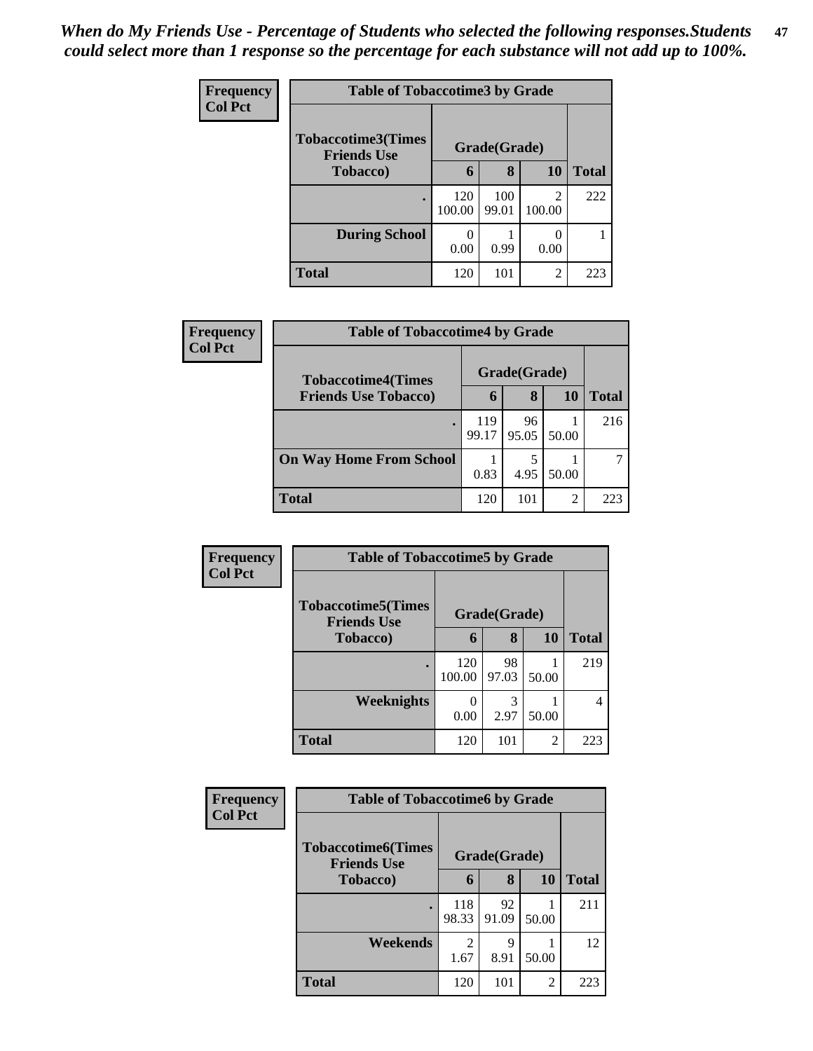*When do My Friends Use - Percentage of Students who selected the following responses.Students could select more than 1 response so the percentage for each substance will not add up to 100%.*

**Frequency**
**Col Pct**

| Table of Tobaccotime3 by Grade | | | | |
|---|---|---|---|---|
| **Tobaccotime3(Times Friends Use Tobacco)** | **Grade(Grade)** | | | |
| | **6** | **8** | **10** | **Total** |
| **.** | 120<br>100.00 | 100<br>99.01 | 2<br>100.00 | 222 |
| **During School** | 0<br>0.00 | 1<br>0.99 | 0<br>0.00 | 1 |
| **Total** | 120 | 101 | 2 | 223 |

**Frequency**
**Col Pct**

| Table of Tobaccotime4 by Grade | | | | |
|---|---|---|---|---|
| **Tobaccotime4(Times Friends Use Tobacco)** | **Grade(Grade)** | | | |
| | **6** | **8** | **10** | **Total** |
| **.** | 119<br>99.17 | 96<br>95.05 | 1<br>50.00 | 216 |
| **On Way Home From School** | 1<br>0.83 | 5<br>4.95 | 1<br>50.00 | 7 |
| **Total** | 120 | 101 | 2 | 223 |

**Frequency**
**Col Pct**

| Table of Tobaccotime5 by Grade | | | | |
|---|---|---|---|---|
| **Tobaccotime5(Times Friends Use Tobacco)** | **Grade(Grade)** | | | |
| | **6** | **8** | **10** | **Total** |
| **.** | 120<br>100.00 | 98<br>97.03 | 1<br>50.00 | 219 |
| **Weeknights** | 0<br>0.00 | 3<br>2.97 | 1<br>50.00 | 4 |
| **Total** | 120 | 101 | 2 | 223 |

**Frequency**
**Col Pct**

| Table of Tobaccotime6 by Grade | | | | |
|---|---|---|---|---|
| **Tobaccotime6(Times Friends Use Tobacco)** | **Grade(Grade)** | | | |
| | **6** | **8** | **10** | **Total** |
| **.** | 118<br>98.33 | 92<br>91.09 | 1<br>50.00 | 211 |
| **Weekends** | 2<br>1.67 | 9<br>8.91 | 1<br>50.00 | 12 |
| **Total** | 120 | 101 | 2 | 223 |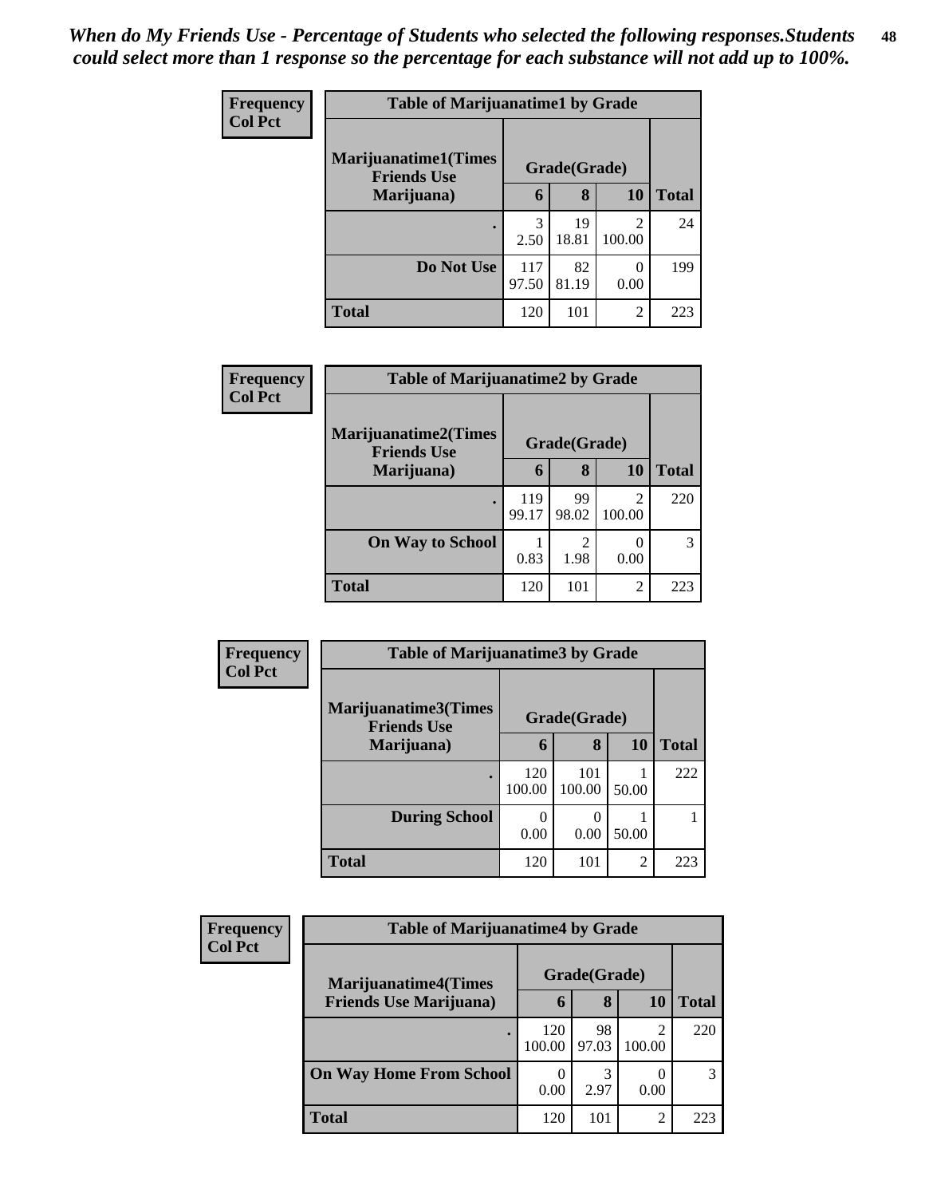*When do My Friends Use - Percentage of Students who selected the following responses.Students could select more than 1 response so the percentage for each substance will not add up to 100%.*

**Frequency**
**Col Pct**

| Table of Marijuanatime1 by Grade | | | | |
|---|---|---|---|---|
| **Marijuanatime1(Times Friends Use Marijuana)** | **Grade(Grade)** | | | |
| | **6** | **8** | **10** | **Total** |
| **.** | 3<br>2.50 | 19<br>18.81 | 2<br>100.00 | 24 |
| **Do Not Use** | 117<br>97.50 | 82<br>81.19 | 0<br>0.00 | 199 |
| **Total** | 120 | 101 | 2 | 223 |

**Frequency**
**Col Pct**

| Table of Marijuanatime2 by Grade | | | | |
|---|---|---|---|---|
| **Marijuanatime2(Times Friends Use Marijuana)** | **Grade(Grade)** | | | |
| | **6** | **8** | **10** | **Total** |
| **.** | 119<br>99.17 | 99<br>98.02 | 2<br>100.00 | 220 |
| **On Way to School** | 1<br>0.83 | 2<br>1.98 | 0<br>0.00 | 3 |
| **Total** | 120 | 101 | 2 | 223 |

**Frequency**
**Col Pct**

| Table of Marijuanatime3 by Grade | | | | |
|---|---|---|---|---|
| **Marijuanatime3(Times Friends Use Marijuana)** | **Grade(Grade)** | | | |
| | **6** | **8** | **10** | **Total** |
| **.** | 120<br>100.00 | 101<br>100.00 | 1<br>50.00 | 222 |
| **During School** | 0<br>0.00 | 0<br>0.00 | 1<br>50.00 | 1 |
| **Total** | 120 | 101 | 2 | 223 |

**Frequency**
**Col Pct**

| Table of Marijuanatime4 by Grade | | | | |
|---|---|---|---|---|
| **Marijuanatime4(Times Friends Use Marijuana)** | **Grade(Grade)** | | | |
| | **6** | **8** | **10** | **Total** |
| **.** | 120<br>100.00 | 98<br>97.03 | 2<br>100.00 | 220 |
| **On Way Home From School** | 0<br>0.00 | 3<br>2.97 | 0<br>0.00 | 3 |
| **Total** | 120 | 101 | 2 | 223 |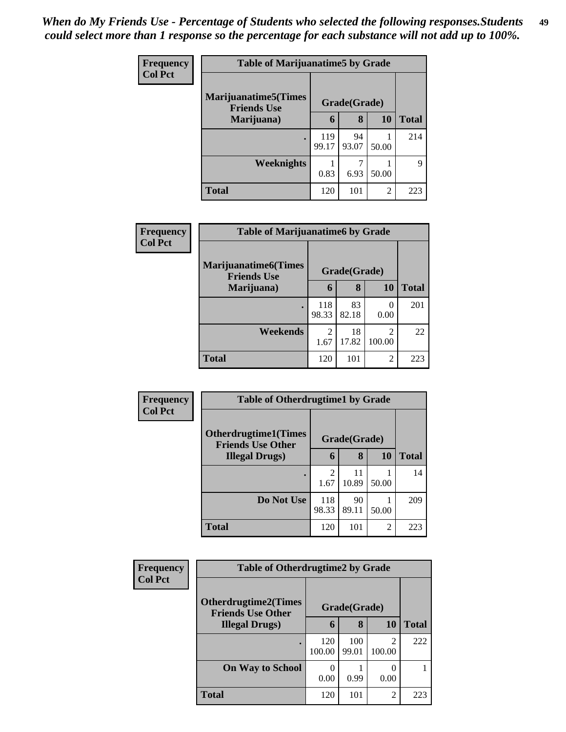*When do My Friends Use - Percentage of Students who selected the following responses.Students could select more than 1 response so the percentage for each substance will not add up to 100%.*

**Frequency / Col Pct**

**Table of Marijuanatime5 by Grade**

| Marijuanatime5(Times Friends Use Marijuana) | Grade(Grade) | | | Total |
|---|---|---|---|---|
| | 6 | 8 | 10 | |
| . | 119<br>99.17 | 94<br>93.07 | 1<br>50.00 | 214 |
| Weeknights | 1<br>0.83 | 7<br>6.93 | 1<br>50.00 | 9 |
| Total | 120 | 101 | 2 | 223 |

**Frequency / Col Pct**

**Table of Marijuanatime6 by Grade**

| Marijuanatime6(Times Friends Use Marijuana) | Grade(Grade) | | | Total |
|---|---|---|---|---|
| | 6 | 8 | 10 | |
| . | 118<br>98.33 | 83<br>82.18 | 0<br>0.00 | 201 |
| Weekends | 2<br>1.67 | 18<br>17.82 | 2<br>100.00 | 22 |
| Total | 120 | 101 | 2 | 223 |

**Frequency / Col Pct**

**Table of Otherdrugtime1 by Grade**

| Otherdrugtime1(Times Friends Use Other Illegal Drugs) | Grade(Grade) | | | Total |
|---|---|---|---|---|
| | 6 | 8 | 10 | |
| . | 2<br>1.67 | 11<br>10.89 | 1<br>50.00 | 14 |
| Do Not Use | 118<br>98.33 | 90<br>89.11 | 1<br>50.00 | 209 |
| Total | 120 | 101 | 2 | 223 |

**Frequency / Col Pct**

**Table of Otherdrugtime2 by Grade**

| Otherdrugtime2(Times Friends Use Other Illegal Drugs) | Grade(Grade) | | | Total |
|---|---|---|---|---|
| | 6 | 8 | 10 | |
| . | 120<br>100.00 | 100<br>99.01 | 2<br>100.00 | 222 |
| On Way to School | 0<br>0.00 | 1<br>0.99 | 0<br>0.00 | 1 |
| Total | 120 | 101 | 2 | 223 |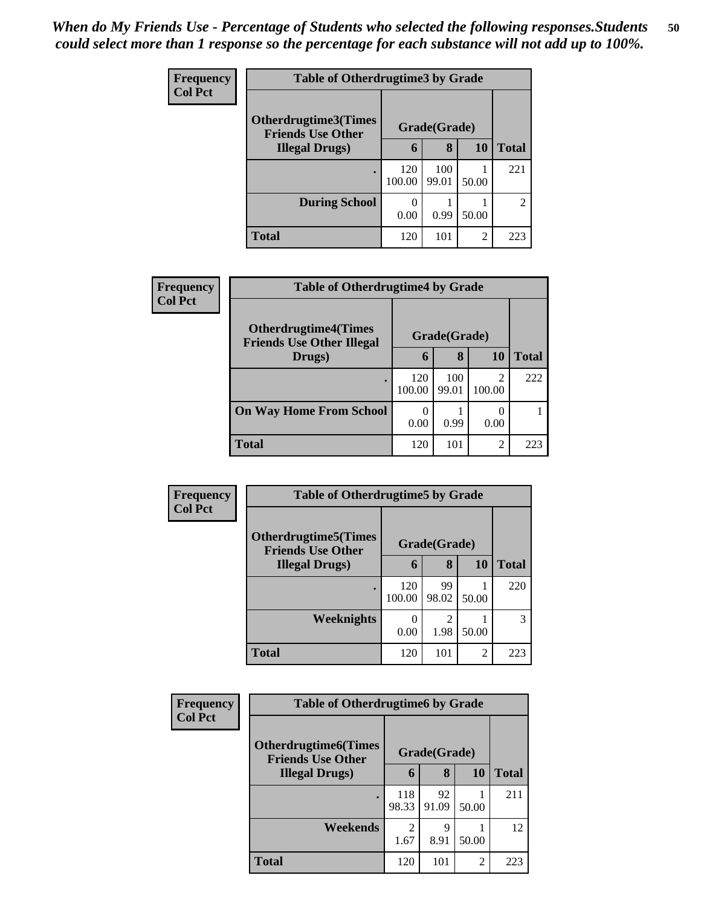*When do My Friends Use - Percentage of Students who selected the following responses.Students could select more than 1 response so the percentage for each substance will not add up to 100%.*

| Frequency Col Pct | Table of Otherdrugtime3 by Grade | | | |
|---|---|---|---|---|
| Otherdrugtime3(Times Friends Use Other Illegal Drugs) | Grade(Grade) | | | |
| | 6 | 8 | 10 | Total |
| . | 120<br>100.00 | 100<br>99.01 | 1<br>50.00 | 221 |
| During School | 0<br>0.00 | 1<br>0.99 | 1<br>50.00 | 2 |
| Total | 120 | 101 | 2 | 223 |

| Frequency Col Pct | Table of Otherdrugtime4 by Grade | | | |
|---|---|---|---|---|
| Otherdrugtime4(Times Friends Use Other Illegal Drugs) | Grade(Grade) | | | |
| | 6 | 8 | 10 | Total |
| . | 120<br>100.00 | 100<br>99.01 | 2<br>100.00 | 222 |
| On Way Home From School | 0<br>0.00 | 1<br>0.99 | 0<br>0.00 | 1 |
| Total | 120 | 101 | 2 | 223 |

| Frequency Col Pct | Table of Otherdrugtime5 by Grade | | | |
|---|---|---|---|---|
| Otherdrugtime5(Times Friends Use Other Illegal Drugs) | Grade(Grade) | | | |
| | 6 | 8 | 10 | Total |
| . | 120<br>100.00 | 99<br>98.02 | 1<br>50.00 | 220 |
| Weeknights | 0<br>0.00 | 2<br>1.98 | 1<br>50.00 | 3 |
| Total | 120 | 101 | 2 | 223 |

| Frequency Col Pct | Table of Otherdrugtime6 by Grade | | | |
|---|---|---|---|---|
| Otherdrugtime6(Times Friends Use Other Illegal Drugs) | Grade(Grade) | | | |
| | 6 | 8 | 10 | Total |
| . | 118<br>98.33 | 92<br>91.09 | 1<br>50.00 | 211 |
| Weekends | 2<br>1.67 | 9<br>8.91 | 1<br>50.00 | 12 |
| Total | 120 | 101 | 2 | 223 |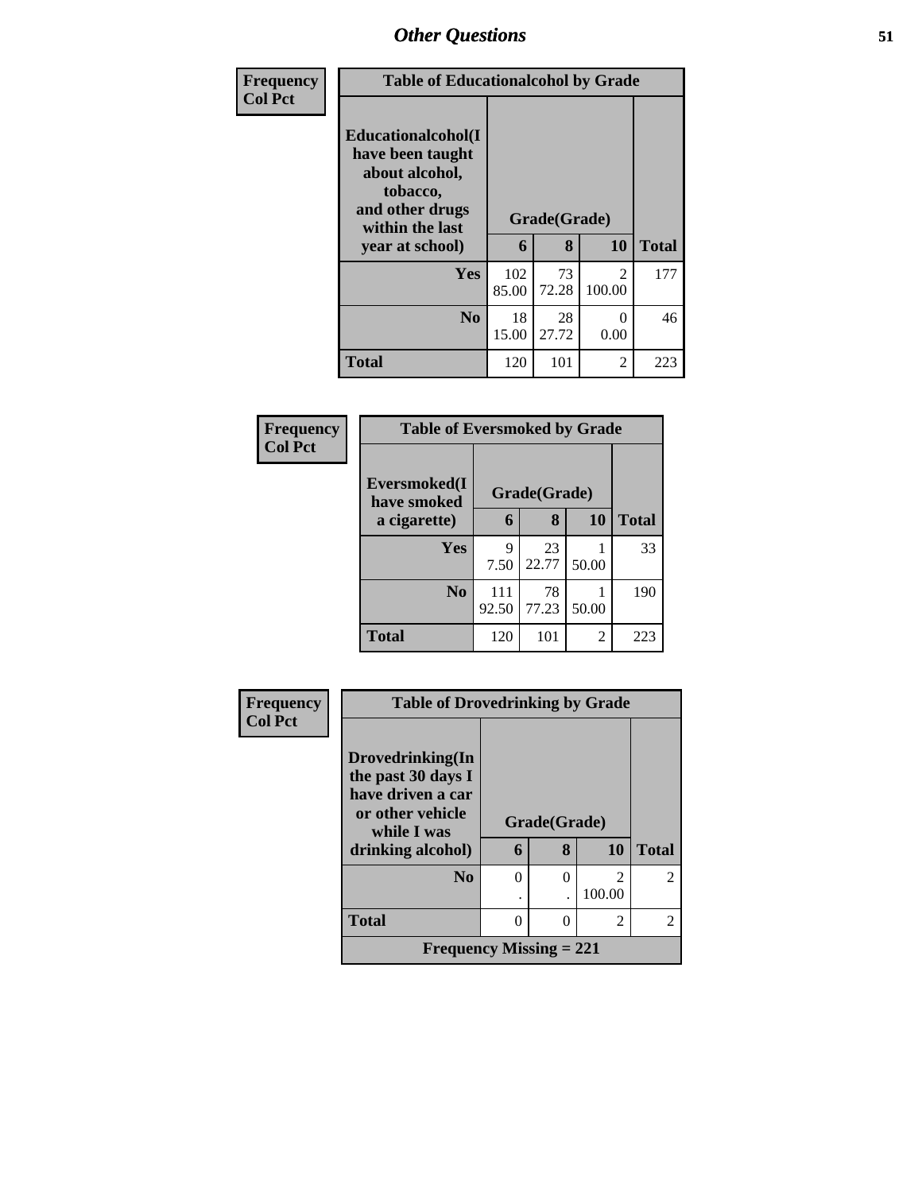| Frequency<br>Col Pct | Table of Educationalcohol by Grade | | | |
|---|---|---|---|---|
| Educationalcohol(I have been taught about alcohol, tobacco, and other drugs within the last year at school) | Grade(Grade) | | | |
| | 6 | 8 | 10 | Total |
| Yes | 102<br>85.00 | 73<br>72.28 | 2<br>100.00 | 177 |
| No | 18<br>15.00 | 28<br>27.72 | 0<br>0.00 | 46 |
| Total | 120 | 101 | 2 | 223 |

| Frequency<br>Col Pct | Table of Eversmoked by Grade | | | |
|---|---|---|---|---|
| Eversmoked(I have smoked a cigarette) | Grade(Grade) | | | |
| | 6 | 8 | 10 | Total |
| Yes | 9<br>7.50 | 23<br>22.77 | 1<br>50.00 | 33 |
| No | 111<br>92.50 | 78<br>77.23 | 1<br>50.00 | 190 |
| Total | 120 | 101 | 2 | 223 |

| Frequency<br>Col Pct | Table of Drovedrinking by Grade | | | |
|---|---|---|---|---|
| Drovedrinking(In the past 30 days I have driven a car or other vehicle while I was drinking alcohol) | Grade(Grade) | | | |
| | 6 | 8 | 10 | Total |
| No | 0<br>. | 0<br>. | 2<br>100.00 | 2 |
| Total | 0 | 0 | 2 | 2 |
| Frequency Missing = 221 | | | | |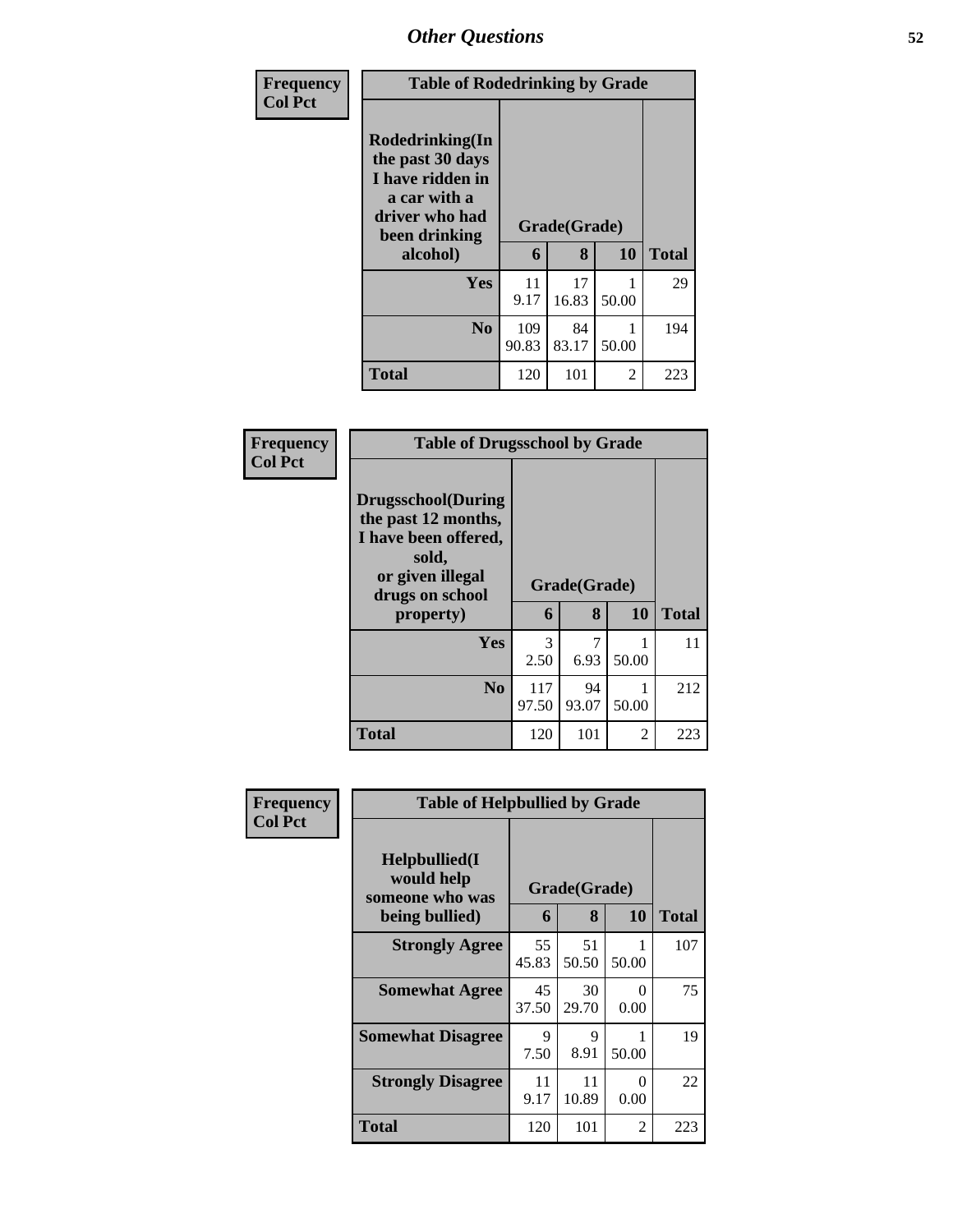| Frequency<br>Col Pct | Table of Rodedrinking by Grade | | | |
|---|---|---|---|---|
| Rodedrinking(In the past 30 days I have ridden in a car with a driver who had been drinking alcohol) | Grade(Grade) | | | |
| | 6 | 8 | 10 | Total |
| Yes | 11<br>9.17 | 17<br>16.83 | 1<br>50.00 | 29 |
| No | 109<br>90.83 | 84<br>83.17 | 1<br>50.00 | 194 |
| Total | 120 | 101 | 2 | 223 |

| Frequency<br>Col Pct | Table of Drugsschool by Grade | | | |
|---|---|---|---|---|
| Drugsschool(During the past 12 months, I have been offered, sold, or given illegal drugs on school property) | Grade(Grade) | | | |
| | 6 | 8 | 10 | Total |
| Yes | 3<br>2.50 | 7<br>6.93 | 1<br>50.00 | 11 |
| No | 117<br>97.50 | 94<br>93.07 | 1<br>50.00 | 212 |
| Total | 120 | 101 | 2 | 223 |

| Frequency<br>Col Pct | Table of Helpbullied by Grade | | | |
|---|---|---|---|---|
| Helpbullied(I would help someone who was being bullied) | Grade(Grade) | | | |
| | 6 | 8 | 10 | Total |
| Strongly Agree | 55<br>45.83 | 51<br>50.50 | 1<br>50.00 | 107 |
| Somewhat Agree | 45<br>37.50 | 30<br>29.70 | 0<br>0.00 | 75 |
| Somewhat Disagree | 9<br>7.50 | 9<br>8.91 | 1<br>50.00 | 19 |
| Strongly Disagree | 11<br>9.17 | 11<br>10.89 | 0<br>0.00 | 22 |
| Total | 120 | 101 | 2 | 223 |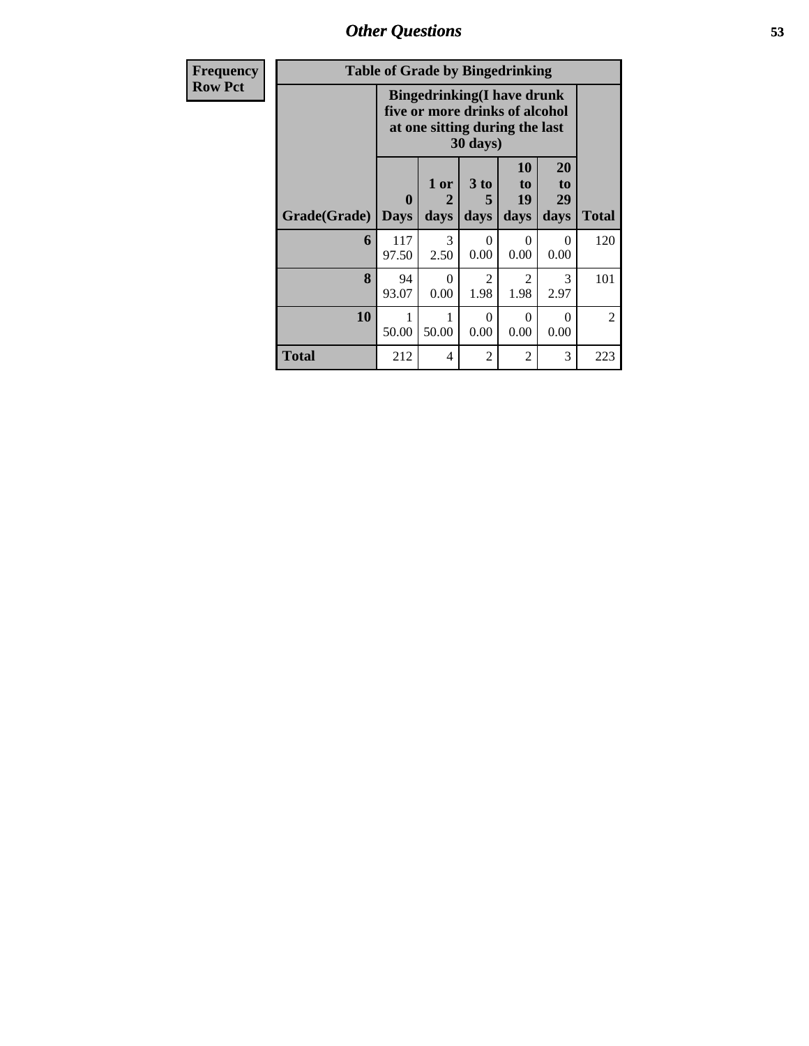| Frequency |
|---|
| Row Pct |

**Table of Grade by Bingedrinking**

| Grade(Grade) | Bingedrinking(I have drunk five or more drinks of alcohol at one sitting during the last 30 days) | | | | | Total |
|---|---|---|---|---|---|---|
| | 0 Days | 1 or 2 days | 3 to 5 days | 10 to 19 days | 20 to 29 days | |
| **6** | 117<br>97.50 | 3<br>2.50 | 0<br>0.00 | 0<br>0.00 | 0<br>0.00 | 120 |
| **8** | 94<br>93.07 | 0<br>0.00 | 2<br>1.98 | 2<br>1.98 | 3<br>2.97 | 101 |
| **10** | 1<br>50.00 | 1<br>50.00 | 0<br>0.00 | 0<br>0.00 | 0<br>0.00 | 2 |
| **Total** | 212 | 4 | 2 | 2 | 3 | 223 |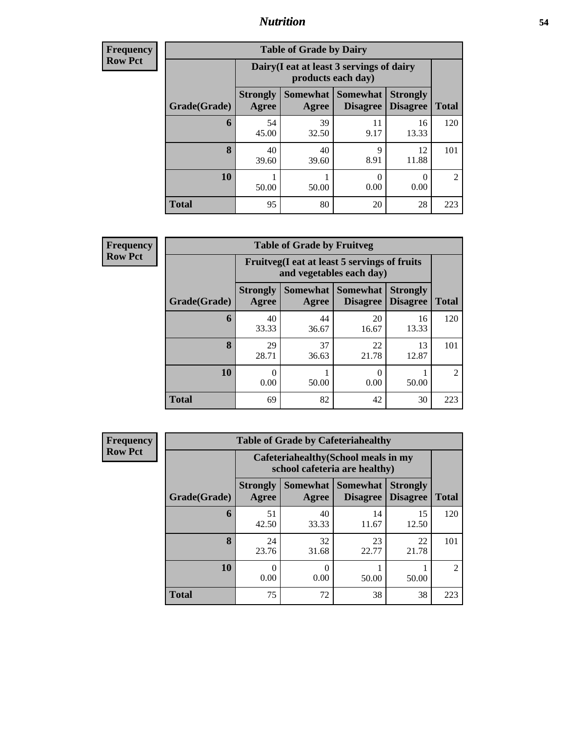## Nutrition

**Frequency**
**Row Pct**

| Table of Grade by Dairy | | | | | |
|---|---|---|---|---|---|
| | Dairy(I eat at least 3 servings of dairy products each day) | | | | |
| Grade(Grade) | Strongly Agree | Somewhat Agree | Somewhat Disagree | Strongly Disagree | Total |
| 6 | 54<br>45.00 | 39<br>32.50 | 11<br>9.17 | 16<br>13.33 | 120 |
| 8 | 40<br>39.60 | 40<br>39.60 | 9<br>8.91 | 12<br>11.88 | 101 |
| 10 | 1<br>50.00 | 1<br>50.00 | 0<br>0.00 | 0<br>0.00 | 2 |
| Total | 95 | 80 | 20 | 28 | 223 |

**Frequency**
**Row Pct**

| Table of Grade by Fruitveg | | | | | |
|---|---|---|---|---|---|
| | Fruitveg(I eat at least 5 servings of fruits and vegetables each day) | | | | |
| Grade(Grade) | Strongly Agree | Somewhat Agree | Somewhat Disagree | Strongly Disagree | Total |
| 6 | 40<br>33.33 | 44<br>36.67 | 20<br>16.67 | 16<br>13.33 | 120 |
| 8 | 29<br>28.71 | 37<br>36.63 | 22<br>21.78 | 13<br>12.87 | 101 |
| 10 | 0<br>0.00 | 1<br>50.00 | 0<br>0.00 | 1<br>50.00 | 2 |
| Total | 69 | 82 | 42 | 30 | 223 |

**Frequency**
**Row Pct**

| Table of Grade by Cafeteriahealthy | | | | | |
|---|---|---|---|---|---|
| | Cafeteriahealthy(School meals in my school cafeteria are healthy) | | | | |
| Grade(Grade) | Strongly Agree | Somewhat Agree | Somewhat Disagree | Strongly Disagree | Total |
| 6 | 51<br>42.50 | 40<br>33.33 | 14<br>11.67 | 15<br>12.50 | 120 |
| 8 | 24<br>23.76 | 32<br>31.68 | 23<br>22.77 | 22<br>21.78 | 101 |
| 10 | 0<br>0.00 | 0<br>0.00 | 1<br>50.00 | 1<br>50.00 | 2 |
| Total | 75 | 72 | 38 | 38 | 223 |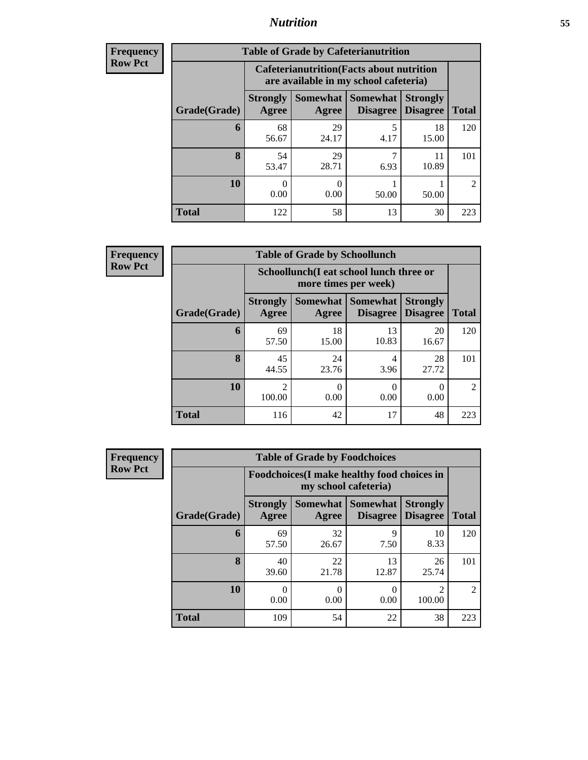| Frequency |
|---|
| Row Pct |

| Table of Grade by Cafeterianutrition | | | | | |
|---|---|---|---|---|---|
| | Cafeterianutrition(Facts about nutrition are available in my school cafeteria) | | | | |
| Grade(Grade) | Strongly Agree | Somewhat Agree | Somewhat Disagree | Strongly Disagree | Total |
| 6 | 68<br>56.67 | 29<br>24.17 | 5<br>4.17 | 18<br>15.00 | 120 |
| 8 | 54<br>53.47 | 29<br>28.71 | 7<br>6.93 | 11<br>10.89 | 101 |
| 10 | 0<br>0.00 | 0<br>0.00 | 1<br>50.00 | 1<br>50.00 | 2 |
| Total | 122 | 58 | 13 | 30 | 223 |

| Frequency |
|---|
| Row Pct |

| Table of Grade by Schoollunch | | | | | |
|---|---|---|---|---|---|
| | Schoollunch(I eat school lunch three or more times per week) | | | | |
| Grade(Grade) | Strongly Agree | Somewhat Agree | Somewhat Disagree | Strongly Disagree | Total |
| 6 | 69<br>57.50 | 18<br>15.00 | 13<br>10.83 | 20<br>16.67 | 120 |
| 8 | 45<br>44.55 | 24<br>23.76 | 4<br>3.96 | 28<br>27.72 | 101 |
| 10 | 2<br>100.00 | 0<br>0.00 | 0<br>0.00 | 0<br>0.00 | 2 |
| Total | 116 | 42 | 17 | 48 | 223 |

| Frequency |
|---|
| Row Pct |

| Table of Grade by Foodchoices | | | | | |
|---|---|---|---|---|---|
| | Foodchoices(I make healthy food choices in my school cafeteria) | | | | |
| Grade(Grade) | Strongly Agree | Somewhat Agree | Somewhat Disagree | Strongly Disagree | Total |
| 6 | 69<br>57.50 | 32<br>26.67 | 9<br>7.50 | 10<br>8.33 | 120 |
| 8 | 40<br>39.60 | 22<br>21.78 | 13<br>12.87 | 26<br>25.74 | 101 |
| 10 | 0<br>0.00 | 0<br>0.00 | 0<br>0.00 | 2<br>100.00 | 2 |
| Total | 109 | 54 | 22 | 38 | 223 |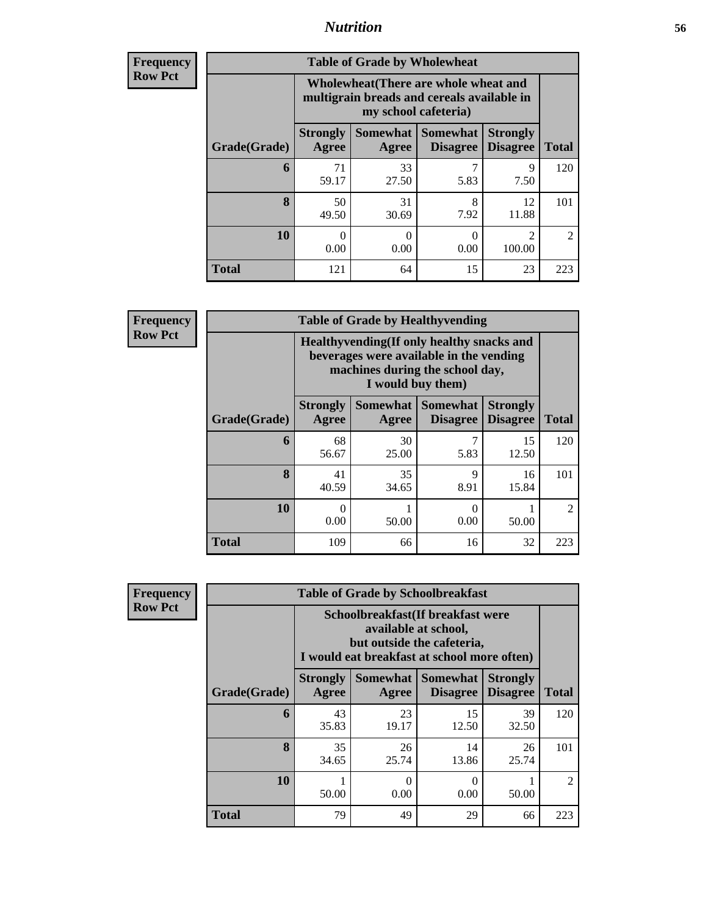| Frequency<br>Row Pct | Table of Grade by Wholewheat | | | | |
|---|---|---|---|---|---|
| | Wholewheat(There are whole wheat and multigrain breads and cereals available in my school cafeteria) | | | | |
| Grade(Grade) | Strongly Agree | Somewhat Agree | Somewhat Disagree | Strongly Disagree | Total |
| 6 | 71<br>59.17 | 33<br>27.50 | 7<br>5.83 | 9<br>7.50 | 120 |
| 8 | 50<br>49.50 | 31<br>30.69 | 8<br>7.92 | 12<br>11.88 | 101 |
| 10 | 0<br>0.00 | 0<br>0.00 | 0<br>0.00 | 2<br>100.00 | 2 |
| Total | 121 | 64 | 15 | 23 | 223 |

| Frequency<br>Row Pct | Table of Grade by Healthyvending | | | | |
|---|---|---|---|---|---|
| | Healthyvending(If only healthy snacks and beverages were available in the vending machines during the school day, I would buy them) | | | | |
| Grade(Grade) | Strongly Agree | Somewhat Agree | Somewhat Disagree | Strongly Disagree | Total |
| 6 | 68<br>56.67 | 30<br>25.00 | 7<br>5.83 | 15<br>12.50 | 120 |
| 8 | 41<br>40.59 | 35<br>34.65 | 9<br>8.91 | 16<br>15.84 | 101 |
| 10 | 0<br>0.00 | 1<br>50.00 | 0<br>0.00 | 1<br>50.00 | 2 |
| Total | 109 | 66 | 16 | 32 | 223 |

| Frequency<br>Row Pct | Table of Grade by Schoolbreakfast | | | | |
|---|---|---|---|---|---|
| | Schoolbreakfast(If breakfast were available at school, but outside the cafeteria, I would eat breakfast at school more often) | | | | |
| Grade(Grade) | Strongly Agree | Somewhat Agree | Somewhat Disagree | Strongly Disagree | Total |
| 6 | 43<br>35.83 | 23<br>19.17 | 15<br>12.50 | 39<br>32.50 | 120 |
| 8 | 35<br>34.65 | 26<br>25.74 | 14<br>13.86 | 26<br>25.74 | 101 |
| 10 | 1<br>50.00 | 0<br>0.00 | 0<br>0.00 | 1<br>50.00 | 2 |
| Total | 79 | 49 | 29 | 66 | 223 |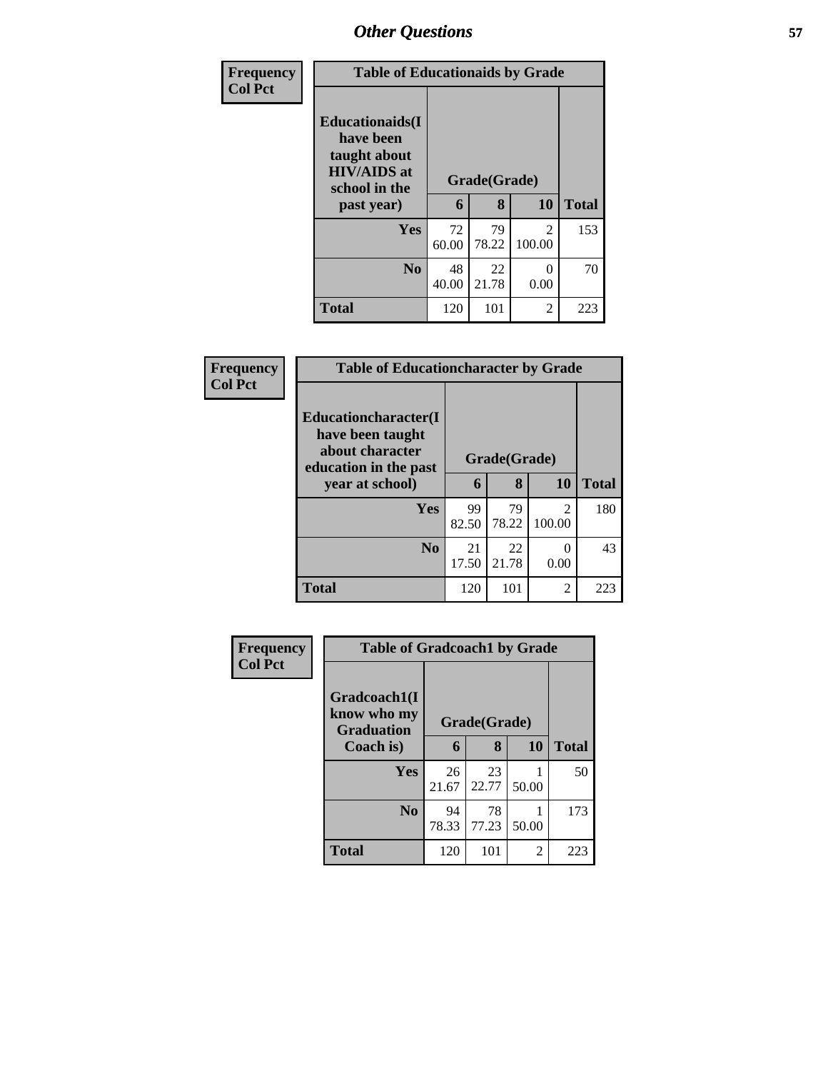| Frequency<br>Col Pct | Table of Educationaids by Grade | | | |
|---|---|---|---|---|
| Educationaids(I have been taught about HIV/AIDS at school in the past year) | Grade(Grade) | | | |
| | 6 | 8 | 10 | Total |
| Yes | 72<br>60.00 | 79<br>78.22 | 2<br>100.00 | 153 |
| No | 48<br>40.00 | 22<br>21.78 | 0<br>0.00 | 70 |
| Total | 120 | 101 | 2 | 223 |

| Frequency<br>Col Pct | Table of Educationcharacter by Grade | | | |
|---|---|---|---|---|
| Educationcharacter(I have been taught about character education in the past year at school) | Grade(Grade) | | | |
| | 6 | 8 | 10 | Total |
| Yes | 99<br>82.50 | 79<br>78.22 | 2<br>100.00 | 180 |
| No | 21<br>17.50 | 22<br>21.78 | 0<br>0.00 | 43 |
| Total | 120 | 101 | 2 | 223 |

| Frequency<br>Col Pct | Table of Gradcoach1 by Grade | | | |
|---|---|---|---|---|
| Gradcoach1(I know who my Graduation Coach is) | Grade(Grade) | | | |
| | 6 | 8 | 10 | Total |
| Yes | 26<br>21.67 | 23<br>22.77 | 1<br>50.00 | 50 |
| No | 94<br>78.33 | 78<br>77.23 | 1<br>50.00 | 173 |
| Total | 120 | 101 | 2 | 223 |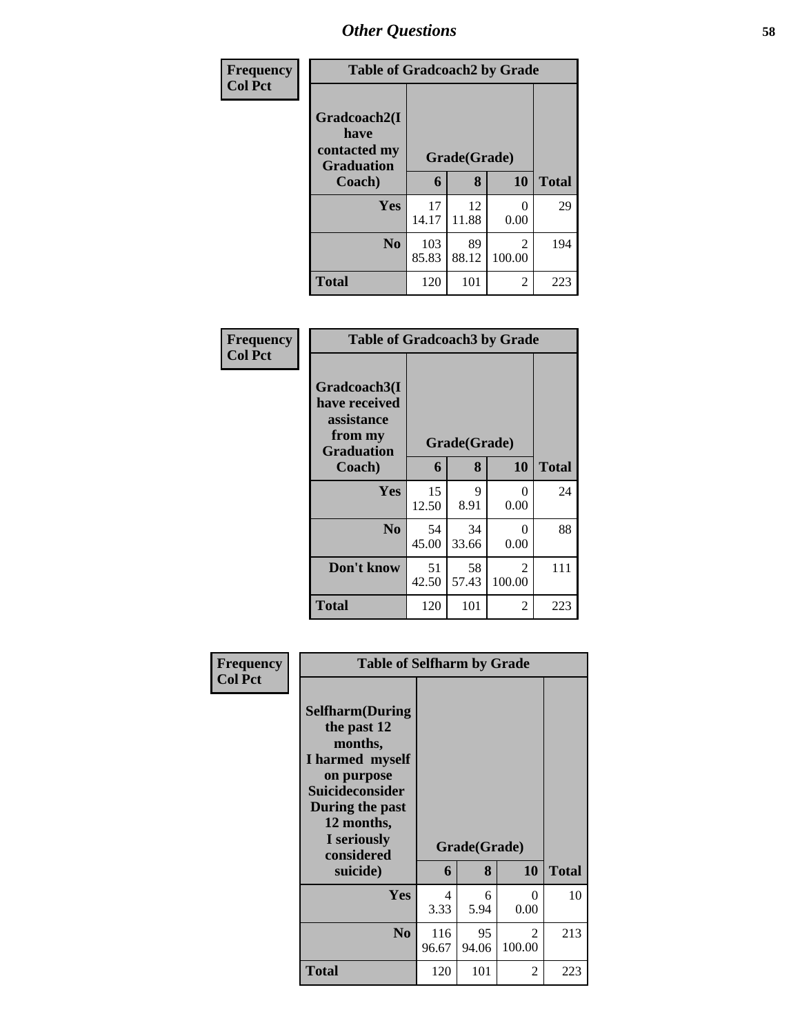# Other Questions

| Frequency<br>Col Pct | Table of Gradcoach2 by Grade | | | |
|---|---|---|---|---|
| Gradcoach2(I have contacted my Graduation Coach) | Grade(Grade) | | | |
| | 6 | 8 | 10 | Total |
| Yes | 17<br>14.17 | 12<br>11.88 | 0<br>0.00 | 29 |
| No | 103<br>85.83 | 89<br>88.12 | 2<br>100.00 | 194 |
| Total | 120 | 101 | 2 | 223 |

| Frequency<br>Col Pct | Table of Gradcoach3 by Grade | | | |
|---|---|---|---|---|
| Gradcoach3(I have received assistance from my Graduation Coach) | Grade(Grade) | | | |
| | 6 | 8 | 10 | Total |
| Yes | 15<br>12.50 | 9<br>8.91 | 0<br>0.00 | 24 |
| No | 54<br>45.00 | 34<br>33.66 | 0<br>0.00 | 88 |
| Don't know | 51<br>42.50 | 58<br>57.43 | 2<br>100.00 | 111 |
| Total | 120 | 101 | 2 | 223 |

| Frequency<br>Col Pct | Table of Selfharm by Grade | | | |
|---|---|---|---|---|
| Selfharm(During the past 12 months, I harmed myself on purpose Suicideconsider During the past 12 months, I seriously considered suicide) | Grade(Grade) | | | |
| | 6 | 8 | 10 | Total |
| Yes | 4<br>3.33 | 6<br>5.94 | 0<br>0.00 | 10 |
| No | 116<br>96.67 | 95<br>94.06 | 2<br>100.00 | 213 |
| Total | 120 | 101 | 2 | 223 |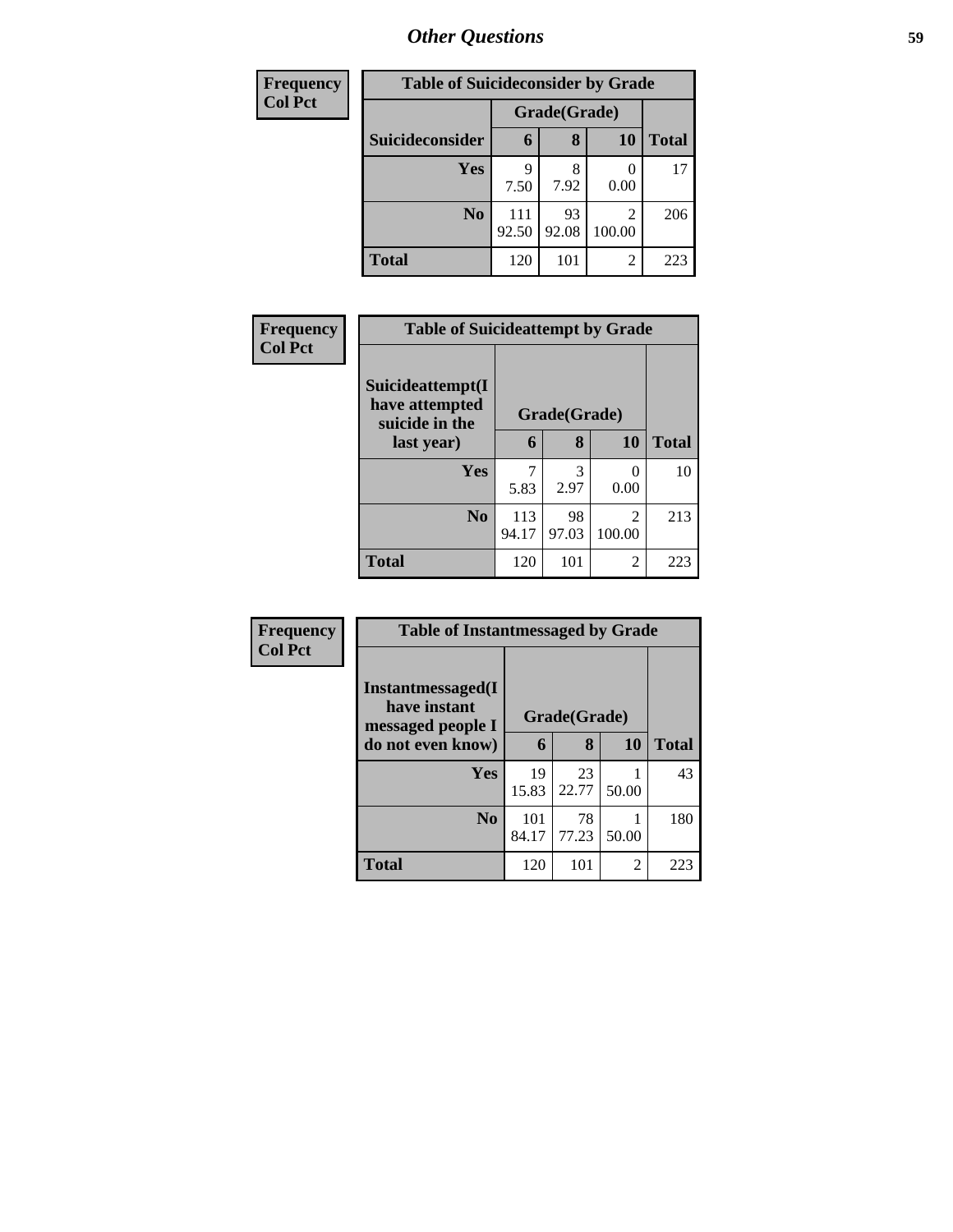## Other Questions

**Frequency**
**Col Pct**

| Table of Suicideconsider by Grade | | | | |
|---|---|---|---|---|
| | Grade(Grade) | | | |
| **Suicideconsider** | **6** | **8** | **10** | **Total** |
| **Yes** | 9<br>7.50 | 8<br>7.92 | 0<br>0.00 | 17 |
| **No** | 111<br>92.50 | 93<br>92.08 | 2<br>100.00 | 206 |
| **Total** | 120 | 101 | 2 | 223 |

**Frequency**
**Col Pct**

| Table of Suicideattempt by Grade | | | | |
|---|---|---|---|---|
| **Suicideattempt(I have attempted suicide in the last year)** | Grade(Grade) | | | |
| | **6** | **8** | **10** | **Total** |
| **Yes** | 7<br>5.83 | 3<br>2.97 | 0<br>0.00 | 10 |
| **No** | 113<br>94.17 | 98<br>97.03 | 2<br>100.00 | 213 |
| **Total** | 120 | 101 | 2 | 223 |

**Frequency**
**Col Pct**

| Table of Instantmessaged by Grade | | | | |
|---|---|---|---|---|
| **Instantmessaged(I have instant messaged people I do not even know)** | Grade(Grade) | | | |
| | **6** | **8** | **10** | **Total** |
| **Yes** | 19<br>15.83 | 23<br>22.77 | 1<br>50.00 | 43 |
| **No** | 101<br>84.17 | 78<br>77.23 | 1<br>50.00 | 180 |
| **Total** | 120 | 101 | 2 | 223 |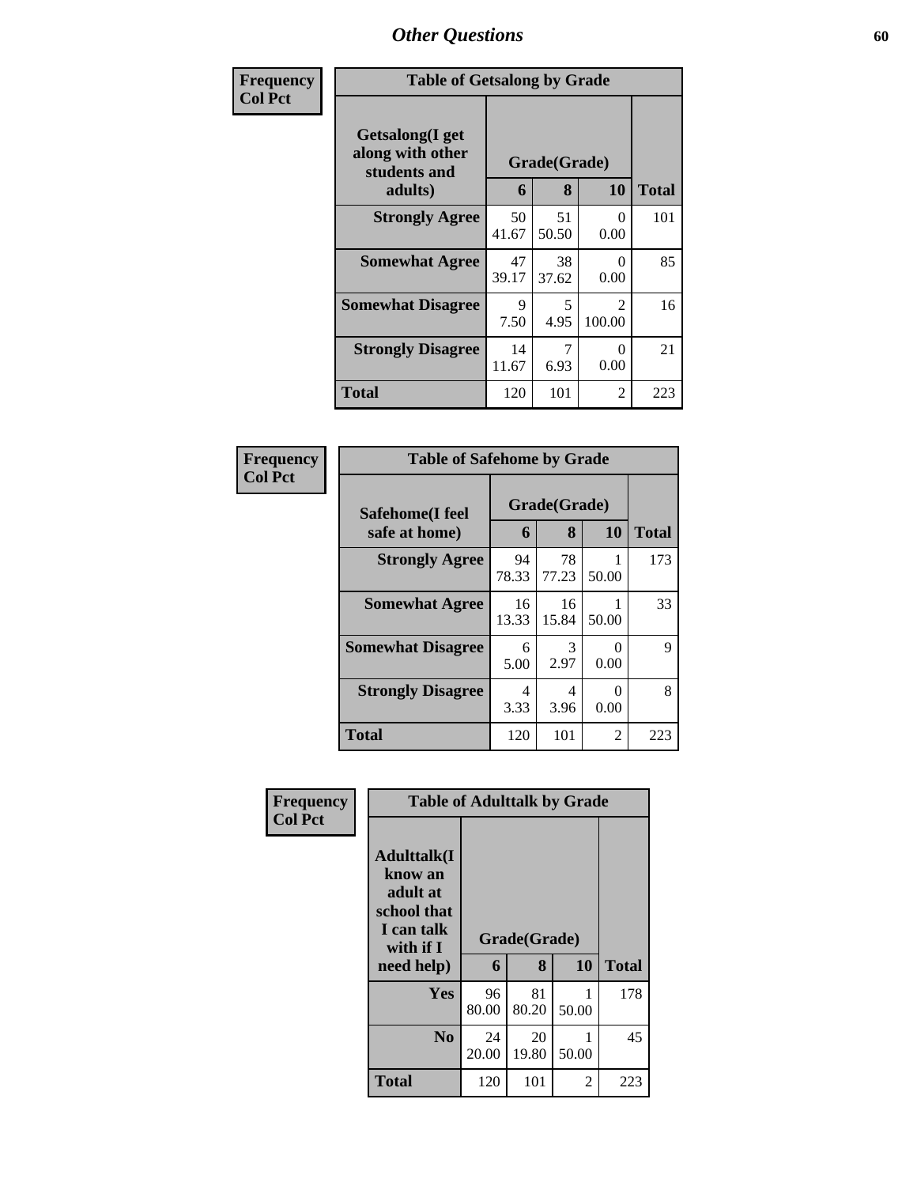# Other Questions

**Frequency**
**Col Pct**

| Table of Getsalong by Grade | | | | |
|---|---|---|---|---|
| **Getsalong(I get along with other students and adults)** | **Grade(Grade)** | | | **Total** |
| | **6** | **8** | **10** | |
| **Strongly Agree** | 50<br>41.67 | 51<br>50.50 | 0<br>0.00 | 101 |
| **Somewhat Agree** | 47<br>39.17 | 38<br>37.62 | 0<br>0.00 | 85 |
| **Somewhat Disagree** | 9<br>7.50 | 5<br>4.95 | 2<br>100.00 | 16 |
| **Strongly Disagree** | 14<br>11.67 | 7<br>6.93 | 0<br>0.00 | 21 |
| **Total** | 120 | 101 | 2 | 223 |

**Frequency**
**Col Pct**

| Table of Safehome by Grade | | | | |
|---|---|---|---|---|
| **Safehome(I feel safe at home)** | **Grade(Grade)** | | | **Total** |
| | **6** | **8** | **10** | |
| **Strongly Agree** | 94<br>78.33 | 78<br>77.23 | 1<br>50.00 | 173 |
| **Somewhat Agree** | 16<br>13.33 | 16<br>15.84 | 1<br>50.00 | 33 |
| **Somewhat Disagree** | 6<br>5.00 | 3<br>2.97 | 0<br>0.00 | 9 |
| **Strongly Disagree** | 4<br>3.33 | 4<br>3.96 | 0<br>0.00 | 8 |
| **Total** | 120 | 101 | 2 | 223 |

**Frequency**
**Col Pct**

| Table of Adulttalk by Grade | | | | |
|---|---|---|---|---|
| **Adulttalk(I know an adult at school that I can talk with if I need help)** | **Grade(Grade)** | | | **Total** |
| | **6** | **8** | **10** | |
| **Yes** | 96<br>80.00 | 81<br>80.20 | 1<br>50.00 | 178 |
| **No** | 24<br>20.00 | 20<br>19.80 | 1<br>50.00 | 45 |
| **Total** | 120 | 101 | 2 | 223 |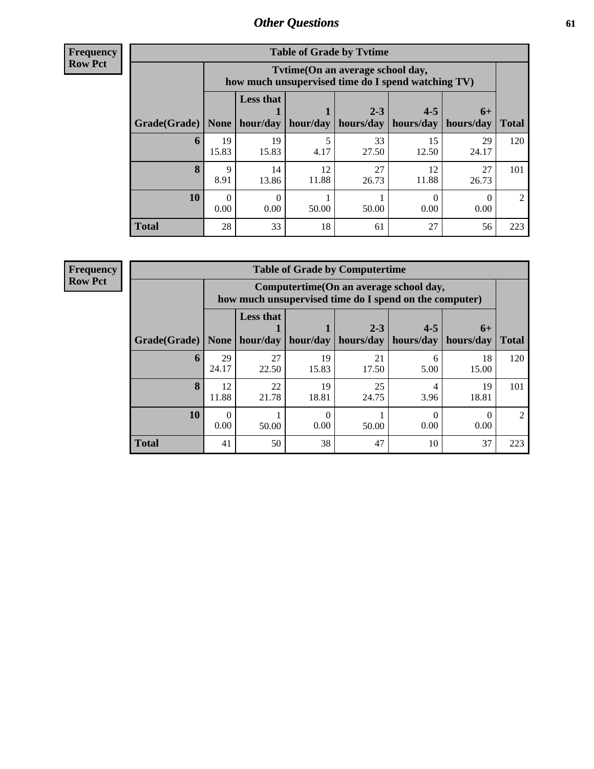## Other Questions

**Frequency Row Pct**

| Table of Grade by Tvtime | | | | | | | |
|---|---|---|---|---|---|---|---|
| | Tvtime(On an average school day, how much unsupervised time do I spend watching TV) | | | | | | |
| Grade(Grade) | None | Less that 1 hour/day | 1 hour/day | 2-3 hours/day | 4-5 hours/day | 6+ hours/day | Total |
| **6** | 19<br>15.83 | 19<br>15.83 | 5<br>4.17 | 33<br>27.50 | 15<br>12.50 | 29<br>24.17 | 120 |
| **8** | 9<br>8.91 | 14<br>13.86 | 12<br>11.88 | 27<br>26.73 | 12<br>11.88 | 27<br>26.73 | 101 |
| **10** | 0<br>0.00 | 0<br>0.00 | 1<br>50.00 | 1<br>50.00 | 0<br>0.00 | 0<br>0.00 | 2 |
| **Total** | 28 | 33 | 18 | 61 | 27 | 56 | 223 |

**Frequency Row Pct**

| Table of Grade by Computertime | | | | | | | |
|---|---|---|---|---|---|---|---|
| | Computertime(On an average school day, how much unsupervised time do I spend on the computer) | | | | | | |
| Grade(Grade) | None | Less that 1 hour/day | 1 hour/day | 2-3 hours/day | 4-5 hours/day | 6+ hours/day | Total |
| **6** | 29<br>24.17 | 27<br>22.50 | 19<br>15.83 | 21<br>17.50 | 6<br>5.00 | 18<br>15.00 | 120 |
| **8** | 12<br>11.88 | 22<br>21.78 | 19<br>18.81 | 25<br>24.75 | 4<br>3.96 | 19<br>18.81 | 101 |
| **10** | 0<br>0.00 | 1<br>50.00 | 0<br>0.00 | 1<br>50.00 | 0<br>0.00 | 0<br>0.00 | 2 |
| **Total** | 41 | 50 | 38 | 47 | 10 | 37 | 223 |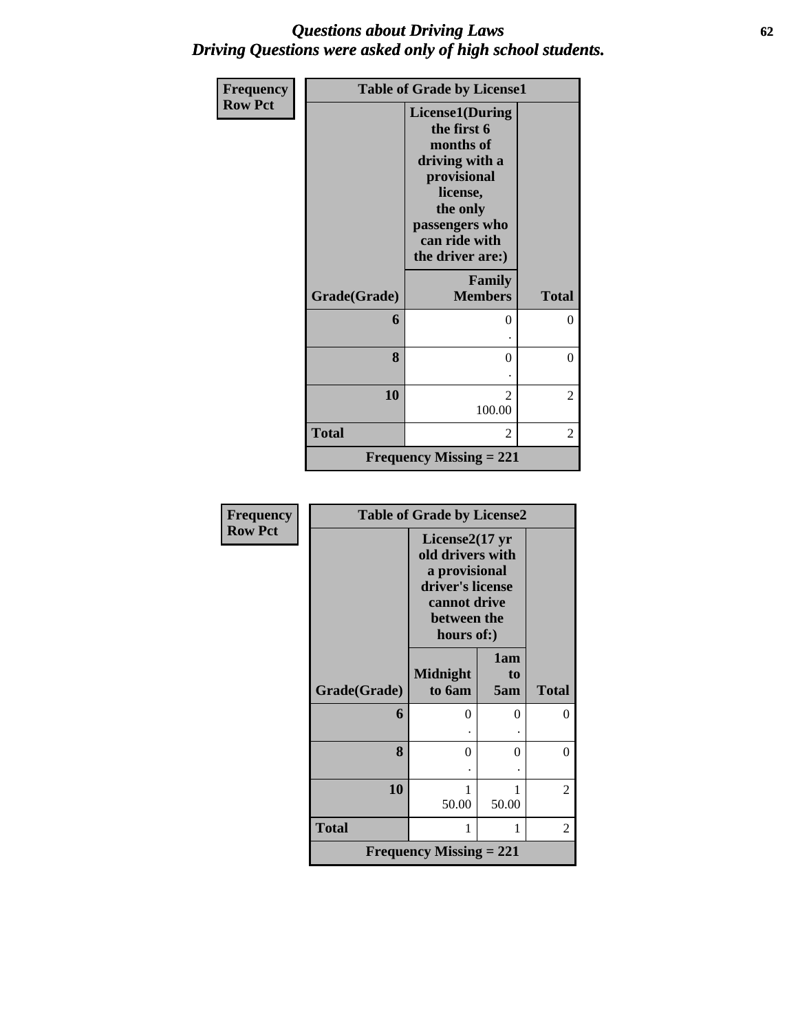# *Questions about Driving Laws*
## *Driving Questions were asked only of high school students.*

| Frequency<br>Row Pct | Table of Grade by License1 | |
|---|---|---|
| | License1(During the first 6 months of driving with a provisional license, the only passengers who can ride with the driver are:) | |
| Grade(Grade) | Family Members | Total |
| 6 | 0<br>. | 0 |
| 8 | 0<br>. | 0 |
| 10 | 2<br>100.00 | 2 |
| Total | 2 | 2 |
| Frequency Missing = 221 | | |

| Frequency<br>Row Pct | Table of Grade by License2 | | |
|---|---|---|---|
| | License2(17 yr old drivers with a provisional driver's license cannot drive between the hours of:) | | |
| Grade(Grade) | Midnight to 6am | 1am to 5am | Total |
| 6 | 0<br>. | 0<br>. | 0 |
| 8 | 0<br>. | 0<br>. | 0 |
| 10 | 1<br>50.00 | 1<br>50.00 | 2 |
| Total | 1 | 1 | 2 |
| Frequency Missing = 221 | | | |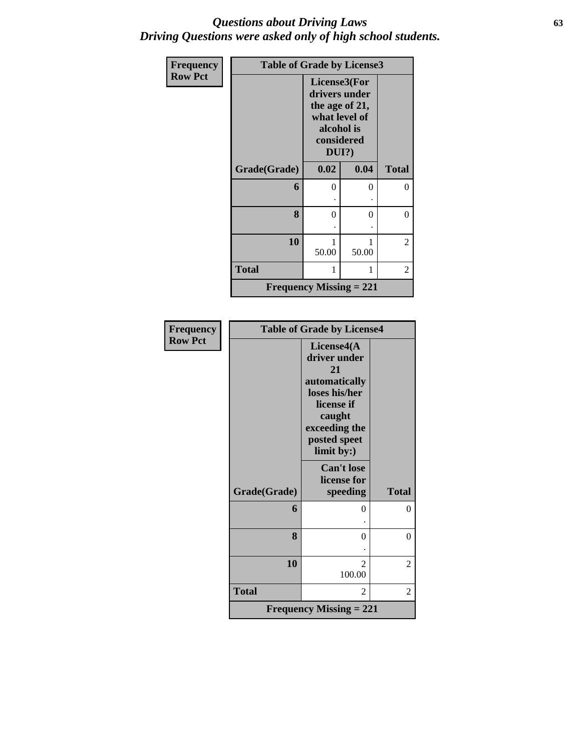# *Questions about Driving Laws*
## *Driving Questions were asked only of high school students.*

| Frequency<br>Row Pct | Table of Grade by License3 | | |
|---|---|---|---|
| | License3(For drivers under the age of 21, what level of alcohol is considered DUI?) | | |
| **Grade(Grade)** | **0.02** | **0.04** | **Total** |
| **6** | 0<br>. | 0<br>. | 0 |
| **8** | 0<br>. | 0<br>. | 0 |
| **10** | 1<br>50.00 | 1<br>50.00 | 2 |
| **Total** | 1 | 1 | 2 |
| **Frequency Missing = 221** | | | |

| Frequency<br>Row Pct | Table of Grade by License4 | |
|---|---|---|
| | License4(A driver under 21 automatically loses his/her license if caught exceeding the posted speet limit by:) | |
| **Grade(Grade)** | **Can't lose license for speeding** | **Total** |
| **6** | 0<br>. | 0 |
| **8** | 0<br>. | 0 |
| **10** | 2<br>100.00 | 2 |
| **Total** | 2 | 2 |
| **Frequency Missing = 221** | | |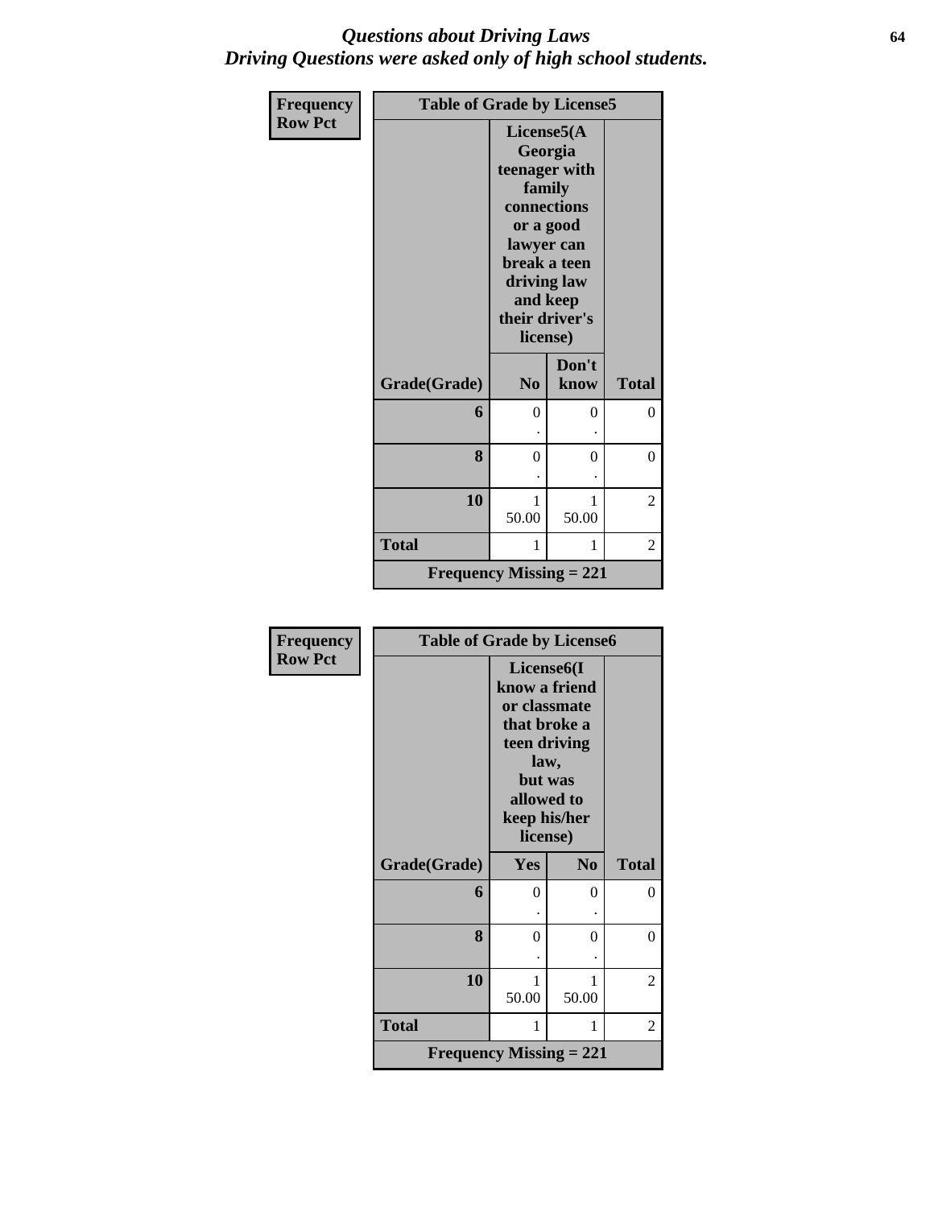# *Questions about Driving Laws*
## *Driving Questions were asked only of high school students.*

**Frequency**
**Row Pct**

**Table of Grade by License5**

| Grade(Grade) | License5(A Georgia teenager with family connections or a good lawyer can break a teen driving law and keep their driver's license) | | Total |
|---|---|---|---|
| | No | Don't know | |
| **6** | 0<br>. | 0<br>. | 0 |
| **8** | 0<br>. | 0<br>. | 0 |
| **10** | 1<br>50.00 | 1<br>50.00 | 2 |
| **Total** | 1 | 1 | 2 |

**Frequency Missing = 221**

**Frequency**
**Row Pct**

**Table of Grade by License6**

| Grade(Grade) | License6(I know a friend or classmate that broke a teen driving law, but was allowed to keep his/her license) | | Total |
|---|---|---|---|
| | Yes | No | |
| **6** | 0<br>. | 0<br>. | 0 |
| **8** | 0<br>. | 0<br>. | 0 |
| **10** | 1<br>50.00 | 1<br>50.00 | 2 |
| **Total** | 1 | 1 | 2 |

**Frequency Missing = 221**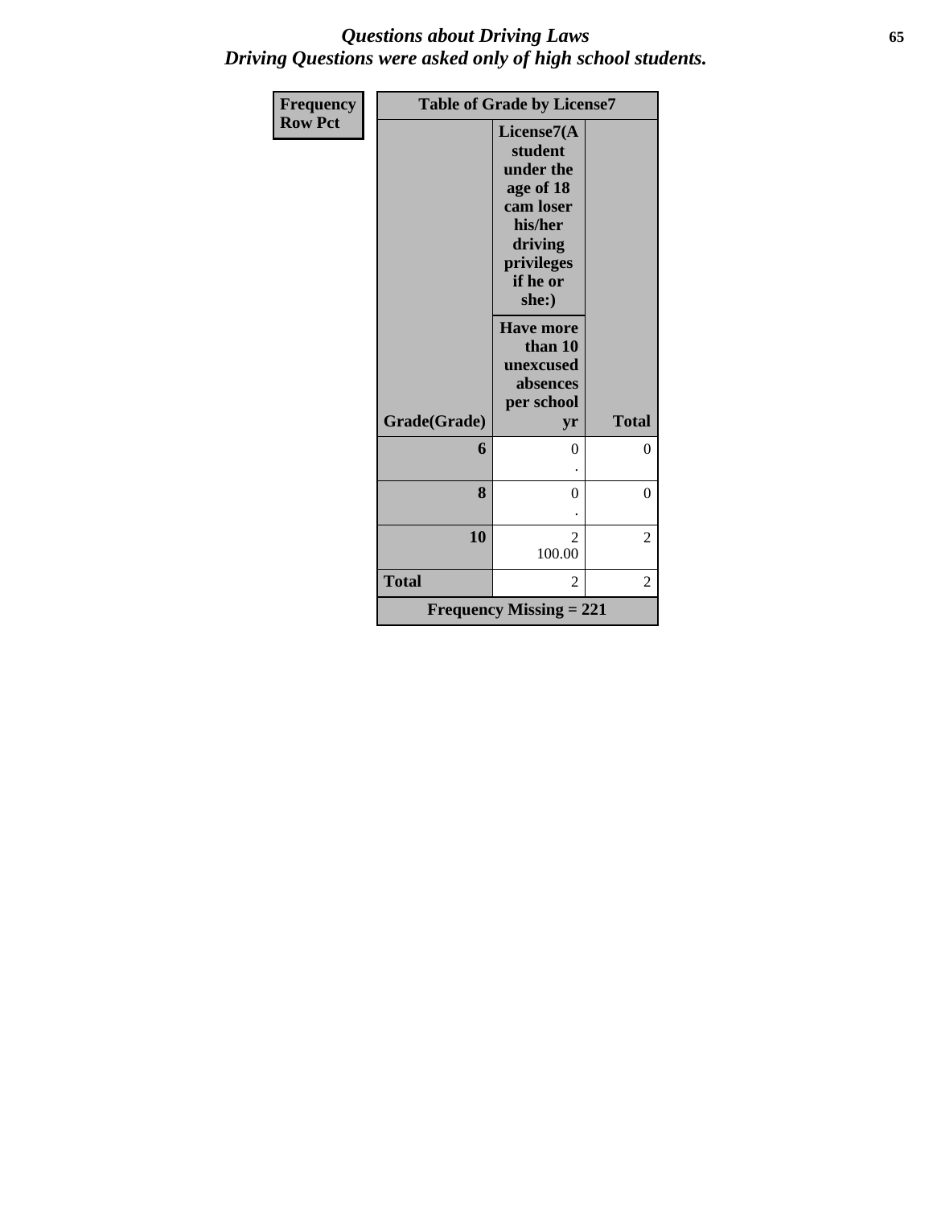## *Questions about Driving Laws*
## *Driving Questions were asked only of high school students.*

| Frequency<br>Row Pct | Table of Grade by License7 | |
|---|---|---|
| | License7(A student under the age of 18 cam loser his/her driving privileges if he or she:) | |
| Grade(Grade) | Have more than 10 unexcused absences per school yr | Total |
| 6 | 0<br>. | 0 |
| 8 | 0<br>. | 0 |
| 10 | 2<br>100.00 | 2 |
| Total | 2 | 2 |
| Frequency Missing = 221 | | |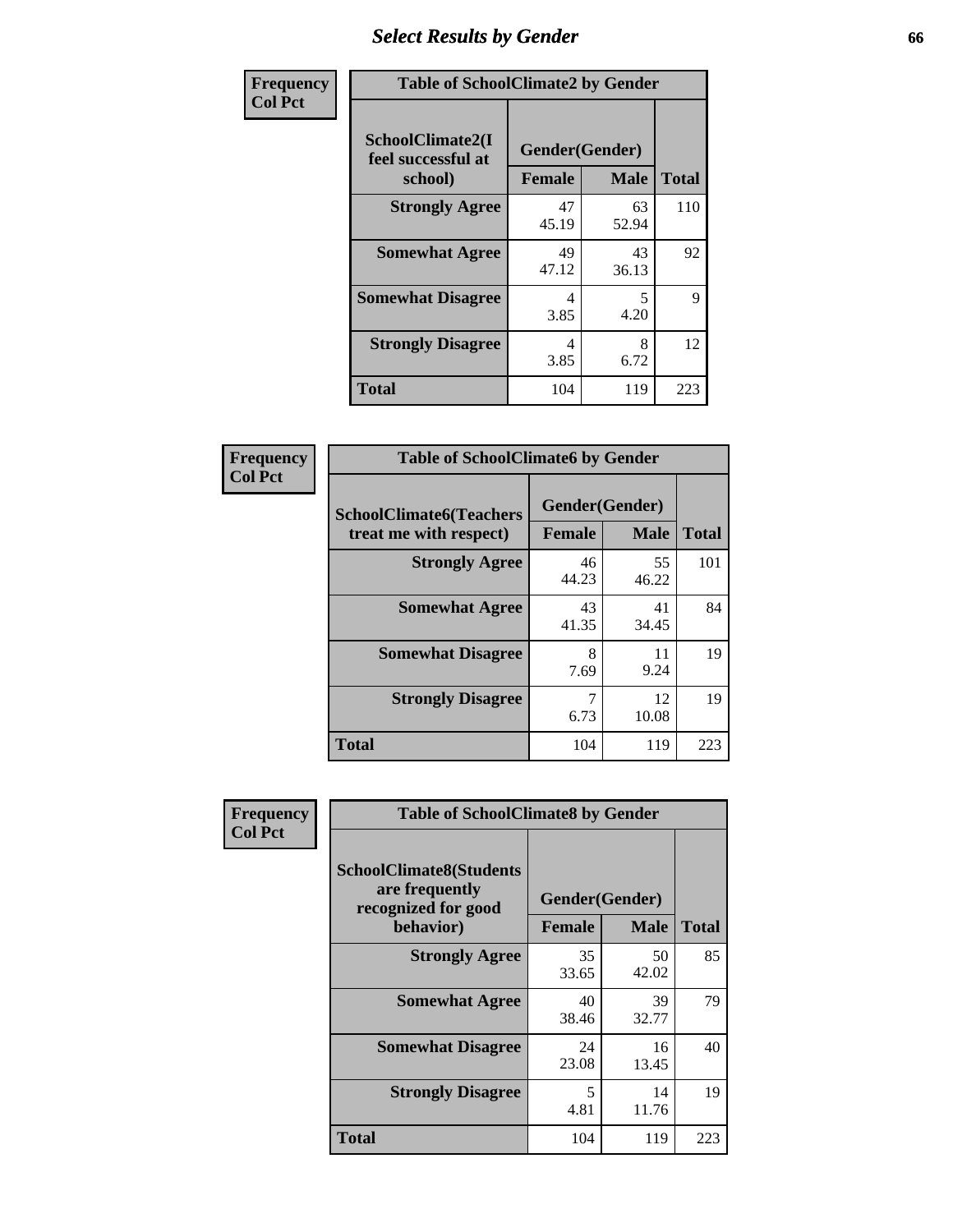# Select Results by Gender

**Frequency / Col Pct**

**Table of SchoolClimate2 by Gender**

| SchoolClimate2(I feel successful at school) | Gender(Gender) | | Total |
|---|---|---|---|
| | Female | Male | |
| Strongly Agree | 47<br>45.19 | 63<br>52.94 | 110 |
| Somewhat Agree | 49<br>47.12 | 43<br>36.13 | 92 |
| Somewhat Disagree | 4<br>3.85 | 5<br>4.20 | 9 |
| Strongly Disagree | 4<br>3.85 | 8<br>6.72 | 12 |
| Total | 104 | 119 | 223 |

**Frequency / Col Pct**

**Table of SchoolClimate6 by Gender**

| SchoolClimate6(Teachers treat me with respect) | Gender(Gender) | | Total |
|---|---|---|---|
| | Female | Male | |
| Strongly Agree | 46<br>44.23 | 55<br>46.22 | 101 |
| Somewhat Agree | 43<br>41.35 | 41<br>34.45 | 84 |
| Somewhat Disagree | 8<br>7.69 | 11<br>9.24 | 19 |
| Strongly Disagree | 7<br>6.73 | 12<br>10.08 | 19 |
| Total | 104 | 119 | 223 |

**Frequency / Col Pct**

**Table of SchoolClimate8 by Gender**

| SchoolClimate8(Students are frequently recognized for good behavior) | Gender(Gender) | | Total |
|---|---|---|---|
| | Female | Male | |
| Strongly Agree | 35<br>33.65 | 50<br>42.02 | 85 |
| Somewhat Agree | 40<br>38.46 | 39<br>32.77 | 79 |
| Somewhat Disagree | 24<br>23.08 | 16<br>13.45 | 40 |
| Strongly Disagree | 5<br>4.81 | 14<br>11.76 | 19 |
| Total | 104 | 119 | 223 |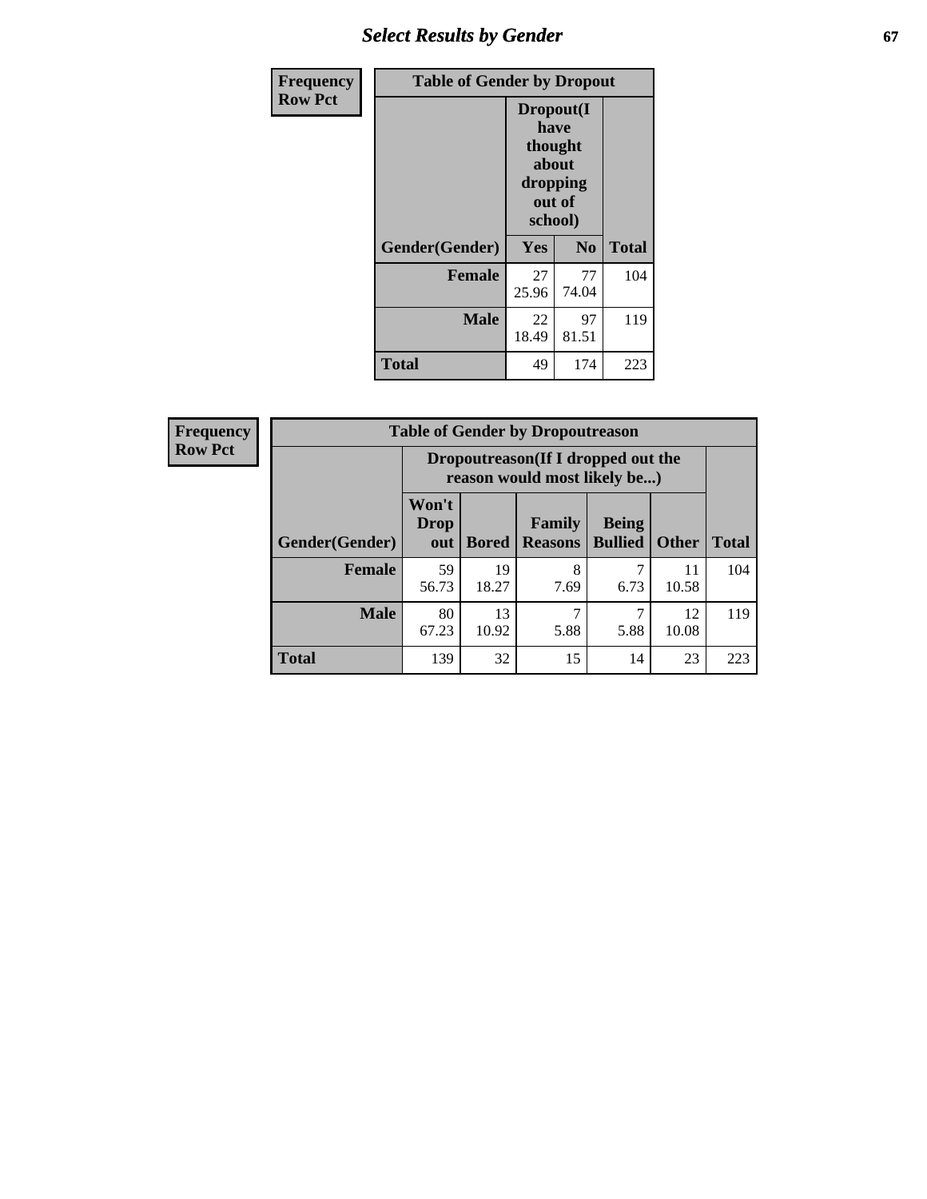| Frequency<br>Row Pct | Table of Gender by Dropout | | |
|---|---|---|---|
| | Dropout(I have thought about dropping out of school) | | |
| Gender(Gender) | Yes | No | Total |
| Female | 27<br>25.96 | 77<br>74.04 | 104 |
| Male | 22<br>18.49 | 97<br>81.51 | 119 |
| Total | 49 | 174 | 223 |

| Frequency<br>Row Pct | Table of Gender by Dropoutreason | | | | | |
|---|---|---|---|---|---|---|
| | Dropoutreason(If I dropped out the reason would most likely be...) | | | | | |
| Gender(Gender) | Won't Drop out | Bored | Family Reasons | Being Bullied | Other | Total |
| Female | 59<br>56.73 | 19<br>18.27 | 8<br>7.69 | 7<br>6.73 | 11<br>10.58 | 104 |
| Male | 80<br>67.23 | 13<br>10.92 | 7<br>5.88 | 7<br>5.88 | 12<br>10.08 | 119 |
| Total | 139 | 32 | 15 | 14 | 23 | 223 |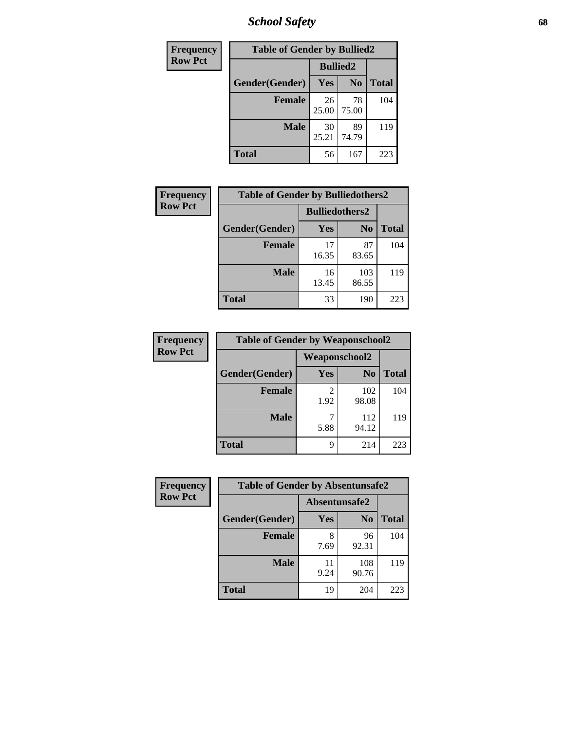## School Safety

| Frequency<br>Row Pct | | | |
|---|---|---|---|
| **Table of Gender by Bullied2** | | | |
| | **Bullied2** | | |
| **Gender(Gender)** | **Yes** | **No** | **Total** |
| **Female** | 26<br>25.00 | 78<br>75.00 | 104 |
| **Male** | 30<br>25.21 | 89<br>74.79 | 119 |
| **Total** | 56 | 167 | 223 |

| Frequency<br>Row Pct | | | |
|---|---|---|---|
| **Table of Gender by Bulliedothers2** | | | |
| | **Bulliedothers2** | | |
| **Gender(Gender)** | **Yes** | **No** | **Total** |
| **Female** | 17<br>16.35 | 87<br>83.65 | 104 |
| **Male** | 16<br>13.45 | 103<br>86.55 | 119 |
| **Total** | 33 | 190 | 223 |

| Frequency<br>Row Pct | | | |
|---|---|---|---|
| **Table of Gender by Weaponschool2** | | | |
| | **Weaponschool2** | | |
| **Gender(Gender)** | **Yes** | **No** | **Total** |
| **Female** | 2<br>1.92 | 102<br>98.08 | 104 |
| **Male** | 7<br>5.88 | 112<br>94.12 | 119 |
| **Total** | 9 | 214 | 223 |

| Frequency<br>Row Pct | | | |
|---|---|---|---|
| **Table of Gender by Absentunsafe2** | | | |
| | **Absentunsafe2** | | |
| **Gender(Gender)** | **Yes** | **No** | **Total** |
| **Female** | 8<br>7.69 | 96<br>92.31 | 104 |
| **Male** | 11<br>9.24 | 108<br>90.76 | 119 |
| **Total** | 19 | 204 | 223 |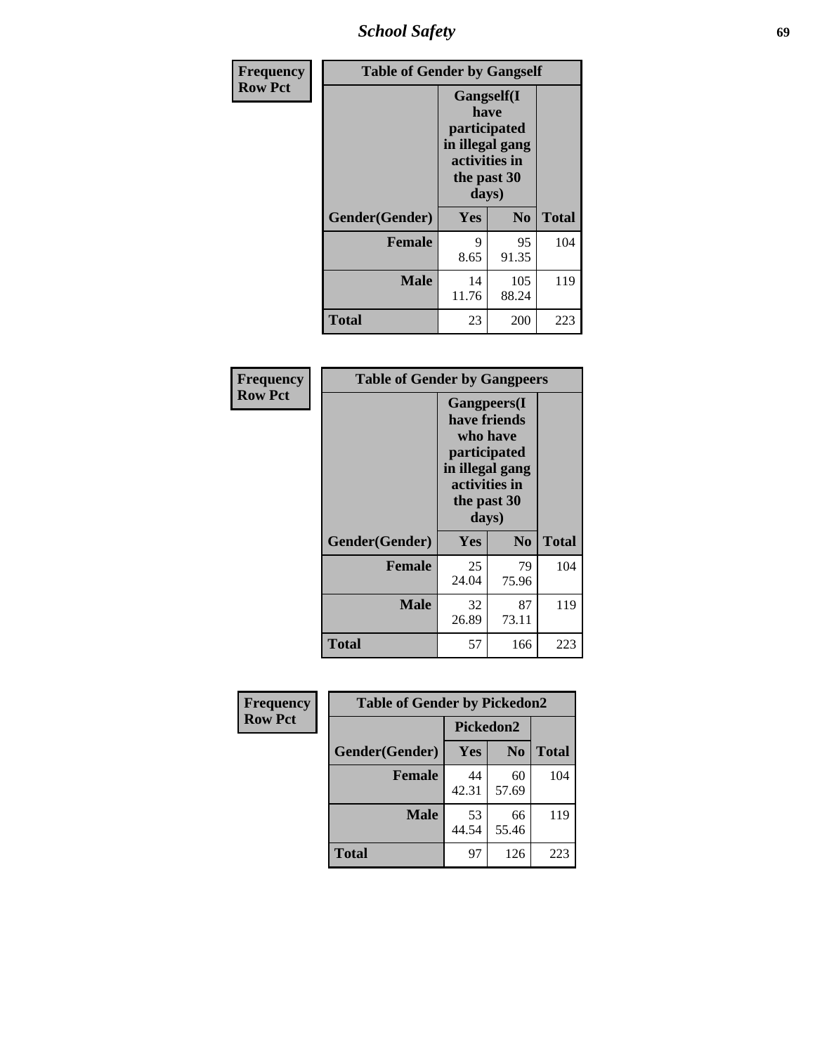| Frequency Row Pct | Table of Gender by Gangself | | |
|---|---|---|---|
| | Gangself(I have participated in illegal gang activities in the past 30 days) | | |
| Gender(Gender) | Yes | No | Total |
| Female | 9<br>8.65 | 95<br>91.35 | 104 |
| Male | 14<br>11.76 | 105<br>88.24 | 119 |
| Total | 23 | 200 | 223 |

| Frequency Row Pct | Table of Gender by Gangpeers | | |
|---|---|---|---|
| | Gangpeers(I have friends who have participated in illegal gang activities in the past 30 days) | | |
| Gender(Gender) | Yes | No | Total |
| Female | 25<br>24.04 | 79<br>75.96 | 104 |
| Male | 32<br>26.89 | 87<br>73.11 | 119 |
| Total | 57 | 166 | 223 |

| Frequency Row Pct | Table of Gender by Pickedon2 | | |
|---|---|---|---|
| | Pickedon2 | | |
| Gender(Gender) | Yes | No | Total |
| Female | 44<br>42.31 | 60<br>57.69 | 104 |
| Male | 53<br>44.54 | 66<br>55.46 | 119 |
| Total | 97 | 126 | 223 |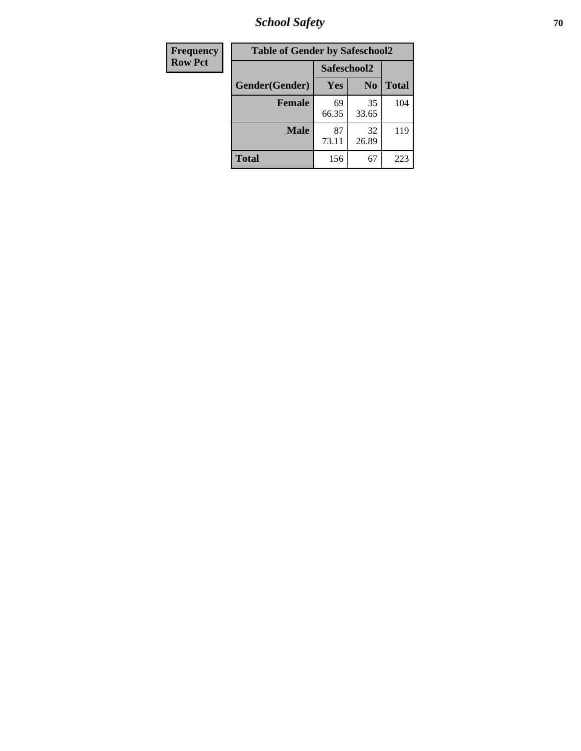| Frequency |
|---|
| Row Pct |

| Table of Gender by Safeschool2 | | | |
|---|---|---|---|
| | Safeschool2 | | |
| Gender(Gender) | Yes | No | Total |
| **Female** | 69<br>66.35 | 35<br>33.65 | 104 |
| **Male** | 87<br>73.11 | 32<br>26.89 | 119 |
| **Total** | 156 | 67 | 223 |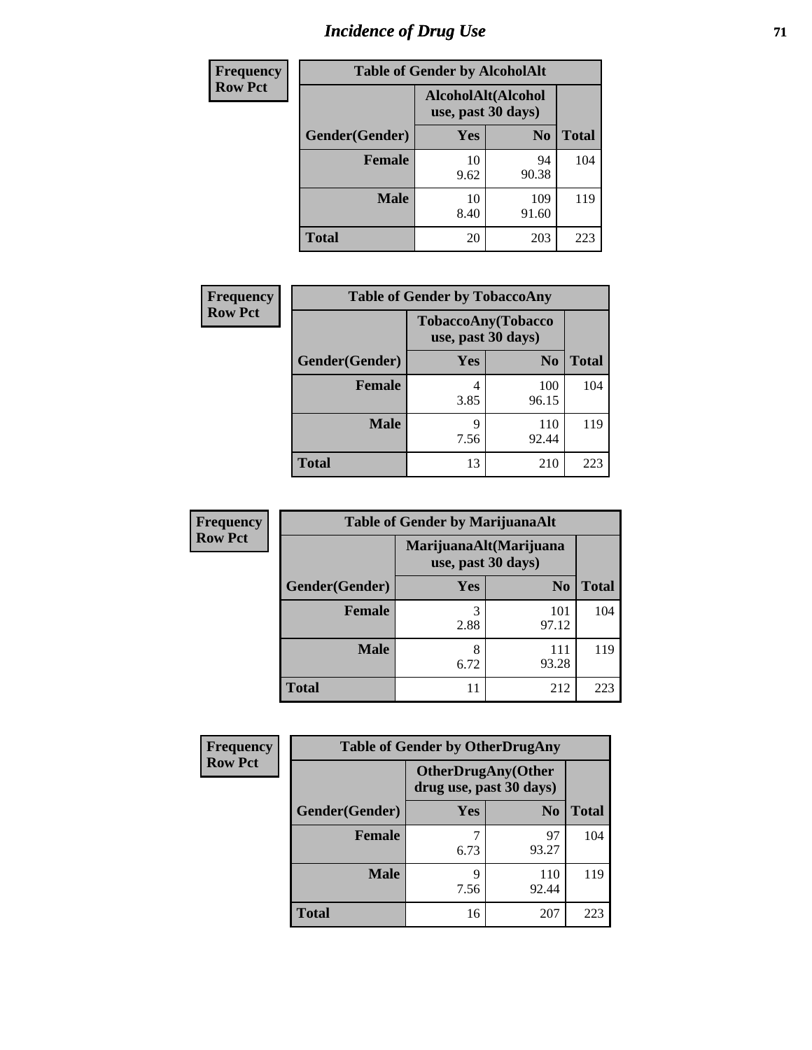# Incidence of Drug Use

| Frequency Row Pct |
|---|

| Table of Gender by AlcoholAlt | | | |
|---|---|---|---|
| | AlcoholAlt(Alcohol use, past 30 days) | | |
| Gender(Gender) | Yes | No | Total |
| Female | 10<br>9.62 | 94<br>90.38 | 104 |
| Male | 10<br>8.40 | 109<br>91.60 | 119 |
| Total | 20 | 203 | 223 |

| Frequency Row Pct |
|---|

| Table of Gender by TobaccoAny | | | |
|---|---|---|---|
| | TobaccoAny(Tobacco use, past 30 days) | | |
| Gender(Gender) | Yes | No | Total |
| Female | 4<br>3.85 | 100<br>96.15 | 104 |
| Male | 9<br>7.56 | 110<br>92.44 | 119 |
| Total | 13 | 210 | 223 |

| Frequency Row Pct |
|---|

| Table of Gender by MarijuanaAlt | | | |
|---|---|---|---|
| | MarijuanaAlt(Marijuana use, past 30 days) | | |
| Gender(Gender) | Yes | No | Total |
| Female | 3<br>2.88 | 101<br>97.12 | 104 |
| Male | 8<br>6.72 | 111<br>93.28 | 119 |
| Total | 11 | 212 | 223 |

| Frequency Row Pct |
|---|

| Table of Gender by OtherDrugAny | | | |
|---|---|---|---|
| | OtherDrugAny(Other drug use, past 30 days) | | |
| Gender(Gender) | Yes | No | Total |
| Female | 7<br>6.73 | 97<br>93.27 | 104 |
| Male | 9<br>7.56 | 110<br>92.44 | 119 |
| Total | 16 | 207 | 223 |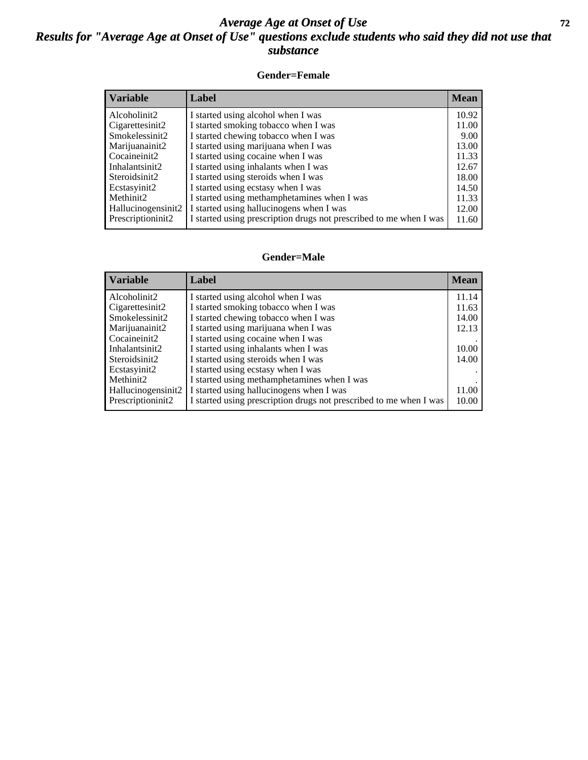# *Average Age at Onset of Use*

## *Results for "Average Age at Onset of Use" questions exclude students who said they did not use that substance*

### Gender=Female

| Variable | Label | Mean |
|---|---|---|
| Alcoholinit2 | I started using alcohol when I was | 10.92 |
| Cigarettesinit2 | I started smoking tobacco when I was | 11.00 |
| Smokelessinit2 | I started chewing tobacco when I was | 9.00 |
| Marijuanainit2 | I started using marijuana when I was | 13.00 |
| Cocaineinit2 | I started using cocaine when I was | 11.33 |
| Inhalantsinit2 | I started using inhalants when I was | 12.67 |
| Steroidsinit2 | I started using steroids when I was | 18.00 |
| Ecstasyinit2 | I started using ecstasy when I was | 14.50 |
| Methinit2 | I started using methamphetamines when I was | 11.33 |
| Hallucinogensinit2 | I started using hallucinogens when I was | 12.00 |
| Prescriptioninit2 | I started using prescription drugs not prescribed to me when I was | 11.60 |

### Gender=Male

| Variable | Label | Mean |
|---|---|---|
| Alcoholinit2 | I started using alcohol when I was | 11.14 |
| Cigarettesinit2 | I started smoking tobacco when I was | 11.63 |
| Smokelessinit2 | I started chewing tobacco when I was | 14.00 |
| Marijuanainit2 | I started using marijuana when I was | 12.13 |
| Cocaineinit2 | I started using cocaine when I was | . |
| Inhalantsinit2 | I started using inhalants when I was | 10.00 |
| Steroidsinit2 | I started using steroids when I was | 14.00 |
| Ecstasyinit2 | I started using ecstasy when I was | . |
| Methinit2 | I started using methamphetamines when I was | . |
| Hallucinogensinit2 | I started using hallucinogens when I was | 11.00 |
| Prescriptioninit2 | I started using prescription drugs not prescribed to me when I was | 10.00 |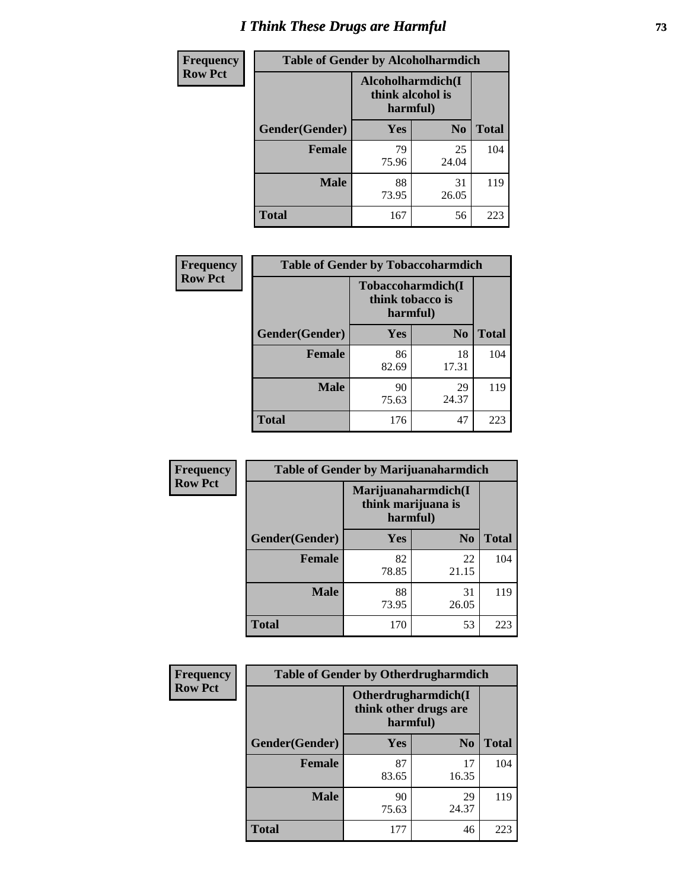# I Think These Drugs are Harmful

| Frequency Row Pct | Table of Gender by Alcoholharmdich | | |
|---|---|---|---|
| | Alcoholharmdich(I think alcohol is harmful) | | |
| Gender(Gender) | Yes | No | Total |
| Female | 79<br>75.96 | 25<br>24.04 | 104 |
| Male | 88<br>73.95 | 31<br>26.05 | 119 |
| Total | 167 | 56 | 223 |

| Frequency Row Pct | Table of Gender by Tobaccoharmdich | | |
|---|---|---|---|
| | Tobaccoharmdich(I think tobacco is harmful) | | |
| Gender(Gender) | Yes | No | Total |
| Female | 86<br>82.69 | 18<br>17.31 | 104 |
| Male | 90<br>75.63 | 29<br>24.37 | 119 |
| Total | 176 | 47 | 223 |

| Frequency Row Pct | Table of Gender by Marijuanaharmdich | | |
|---|---|---|---|
| | Marijuanaharmdich(I think marijuana is harmful) | | |
| Gender(Gender) | Yes | No | Total |
| Female | 82<br>78.85 | 22<br>21.15 | 104 |
| Male | 88<br>73.95 | 31<br>26.05 | 119 |
| Total | 170 | 53 | 223 |

| Frequency Row Pct | Table of Gender by Otherdrugharmdich | | |
|---|---|---|---|
| | Otherdrugharmdich(I think other drugs are harmful) | | |
| Gender(Gender) | Yes | No | Total |
| Female | 87<br>83.65 | 17<br>16.35 | 104 |
| Male | 90<br>75.63 | 29<br>24.37 | 119 |
| Total | 177 | 46 | 223 |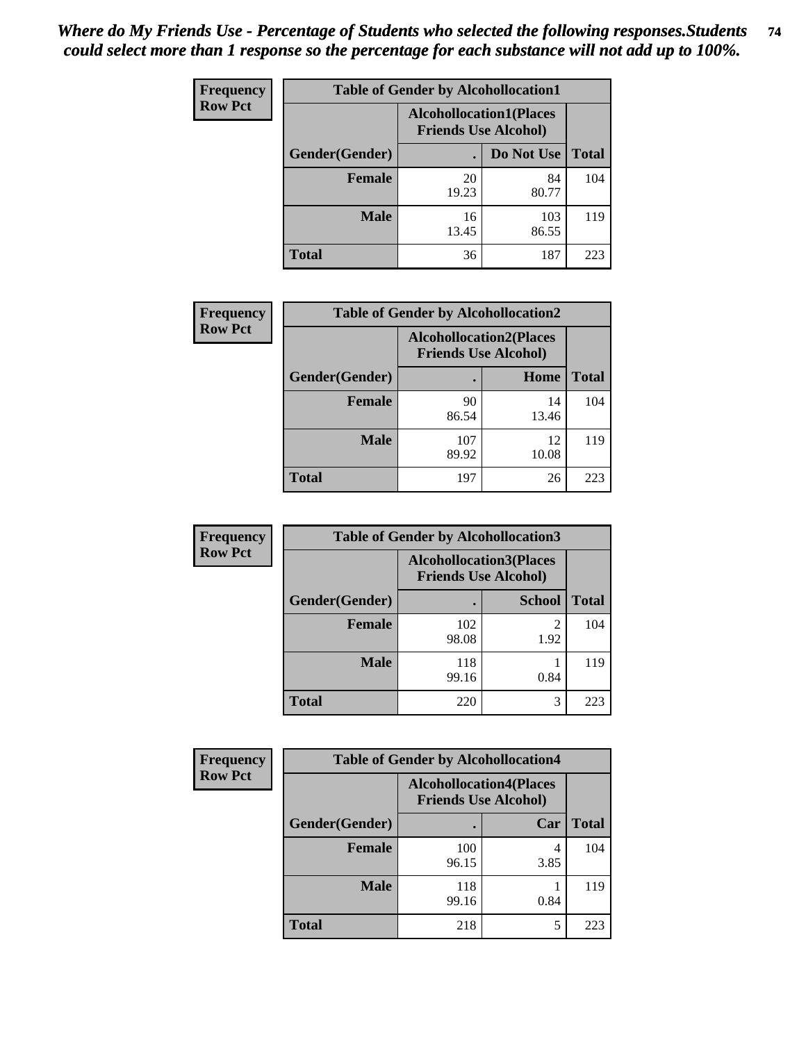*Where do My Friends Use - Percentage of Students who selected the following responses.Students could select more than 1 response so the percentage for each substance will not add up to 100%.*

**Frequency**
**Row Pct**

| Table of Gender by Alcohollocation1 | | | |
|---|---|---|---|
| | Alcohollocation1(Places Friends Use Alcohol) | | |
| Gender(Gender) | . | Do Not Use | Total |
| **Female** | 20<br>19.23 | 84<br>80.77 | 104 |
| **Male** | 16<br>13.45 | 103<br>86.55 | 119 |
| **Total** | 36 | 187 | 223 |

**Frequency**
**Row Pct**

| Table of Gender by Alcohollocation2 | | | |
|---|---|---|---|
| | Alcohollocation2(Places Friends Use Alcohol) | | |
| Gender(Gender) | . | Home | Total |
| **Female** | 90<br>86.54 | 14<br>13.46 | 104 |
| **Male** | 107<br>89.92 | 12<br>10.08 | 119 |
| **Total** | 197 | 26 | 223 |

**Frequency**
**Row Pct**

| Table of Gender by Alcohollocation3 | | | |
|---|---|---|---|
| | Alcohollocation3(Places Friends Use Alcohol) | | |
| Gender(Gender) | . | School | Total |
| **Female** | 102<br>98.08 | 2<br>1.92 | 104 |
| **Male** | 118<br>99.16 | 1<br>0.84 | 119 |
| **Total** | 220 | 3 | 223 |

**Frequency**
**Row Pct**

| Table of Gender by Alcohollocation4 | | | |
|---|---|---|---|
| | Alcohollocation4(Places Friends Use Alcohol) | | |
| Gender(Gender) | . | Car | Total |
| **Female** | 100<br>96.15 | 4<br>3.85 | 104 |
| **Male** | 118<br>99.16 | 1<br>0.84 | 119 |
| **Total** | 218 | 5 | 223 |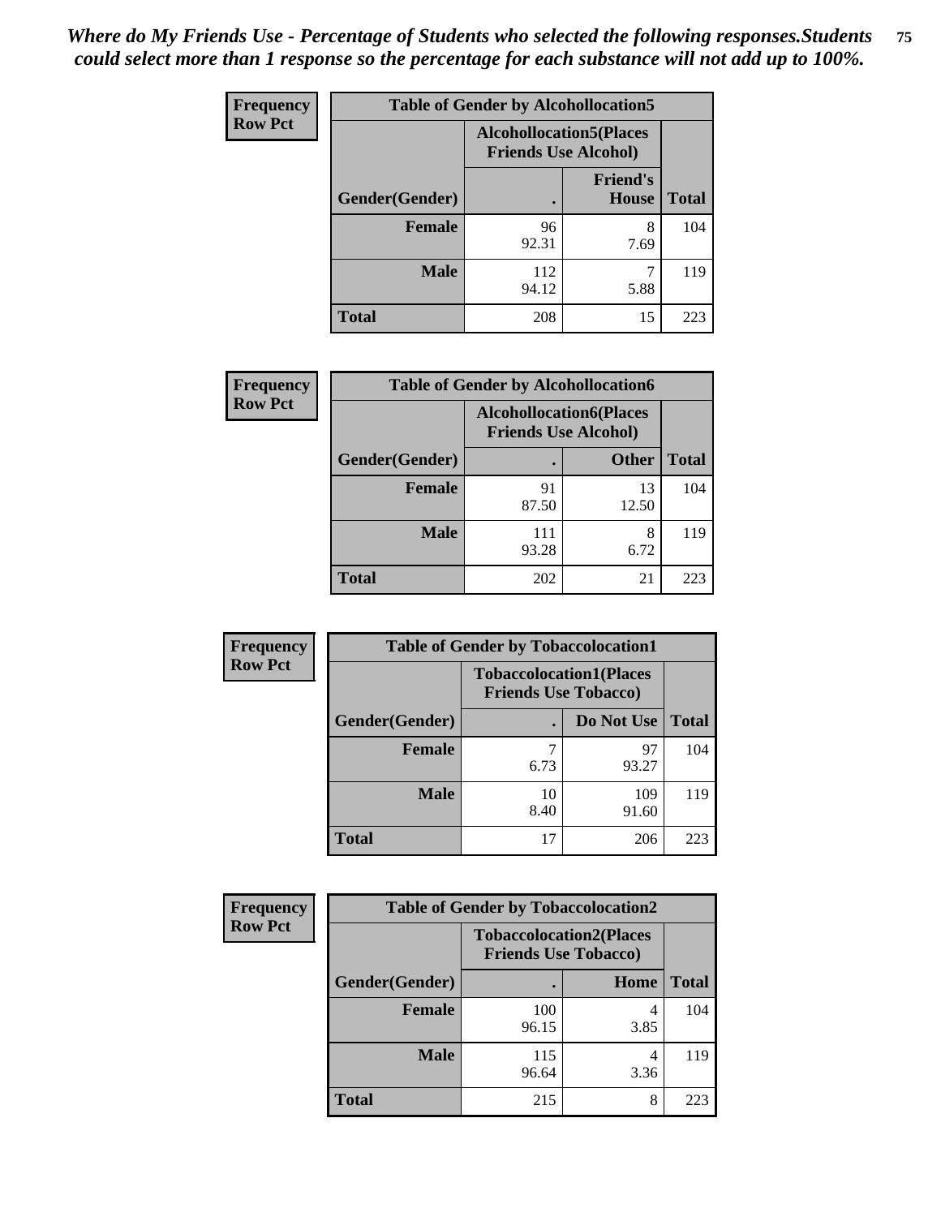*Where do My Friends Use - Percentage of Students who selected the following responses.Students could select more than 1 response so the percentage for each substance will not add up to 100%.*

**Frequency Row Pct**

| Table of Gender by Alcohollocation5 | | | |
|---|---|---|---|
| | Alcohollocation5(Places Friends Use Alcohol) | | |
| Gender(Gender) | . | Friend's House | Total |
| **Female** | 96<br>92.31 | 8<br>7.69 | 104 |
| **Male** | 112<br>94.12 | 7<br>5.88 | 119 |
| **Total** | 208 | 15 | 223 |

**Frequency Row Pct**

| Table of Gender by Alcohollocation6 | | | |
|---|---|---|---|
| | Alcohollocation6(Places Friends Use Alcohol) | | |
| Gender(Gender) | . | Other | Total |
| **Female** | 91<br>87.50 | 13<br>12.50 | 104 |
| **Male** | 111<br>93.28 | 8<br>6.72 | 119 |
| **Total** | 202 | 21 | 223 |

**Frequency Row Pct**

| Table of Gender by Tobaccolocation1 | | | |
|---|---|---|---|
| | Tobaccolocation1(Places Friends Use Tobacco) | | |
| Gender(Gender) | . | Do Not Use | Total |
| **Female** | 7<br>6.73 | 97<br>93.27 | 104 |
| **Male** | 10<br>8.40 | 109<br>91.60 | 119 |
| **Total** | 17 | 206 | 223 |

**Frequency Row Pct**

| Table of Gender by Tobaccolocation2 | | | |
|---|---|---|---|
| | Tobaccolocation2(Places Friends Use Tobacco) | | |
| Gender(Gender) | . | Home | Total |
| **Female** | 100<br>96.15 | 4<br>3.85 | 104 |
| **Male** | 115<br>96.64 | 4<br>3.36 | 119 |
| **Total** | 215 | 8 | 223 |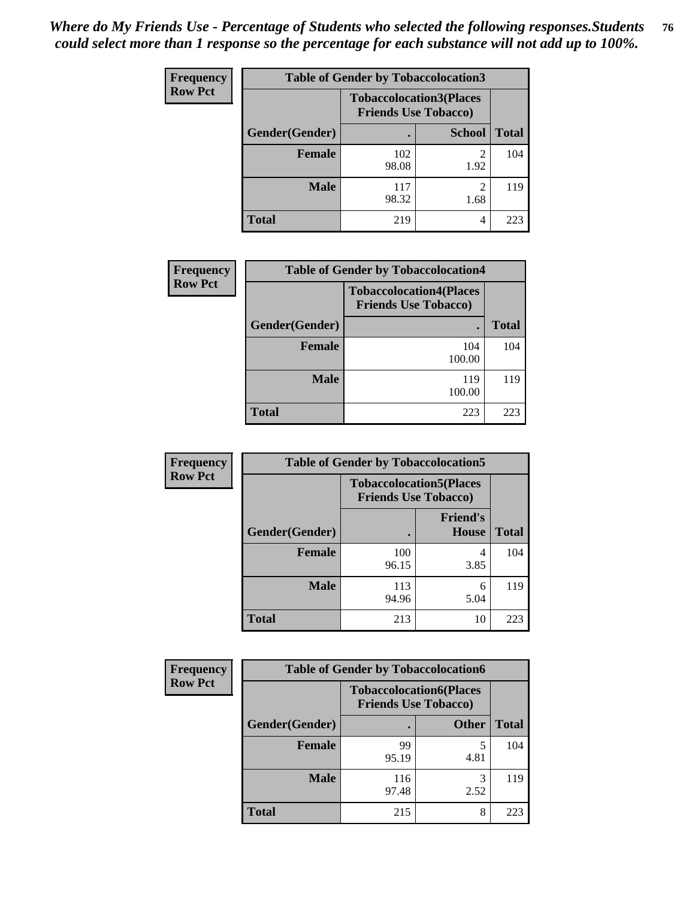*Where do My Friends Use - Percentage of Students who selected the following responses.Students could select more than 1 response so the percentage for each substance will not add up to 100%.*

| Frequency Row Pct | Table of Gender by Tobaccolocation3 | | |
|---|---|---|---|
| | Tobaccolocation3(Places Friends Use Tobacco) | | |
| Gender(Gender) | . | School | Total |
| Female | 102 98.08 | 2 1.92 | 104 |
| Male | 117 98.32 | 2 1.68 | 119 |
| Total | 219 | 4 | 223 |

| Frequency Row Pct | Table of Gender by Tobaccolocation4 | |
|---|---|---|
| | Tobaccolocation4(Places Friends Use Tobacco) | |
| Gender(Gender) | . | Total |
| Female | 104 100.00 | 104 |
| Male | 119 100.00 | 119 |
| Total | 223 | 223 |

| Frequency Row Pct | Table of Gender by Tobaccolocation5 | | |
|---|---|---|---|
| | Tobaccolocation5(Places Friends Use Tobacco) | | |
| Gender(Gender) | . | Friend's House | Total |
| Female | 100 96.15 | 4 3.85 | 104 |
| Male | 113 94.96 | 6 5.04 | 119 |
| Total | 213 | 10 | 223 |

| Frequency Row Pct | Table of Gender by Tobaccolocation6 | | |
|---|---|---|---|
| | Tobaccolocation6(Places Friends Use Tobacco) | | |
| Gender(Gender) | . | Other | Total |
| Female | 99 95.19 | 5 4.81 | 104 |
| Male | 116 97.48 | 3 2.52 | 119 |
| Total | 215 | 8 | 223 |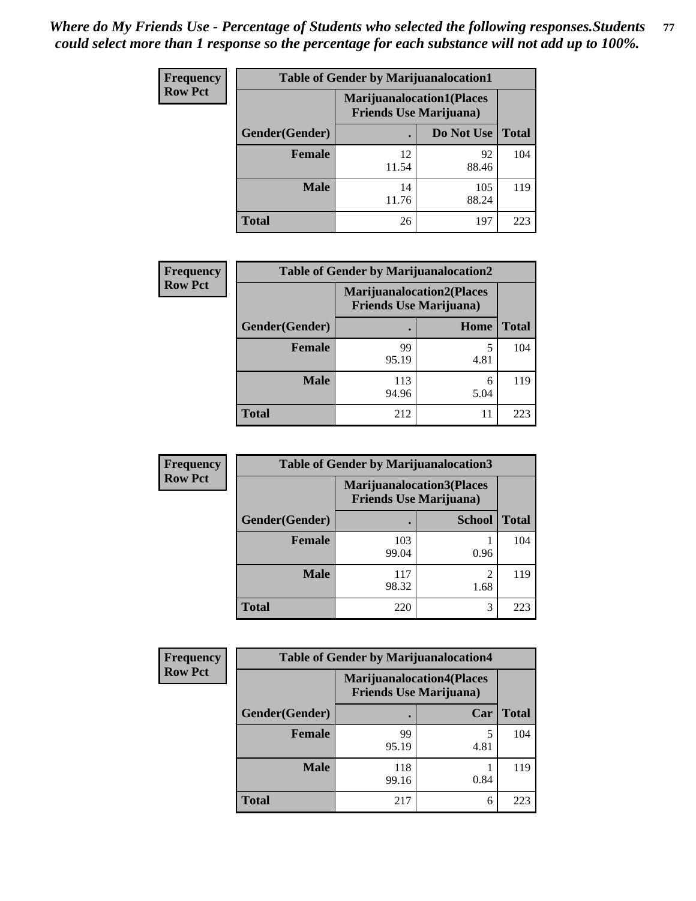*Where do My Friends Use - Percentage of Students who selected the following responses.Students could select more than 1 response so the percentage for each substance will not add up to 100%.*

**Frequency**
**Row Pct**

| Table of Gender by Marijuanalocation1 | | | |
|---|---|---|---|
| | Marijuanalocation1(Places Friends Use Marijuana) | | |
| Gender(Gender) | . | Do Not Use | Total |
| **Female** | 12<br>11.54 | 92<br>88.46 | 104 |
| **Male** | 14<br>11.76 | 105<br>88.24 | 119 |
| **Total** | 26 | 197 | 223 |

**Frequency**
**Row Pct**

| Table of Gender by Marijuanalocation2 | | | |
|---|---|---|---|
| | Marijuanalocation2(Places Friends Use Marijuana) | | |
| Gender(Gender) | . | Home | Total |
| **Female** | 99<br>95.19 | 5<br>4.81 | 104 |
| **Male** | 113<br>94.96 | 6<br>5.04 | 119 |
| **Total** | 212 | 11 | 223 |

**Frequency**
**Row Pct**

| Table of Gender by Marijuanalocation3 | | | |
|---|---|---|---|
| | Marijuanalocation3(Places Friends Use Marijuana) | | |
| Gender(Gender) | . | School | Total |
| **Female** | 103<br>99.04 | 1<br>0.96 | 104 |
| **Male** | 117<br>98.32 | 2<br>1.68 | 119 |
| **Total** | 220 | 3 | 223 |

**Frequency**
**Row Pct**

| Table of Gender by Marijuanalocation4 | | | |
|---|---|---|---|
| | Marijuanalocation4(Places Friends Use Marijuana) | | |
| Gender(Gender) | . | Car | Total |
| **Female** | 99<br>95.19 | 5<br>4.81 | 104 |
| **Male** | 118<br>99.16 | 1<br>0.84 | 119 |
| **Total** | 217 | 6 | 223 |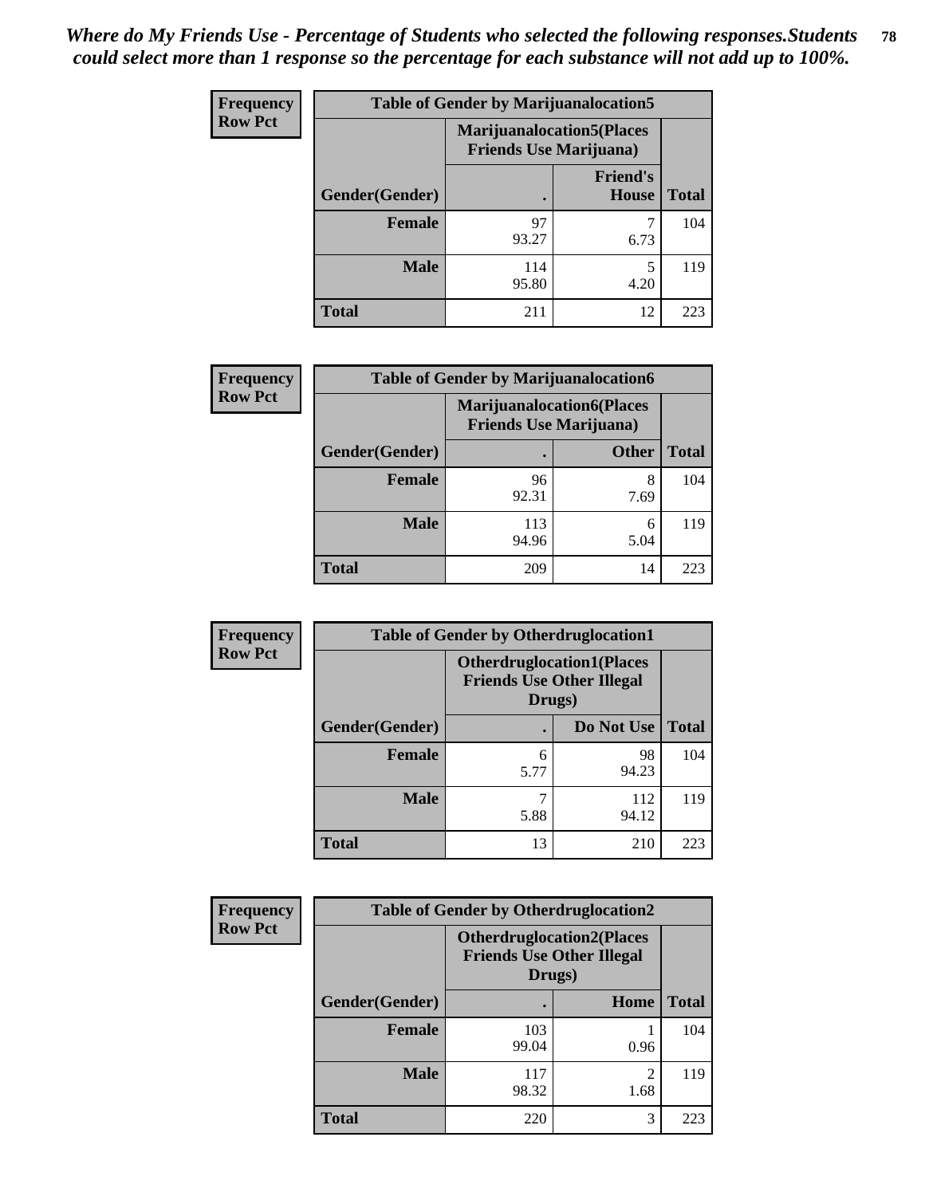*Where do My Friends Use - Percentage of Students who selected the following responses.Students could select more than 1 response so the percentage for each substance will not add up to 100%.*

**Frequency Row Pct**

| Table of Gender by Marijuanalocation5 | | | |
|---|---|---|---|
| | Marijuanalocation5(Places Friends Use Marijuana) | | |
| Gender(Gender) | . | Friend's House | Total |
| Female | 97<br>93.27 | 7<br>6.73 | 104 |
| Male | 114<br>95.80 | 5<br>4.20 | 119 |
| Total | 211 | 12 | 223 |

**Frequency Row Pct**

| Table of Gender by Marijuanalocation6 | | | |
|---|---|---|---|
| | Marijuanalocation6(Places Friends Use Marijuana) | | |
| Gender(Gender) | . | Other | Total |
| Female | 96<br>92.31 | 8<br>7.69 | 104 |
| Male | 113<br>94.96 | 6<br>5.04 | 119 |
| Total | 209 | 14 | 223 |

**Frequency Row Pct**

| Table of Gender by Otherdruglocation1 | | | |
|---|---|---|---|
| | Otherdruglocation1(Places Friends Use Other Illegal Drugs) | | |
| Gender(Gender) | . | Do Not Use | Total |
| Female | 6<br>5.77 | 98<br>94.23 | 104 |
| Male | 7<br>5.88 | 112<br>94.12 | 119 |
| Total | 13 | 210 | 223 |

**Frequency Row Pct**

| Table of Gender by Otherdruglocation2 | | | |
|---|---|---|---|
| | Otherdruglocation2(Places Friends Use Other Illegal Drugs) | | |
| Gender(Gender) | . | Home | Total |
| Female | 103<br>99.04 | 1<br>0.96 | 104 |
| Male | 117<br>98.32 | 2<br>1.68 | 119 |
| Total | 220 | 3 | 223 |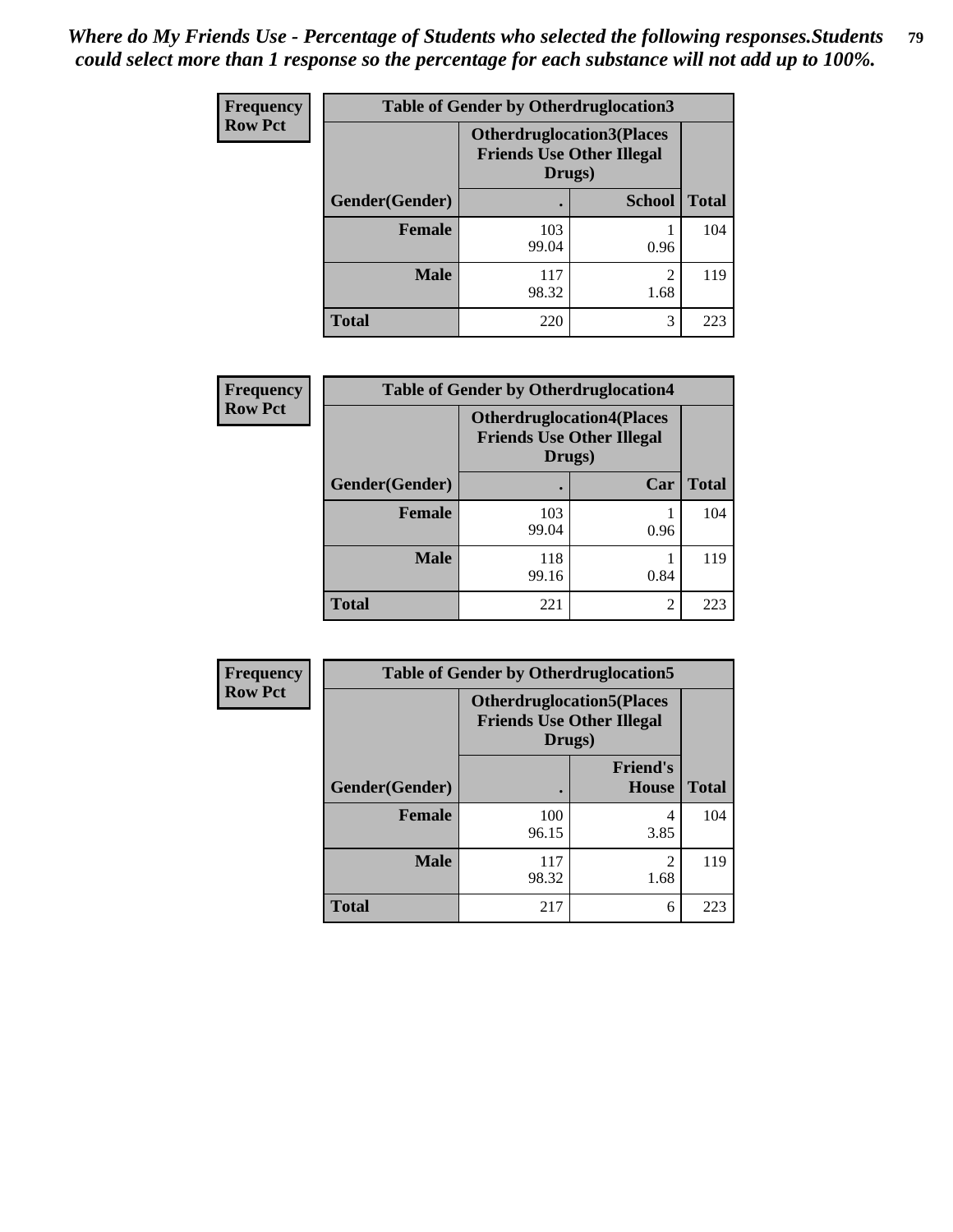*Where do My Friends Use - Percentage of Students who selected the following responses.Students could select more than 1 response so the percentage for each substance will not add up to 100%.*

**Frequency**
**Row Pct**

| Table of Gender by Otherdruglocation3 | | | |
|---|---|---|---|
| | Otherdruglocation3(Places Friends Use Other Illegal Drugs) | | |
| Gender(Gender) | . | School | Total |
| Female | 103<br>99.04 | 1<br>0.96 | 104 |
| Male | 117<br>98.32 | 2<br>1.68 | 119 |
| Total | 220 | 3 | 223 |

**Frequency**
**Row Pct**

| Table of Gender by Otherdruglocation4 | | | |
|---|---|---|---|
| | Otherdruglocation4(Places Friends Use Other Illegal Drugs) | | |
| Gender(Gender) | . | Car | Total |
| Female | 103<br>99.04 | 1<br>0.96 | 104 |
| Male | 118<br>99.16 | 1<br>0.84 | 119 |
| Total | 221 | 2 | 223 |

**Frequency**
**Row Pct**

| Table of Gender by Otherdruglocation5 | | | |
|---|---|---|---|
| | Otherdruglocation5(Places Friends Use Other Illegal Drugs) | | |
| Gender(Gender) | . | Friend's House | Total |
| Female | 100<br>96.15 | 4<br>3.85 | 104 |
| Male | 117<br>98.32 | 2<br>1.68 | 119 |
| Total | 217 | 6 | 223 |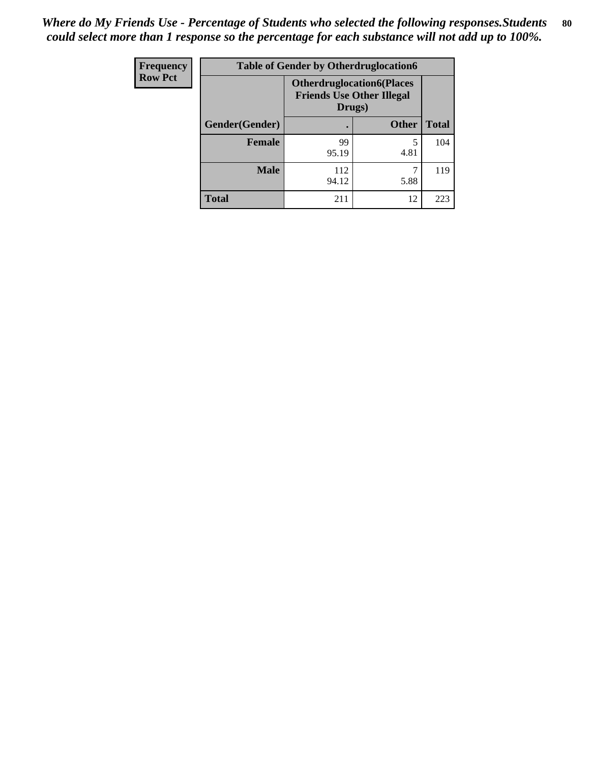*Where do My Friends Use - Percentage of Students who selected the following responses.Students could select more than 1 response so the percentage for each substance will not add up to 100%.*

| Frequency Row Pct | Table of Gender by Otherdruglocation6 | | |
|---|---|---|---|
| | **Otherdruglocation6(Places Friends Use Other Illegal Drugs)** | | |
| **Gender(Gender)** | **.** | **Other** | **Total** |
| **Female** | 99<br>95.19 | 5<br>4.81 | 104 |
| **Male** | 112<br>94.12 | 7<br>5.88 | 119 |
| **Total** | 211 | 12 | 223 |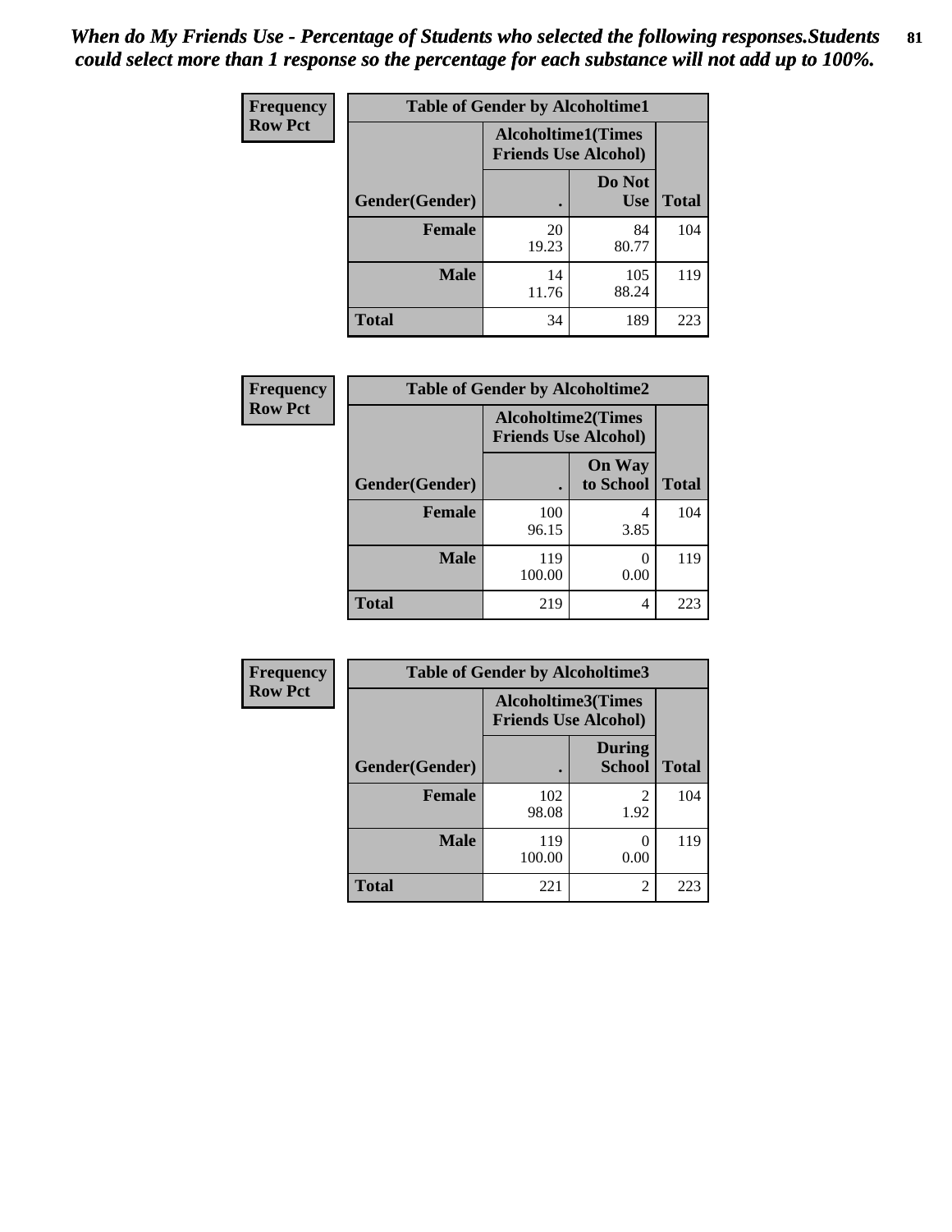*When do My Friends Use - Percentage of Students who selected the following responses.Students could select more than 1 response so the percentage for each substance will not add up to 100%.*

**Frequency**
**Row Pct**

| Table of Gender by Alcoholtime1 | | | |
|---|---|---|---|
| | Alcoholtime1(Times Friends Use Alcohol) | | |
| Gender(Gender) | . | Do Not Use | Total |
| **Female** | 20<br>19.23 | 84<br>80.77 | 104 |
| **Male** | 14<br>11.76 | 105<br>88.24 | 119 |
| **Total** | 34 | 189 | 223 |

**Frequency**
**Row Pct**

| Table of Gender by Alcoholtime2 | | | |
|---|---|---|---|
| | Alcoholtime2(Times Friends Use Alcohol) | | |
| Gender(Gender) | . | On Way to School | Total |
| **Female** | 100<br>96.15 | 4<br>3.85 | 104 |
| **Male** | 119<br>100.00 | 0<br>0.00 | 119 |
| **Total** | 219 | 4 | 223 |

**Frequency**
**Row Pct**

| Table of Gender by Alcoholtime3 | | | |
|---|---|---|---|
| | Alcoholtime3(Times Friends Use Alcohol) | | |
| Gender(Gender) | . | During School | Total |
| **Female** | 102<br>98.08 | 2<br>1.92 | 104 |
| **Male** | 119<br>100.00 | 0<br>0.00 | 119 |
| **Total** | 221 | 2 | 223 |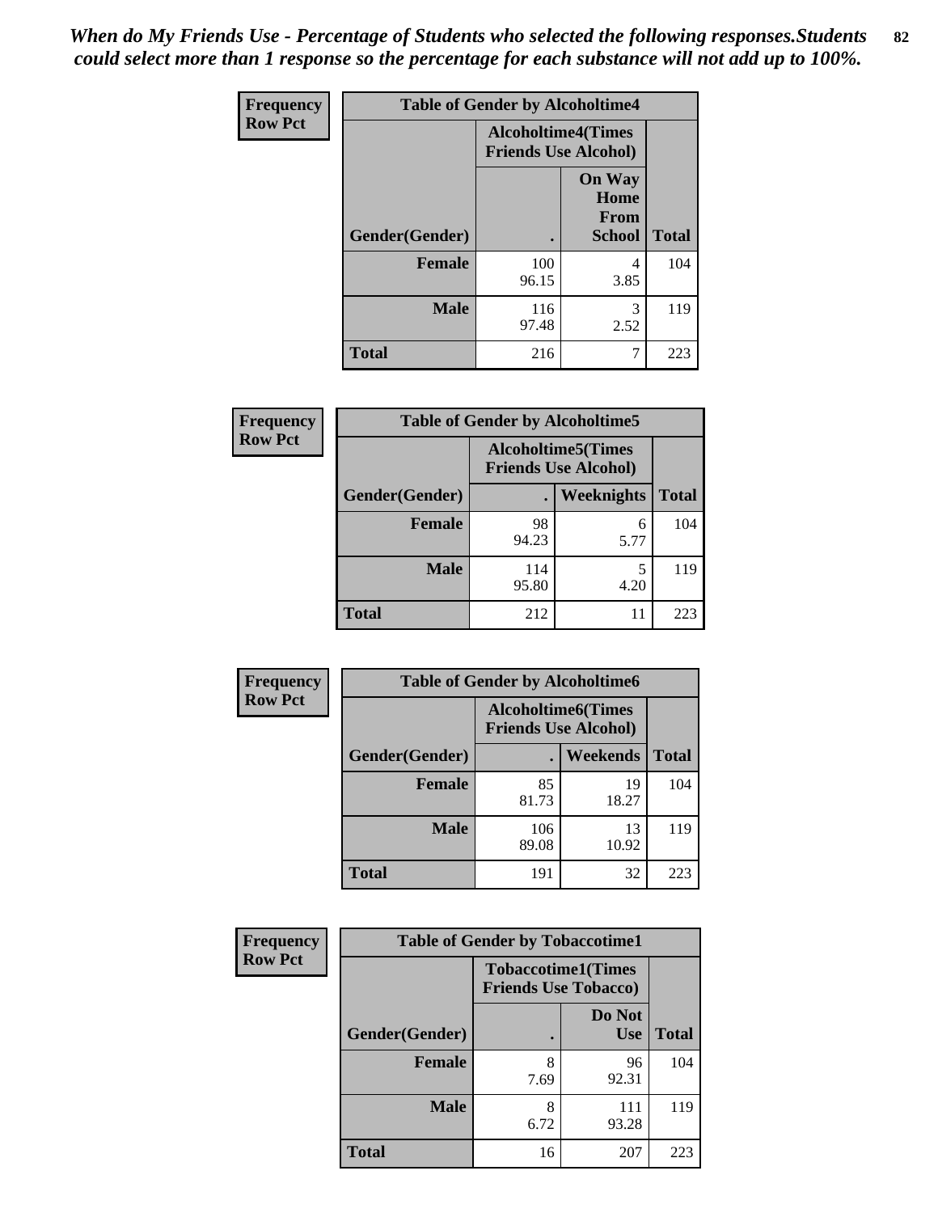*When do My Friends Use - Percentage of Students who selected the following responses.Students could select more than 1 response so the percentage for each substance will not add up to 100%.*

| Frequency Row Pct | Table of Gender by Alcoholtime4 | | |
|---|---|---|---|
| | Alcoholtime4(Times Friends Use Alcohol) | | |
| Gender(Gender) | . | On Way Home From School | Total |
| Female | 100<br>96.15 | 4<br>3.85 | 104 |
| Male | 116<br>97.48 | 3<br>2.52 | 119 |
| Total | 216 | 7 | 223 |

| Frequency Row Pct | Table of Gender by Alcoholtime5 | | |
|---|---|---|---|
| | Alcoholtime5(Times Friends Use Alcohol) | | |
| Gender(Gender) | . | Weeknights | Total |
| Female | 98<br>94.23 | 6<br>5.77 | 104 |
| Male | 114<br>95.80 | 5<br>4.20 | 119 |
| Total | 212 | 11 | 223 |

| Frequency Row Pct | Table of Gender by Alcoholtime6 | | |
|---|---|---|---|
| | Alcoholtime6(Times Friends Use Alcohol) | | |
| Gender(Gender) | . | Weekends | Total |
| Female | 85<br>81.73 | 19<br>18.27 | 104 |
| Male | 106<br>89.08 | 13<br>10.92 | 119 |
| Total | 191 | 32 | 223 |

| Frequency Row Pct | Table of Gender by Tobaccotime1 | | |
|---|---|---|---|
| | Tobaccotime1(Times Friends Use Tobacco) | | |
| Gender(Gender) | . | Do Not Use | Total |
| Female | 8<br>7.69 | 96<br>92.31 | 104 |
| Male | 8<br>6.72 | 111<br>93.28 | 119 |
| Total | 16 | 207 | 223 |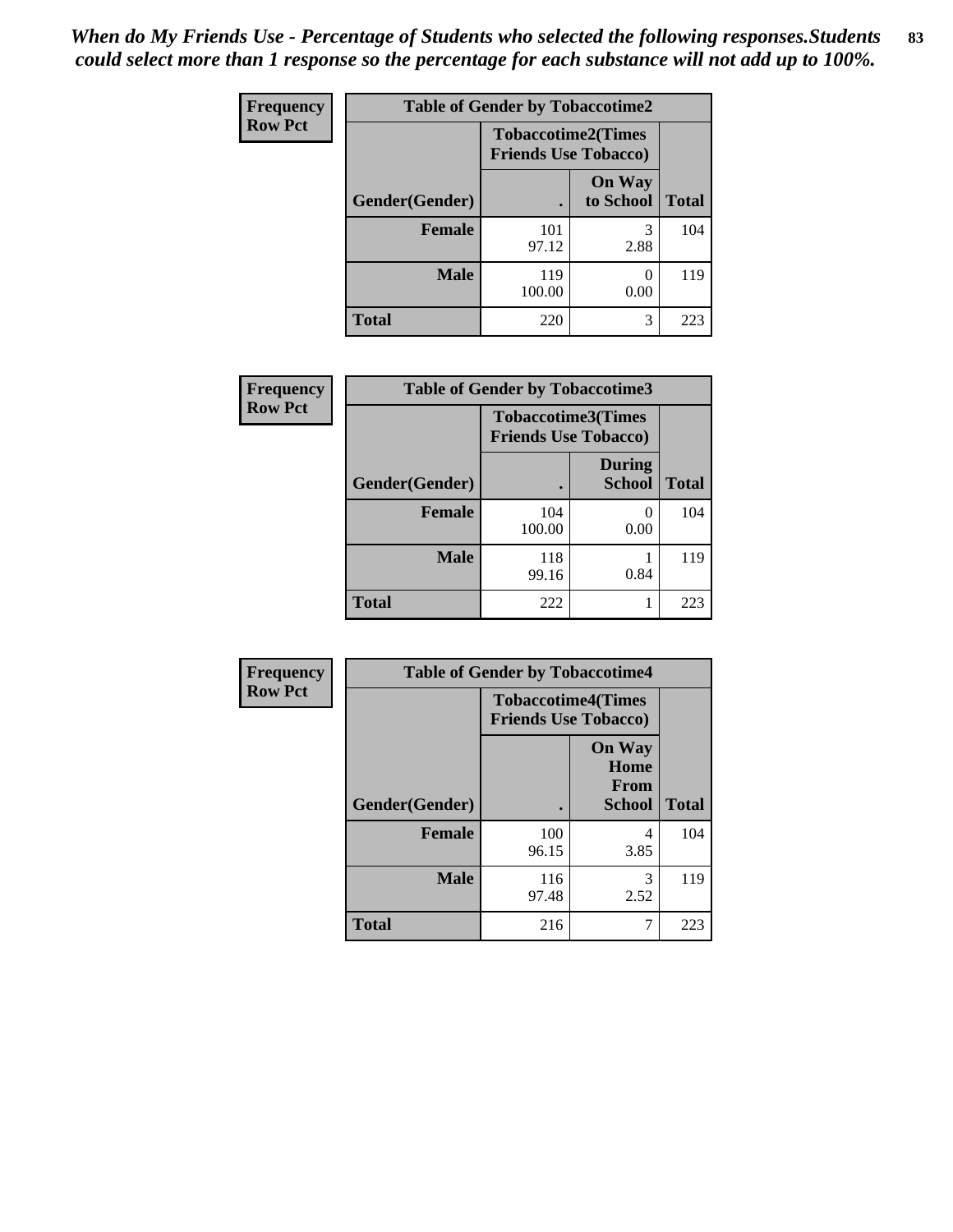*When do My Friends Use - Percentage of Students who selected the following responses.Students could select more than 1 response so the percentage for each substance will not add up to 100%.*

**Frequency**
**Row Pct**

| Table of Gender by Tobaccotime2 | | | |
|---|---|---|---|
| | Tobaccotime2(Times Friends Use Tobacco) | | |
| Gender(Gender) | . | On Way to School | Total |
| **Female** | 101<br>97.12 | 3<br>2.88 | 104 |
| **Male** | 119<br>100.00 | 0<br>0.00 | 119 |
| **Total** | 220 | 3 | 223 |

**Frequency**
**Row Pct**

| Table of Gender by Tobaccotime3 | | | |
|---|---|---|---|
| | Tobaccotime3(Times Friends Use Tobacco) | | |
| Gender(Gender) | . | During School | Total |
| **Female** | 104<br>100.00 | 0<br>0.00 | 104 |
| **Male** | 118<br>99.16 | 1<br>0.84 | 119 |
| **Total** | 222 | 1 | 223 |

**Frequency**
**Row Pct**

| Table of Gender by Tobaccotime4 | | | |
|---|---|---|---|
| | Tobaccotime4(Times Friends Use Tobacco) | | |
| Gender(Gender) | . | On Way Home From School | Total |
| **Female** | 100<br>96.15 | 4<br>3.85 | 104 |
| **Male** | 116<br>97.48 | 3<br>2.52 | 119 |
| **Total** | 216 | 7 | 223 |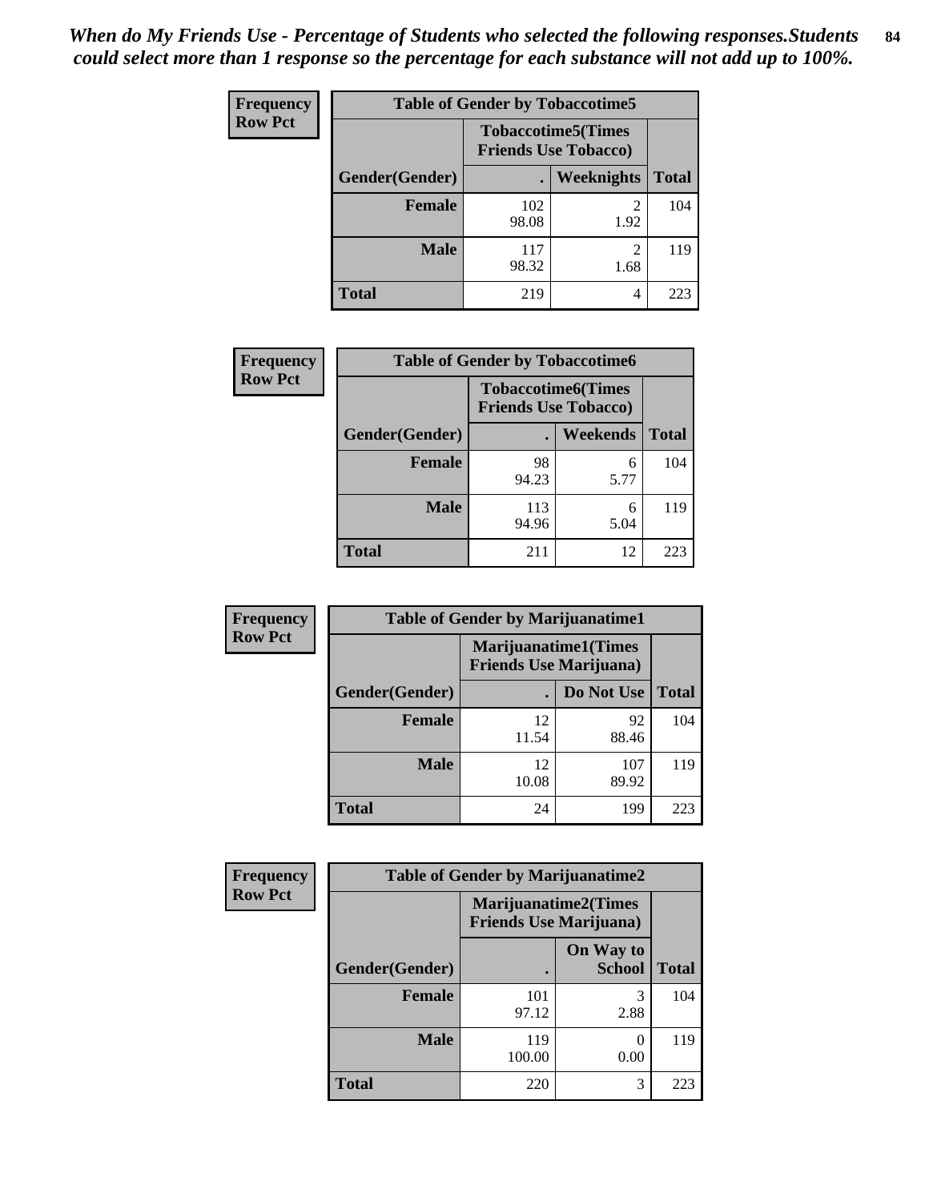*When do My Friends Use - Percentage of Students who selected the following responses.Students could select more than 1 response so the percentage for each substance will not add up to 100%.*

**Frequency**
**Row Pct**

| Table of Gender by Tobaccotime5 | | | |
|---|---|---|---|
| | Tobaccotime5(Times Friends Use Tobacco) | | |
| Gender(Gender) | . | Weeknights | Total |
| Female | 102<br>98.08 | 2<br>1.92 | 104 |
| Male | 117<br>98.32 | 2<br>1.68 | 119 |
| Total | 219 | 4 | 223 |

**Frequency**
**Row Pct**

| Table of Gender by Tobaccotime6 | | | |
|---|---|---|---|
| | Tobaccotime6(Times Friends Use Tobacco) | | |
| Gender(Gender) | . | Weekends | Total |
| Female | 98<br>94.23 | 6<br>5.77 | 104 |
| Male | 113<br>94.96 | 6<br>5.04 | 119 |
| Total | 211 | 12 | 223 |

**Frequency**
**Row Pct**

| Table of Gender by Marijuanatime1 | | | |
|---|---|---|---|
| | Marijuanatime1(Times Friends Use Marijuana) | | |
| Gender(Gender) | . | Do Not Use | Total |
| Female | 12<br>11.54 | 92<br>88.46 | 104 |
| Male | 12<br>10.08 | 107<br>89.92 | 119 |
| Total | 24 | 199 | 223 |

**Frequency**
**Row Pct**

| Table of Gender by Marijuanatime2 | | | |
|---|---|---|---|
| | Marijuanatime2(Times Friends Use Marijuana) | | |
| Gender(Gender) | . | On Way to School | Total |
| Female | 101<br>97.12 | 3<br>2.88 | 104 |
| Male | 119<br>100.00 | 0<br>0.00 | 119 |
| Total | 220 | 3 | 223 |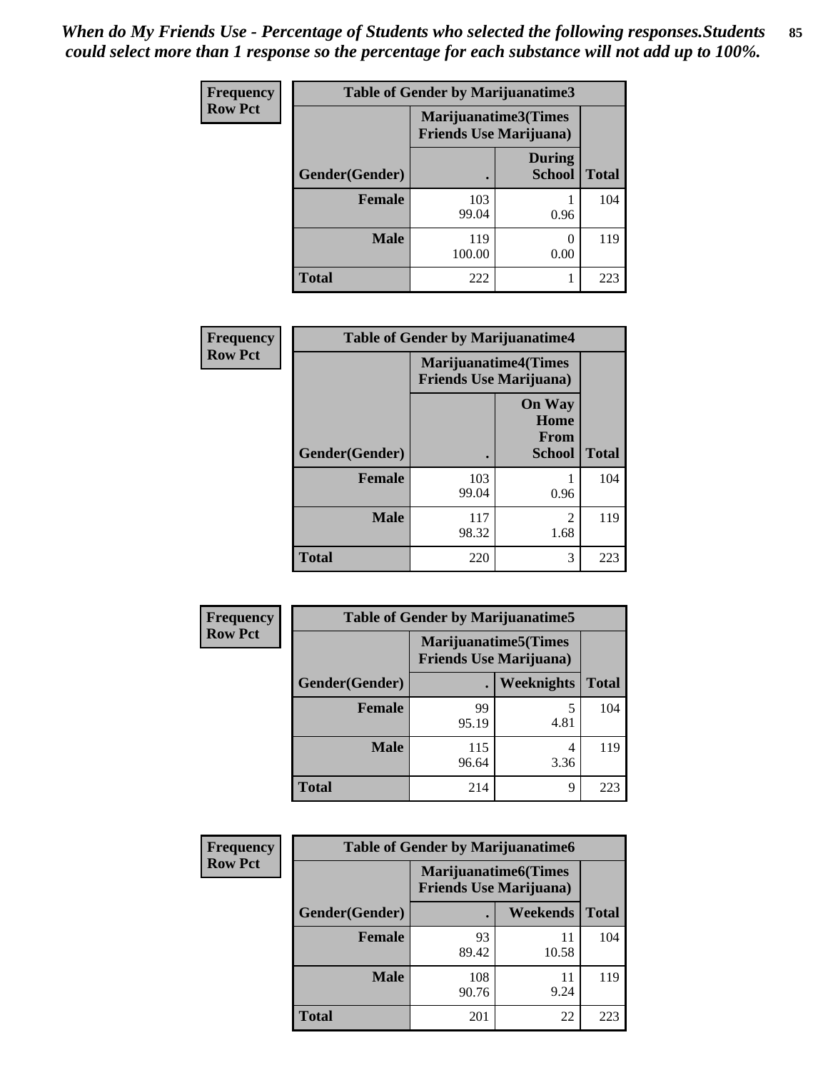*When do My Friends Use - Percentage of Students who selected the following responses.Students could select more than 1 response so the percentage for each substance will not add up to 100%.*

**Frequency**
**Row Pct**

| Table of Gender by Marijuanatime3 | | | |
|---|---|---|---|
| | Marijuanatime3(Times Friends Use Marijuana) | | |
| Gender(Gender) | . | During School | Total |
| Female | 103<br>99.04 | 1<br>0.96 | 104 |
| Male | 119<br>100.00 | 0<br>0.00 | 119 |
| Total | 222 | 1 | 223 |

**Frequency**
**Row Pct**

| Table of Gender by Marijuanatime4 | | | |
|---|---|---|---|
| | Marijuanatime4(Times Friends Use Marijuana) | | |
| Gender(Gender) | . | On Way Home From School | Total |
| Female | 103<br>99.04 | 1<br>0.96 | 104 |
| Male | 117<br>98.32 | 2<br>1.68 | 119 |
| Total | 220 | 3 | 223 |

**Frequency**
**Row Pct**

| Table of Gender by Marijuanatime5 | | | |
|---|---|---|---|
| | Marijuanatime5(Times Friends Use Marijuana) | | |
| Gender(Gender) | . | Weeknights | Total |
| Female | 99<br>95.19 | 5<br>4.81 | 104 |
| Male | 115<br>96.64 | 4<br>3.36 | 119 |
| Total | 214 | 9 | 223 |

**Frequency**
**Row Pct**

| Table of Gender by Marijuanatime6 | | | |
|---|---|---|---|
| | Marijuanatime6(Times Friends Use Marijuana) | | |
| Gender(Gender) | . | Weekends | Total |
| Female | 93<br>89.42 | 11<br>10.58 | 104 |
| Male | 108<br>90.76 | 11<br>9.24 | 119 |
| Total | 201 | 22 | 223 |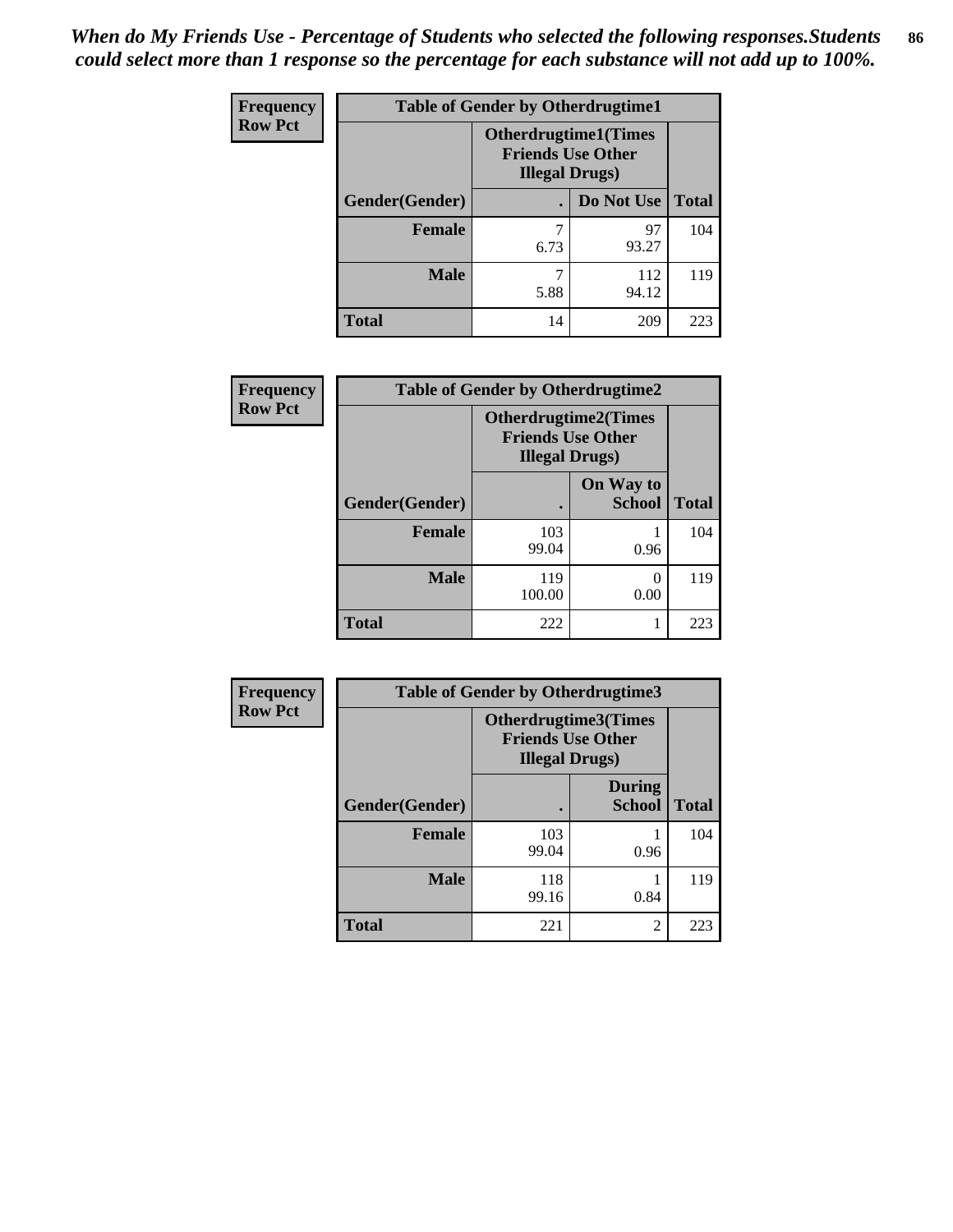*When do My Friends Use - Percentage of Students who selected the following responses.Students could select more than 1 response so the percentage for each substance will not add up to 100%.*

**Frequency**
**Row Pct**

| Table of Gender by Otherdrugtime1 | | | |
|---|---|---|---|
| | Otherdrugtime1(Times Friends Use Other Illegal Drugs) | | |
| Gender(Gender) | . | Do Not Use | Total |
| **Female** | 7<br>6.73 | 97<br>93.27 | 104 |
| **Male** | 7<br>5.88 | 112<br>94.12 | 119 |
| **Total** | 14 | 209 | 223 |

**Frequency**
**Row Pct**

| Table of Gender by Otherdrugtime2 | | | |
|---|---|---|---|
| | Otherdrugtime2(Times Friends Use Other Illegal Drugs) | | |
| Gender(Gender) | . | On Way to School | Total |
| **Female** | 103<br>99.04 | 1<br>0.96 | 104 |
| **Male** | 119<br>100.00 | 0<br>0.00 | 119 |
| **Total** | 222 | 1 | 223 |

**Frequency**
**Row Pct**

| Table of Gender by Otherdrugtime3 | | | |
|---|---|---|---|
| | Otherdrugtime3(Times Friends Use Other Illegal Drugs) | | |
| Gender(Gender) | . | During School | Total |
| **Female** | 103<br>99.04 | 1<br>0.96 | 104 |
| **Male** | 118<br>99.16 | 1<br>0.84 | 119 |
| **Total** | 221 | 2 | 223 |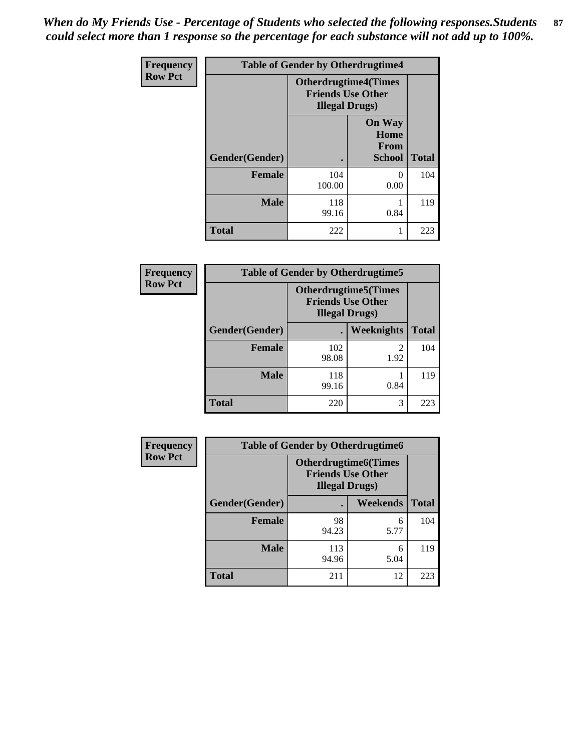*When do My Friends Use - Percentage of Students who selected the following responses.Students could select more than 1 response so the percentage for each substance will not add up to 100%.*

**Frequency**
**Row Pct**

| Table of Gender by Otherdrugtime4 | | | |
|---|---|---|---|
| | Otherdrugtime4(Times Friends Use Other Illegal Drugs) | | |
| Gender(Gender) | . | On Way Home From School | Total |
| **Female** | 104<br>100.00 | 0<br>0.00 | 104 |
| **Male** | 118<br>99.16 | 1<br>0.84 | 119 |
| **Total** | 222 | 1 | 223 |

**Frequency**
**Row Pct**

| Table of Gender by Otherdrugtime5 | | | |
|---|---|---|---|
| | Otherdrugtime5(Times Friends Use Other Illegal Drugs) | | |
| Gender(Gender) | . | Weeknights | Total |
| **Female** | 102<br>98.08 | 2<br>1.92 | 104 |
| **Male** | 118<br>99.16 | 1<br>0.84 | 119 |
| **Total** | 220 | 3 | 223 |

**Frequency**
**Row Pct**

| Table of Gender by Otherdrugtime6 | | | |
|---|---|---|---|
| | Otherdrugtime6(Times Friends Use Other Illegal Drugs) | | |
| Gender(Gender) | . | Weekends | Total |
| **Female** | 98<br>94.23 | 6<br>5.77 | 104 |
| **Male** | 113<br>94.96 | 6<br>5.04 | 119 |
| **Total** | 211 | 12 | 223 |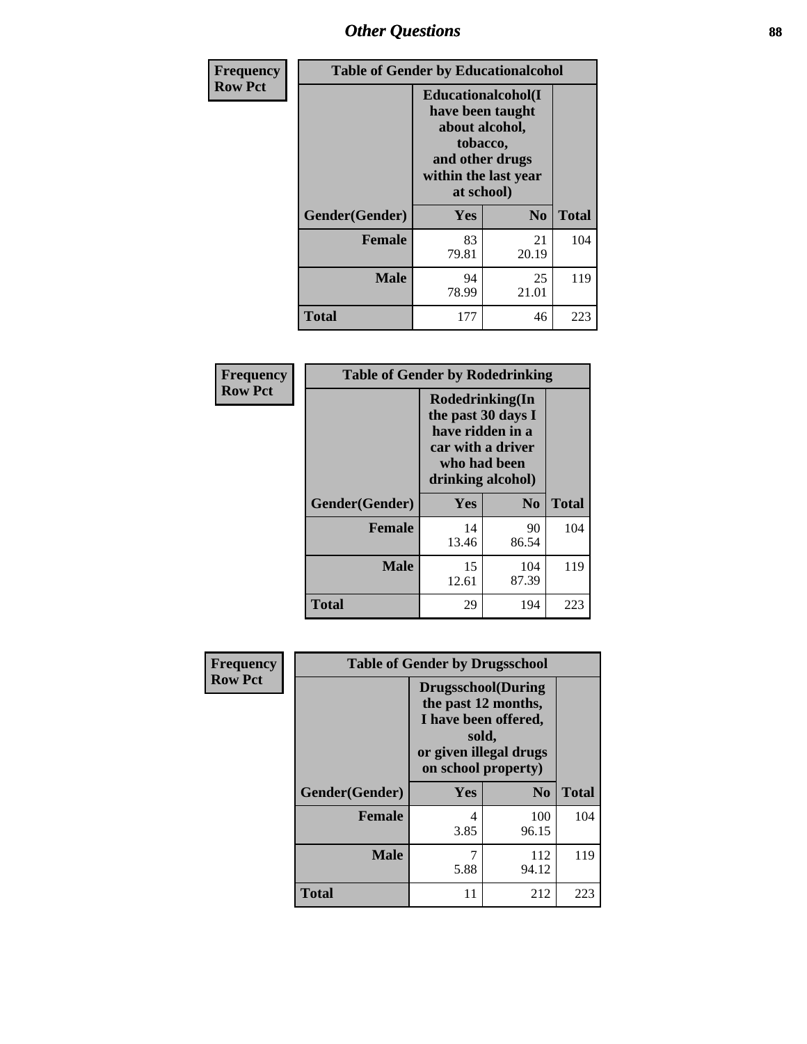# Other Questions

| Frequency<br>Row Pct |
|---|

**Table of Gender by Educationalcohol**

| Gender(Gender) | Educationalcohol(I have been taught about alcohol, tobacco, and other drugs within the last year at school) Yes | No | Total |
|---|---|---|---|
| Female | 83<br>79.81 | 21<br>20.19 | 104 |
| Male | 94<br>78.99 | 25<br>21.01 | 119 |
| Total | 177 | 46 | 223 |

| Frequency<br>Row Pct |
|---|

**Table of Gender by Rodedrinking**

| Gender(Gender) | Rodedrinking(In the past 30 days I have ridden in a car with a driver who had been drinking alcohol) Yes | No | Total |
|---|---|---|---|
| Female | 14<br>13.46 | 90<br>86.54 | 104 |
| Male | 15<br>12.61 | 104<br>87.39 | 119 |
| Total | 29 | 194 | 223 |

| Frequency<br>Row Pct |
|---|

**Table of Gender by Drugsschool**

| Gender(Gender) | Drugsschool(During the past 12 months, I have been offered, sold, or given illegal drugs on school property) Yes | No | Total |
|---|---|---|---|
| Female | 4<br>3.85 | 100<br>96.15 | 104 |
| Male | 7<br>5.88 | 112<br>94.12 | 119 |
| Total | 11 | 212 | 223 |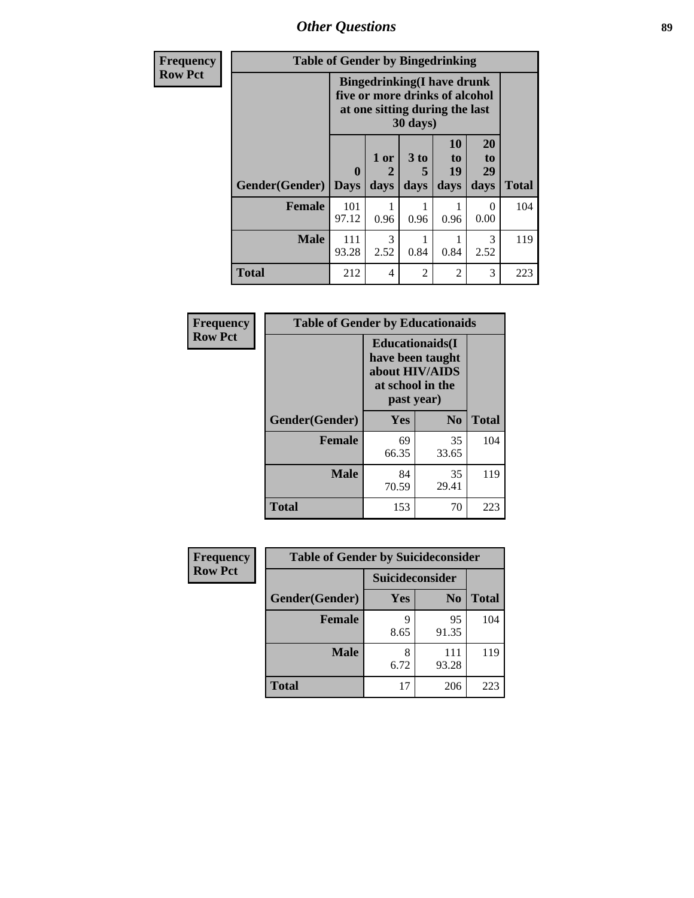## Other Questions

**Frequency**
**Row Pct**

| Table of Gender by Bingedrinking | | | | | | |
|---|---|---|---|---|---|---|
| | Bingedrinking(I have drunk five or more drinks of alcohol at one sitting during the last 30 days) | | | | | |
| Gender(Gender) | 0 Days | 1 or 2 days | 3 to 5 days | 10 to 19 days | 20 to 29 days | Total |
| **Female** | 101<br>97.12 | 1<br>0.96 | 1<br>0.96 | 1<br>0.96 | 0<br>0.00 | 104 |
| **Male** | 111<br>93.28 | 3<br>2.52 | 1<br>0.84 | 1<br>0.84 | 3<br>2.52 | 119 |
| **Total** | 212 | 4 | 2 | 2 | 3 | 223 |

**Frequency**
**Row Pct**

| Table of Gender by Educationaids | | | |
|---|---|---|---|
| | Educationaids(I have been taught about HIV/AIDS at school in the past year) | | |
| Gender(Gender) | Yes | No | Total |
| **Female** | 69<br>66.35 | 35<br>33.65 | 104 |
| **Male** | 84<br>70.59 | 35<br>29.41 | 119 |
| **Total** | 153 | 70 | 223 |

**Frequency**
**Row Pct**

| Table of Gender by Suicideconsider | | | |
|---|---|---|---|
| | Suicideconsider | | |
| Gender(Gender) | Yes | No | Total |
| **Female** | 9<br>8.65 | 95<br>91.35 | 104 |
| **Male** | 8<br>6.72 | 111<br>93.28 | 119 |
| **Total** | 17 | 206 | 223 |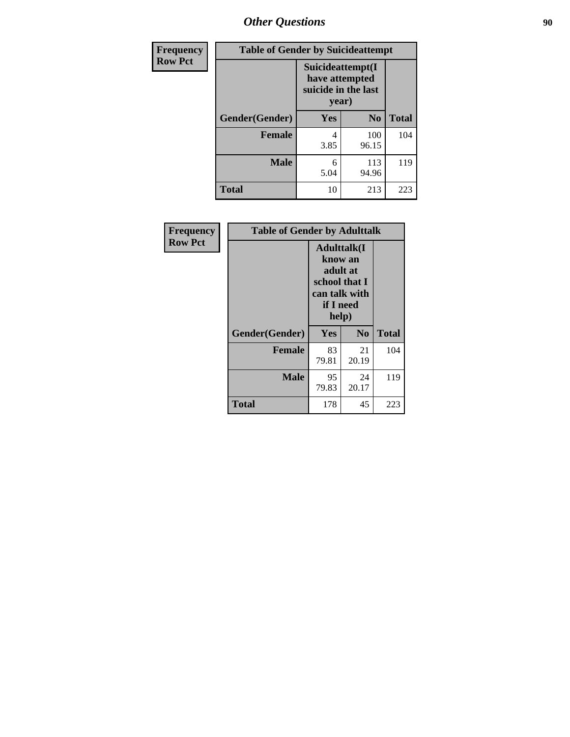| Frequency Row Pct | Table of Gender by Suicideattempt | | |
|---|---|---|---|
| | Suicideattempt(I have attempted suicide in the last year) | | |
| Gender(Gender) | Yes | No | Total |
| Female | 4<br>3.85 | 100<br>96.15 | 104 |
| Male | 6<br>5.04 | 113<br>94.96 | 119 |
| Total | 10 | 213 | 223 |

| Frequency Row Pct | Table of Gender by Adulttalk | | |
|---|---|---|---|
| | Adulttalk(I know an adult at school that I can talk with if I need help) | | |
| Gender(Gender) | Yes | No | Total |
| Female | 83<br>79.81 | 21<br>20.19 | 104 |
| Male | 95<br>79.83 | 24<br>20.17 | 119 |
| Total | 178 | 45 | 223 |